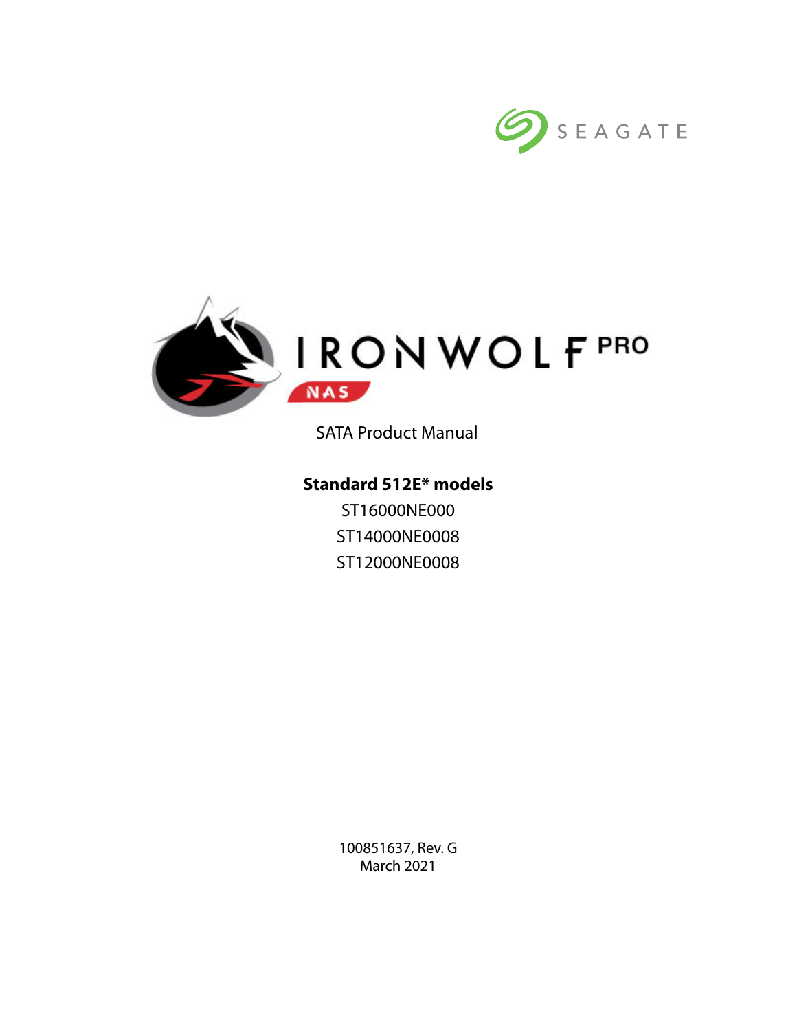SEAGATE

IRONWOLF PRO

NAS

SATA Product Manual

**Standard 512E* models**

ST16000NE000

ST14000NE0008

ST12000NE0008

100851637, Rev. G

March 2021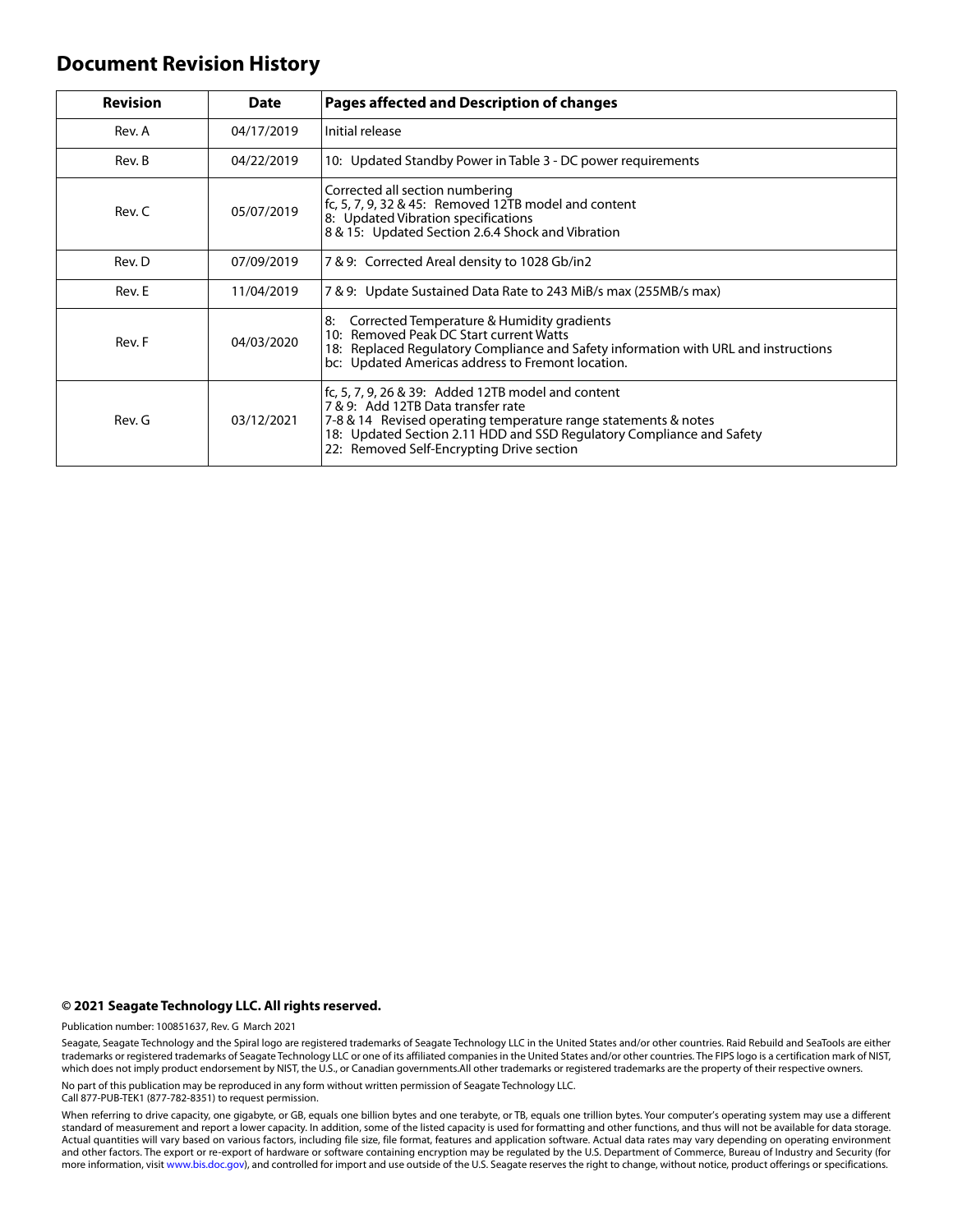# Document Revision History

| Revision | Date | Pages affected and Description of changes |
|---|---|---|
| Rev. A | 04/17/2019 | Initial release |
| Rev. B | 04/22/2019 | 10: Updated Standby Power in Table 3 - DC power requirements |
| Rev. C | 05/07/2019 | Corrected all section numbering<br>fc, 5, 7, 9, 32 & 45: Removed 12TB model and content<br>8: Updated Vibration specifications<br>8 & 15: Updated Section 2.6.4 Shock and Vibration |
| Rev. D | 07/09/2019 | 7 & 9: Corrected Areal density to 1028 Gb/in2 |
| Rev. E | 11/04/2019 | 7 & 9: Update Sustained Data Rate to 243 MiB/s max (255MB/s max) |
| Rev. F | 04/03/2020 | 8: Corrected Temperature & Humidity gradients<br>10: Removed Peak DC Start current Watts<br>18: Replaced Regulatory Compliance and Safety information with URL and instructions<br>bc: Updated Americas address to Fremont location. |
| Rev. G | 03/12/2021 | fc, 5, 7, 9, 26 & 39: Added 12TB model and content<br>7 & 9: Add 12TB Data transfer rate<br>7-8 & 14 Revised operating temperature range statements & notes<br>18: Updated Section 2.11 HDD and SSD Regulatory Compliance and Safety<br>22: Removed Self-Encrypting Drive section |

**© 2021 Seagate Technology LLC. All rights reserved.**

Publication number: 100851637, Rev. G March 2021

Seagate, Seagate Technology and the Spiral logo are registered trademarks of Seagate Technology LLC in the United States and/or other countries. Raid Rebuild and SeaTools are either trademarks or registered trademarks of Seagate Technology LLC or one of its affiliated companies in the United States and/or other countries. The FIPS logo is a certification mark of NIST, which does not imply product endorsement by NIST, the U.S., or Canadian governments.All other trademarks or registered trademarks are the property of their respective owners.

No part of this publication may be reproduced in any form without written permission of Seagate Technology LLC.
Call 877-PUB-TEK1 (877-782-8351) to request permission.

When referring to drive capacity, one gigabyte, or GB, equals one billion bytes and one terabyte, or TB, equals one trillion bytes. Your computer's operating system may use a different standard of measurement and report a lower capacity. In addition, some of the listed capacity is used for formatting and other functions, and thus will not be available for data storage. Actual quantities will vary based on various factors, including file size, file format, features and application software. Actual data rates may vary depending on operating environment and other factors. The export or re-export of hardware or software containing encryption may be regulated by the U.S. Department of Commerce, Bureau of Industry and Security (for more information, visit www.bis.doc.gov), and controlled for import and use outside of the U.S. Seagate reserves the right to change, without notice, product offerings or specifications.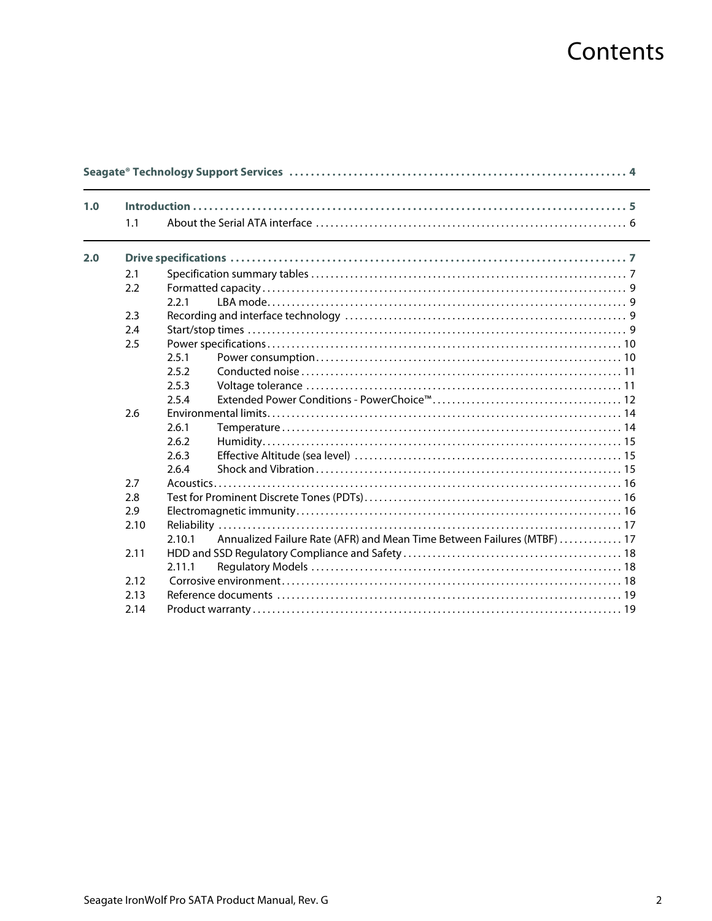# Contents

**Seagate® Technology Support Services** ..... 4

**1.0 Introduction** ..... 5

- 1.1 About the Serial ATA interface ..... 6

**2.0 Drive specifications** ..... 7

- 2.1 Specification summary tables ..... 7
- 2.2 Formatted capacity ..... 9
  - 2.2.1 LBA mode ..... 9
- 2.3 Recording and interface technology ..... 9
- 2.4 Start/stop times ..... 9
- 2.5 Power specifications ..... 10
  - 2.5.1 Power consumption ..... 10
  - 2.5.2 Conducted noise ..... 11
  - 2.5.3 Voltage tolerance ..... 11
  - 2.5.4 Extended Power Conditions - PowerChoice™ ..... 12
- 2.6 Environmental limits ..... 14
  - 2.6.1 Temperature ..... 14
  - 2.6.2 Humidity ..... 15
  - 2.6.3 Effective Altitude (sea level) ..... 15
  - 2.6.4 Shock and Vibration ..... 15
- 2.7 Acoustics ..... 16
- 2.8 Test for Prominent Discrete Tones (PDTs) ..... 16
- 2.9 Electromagnetic immunity ..... 16
- 2.10 Reliability ..... 17
  - 2.10.1 Annualized Failure Rate (AFR) and Mean Time Between Failures (MTBF) ..... 17
- 2.11 HDD and SSD Regulatory Compliance and Safety ..... 18
  - 2.11.1 Regulatory Models ..... 18
- 2.12 Corrosive environment ..... 18
- 2.13 Reference documents ..... 19
- 2.14 Product warranty ..... 19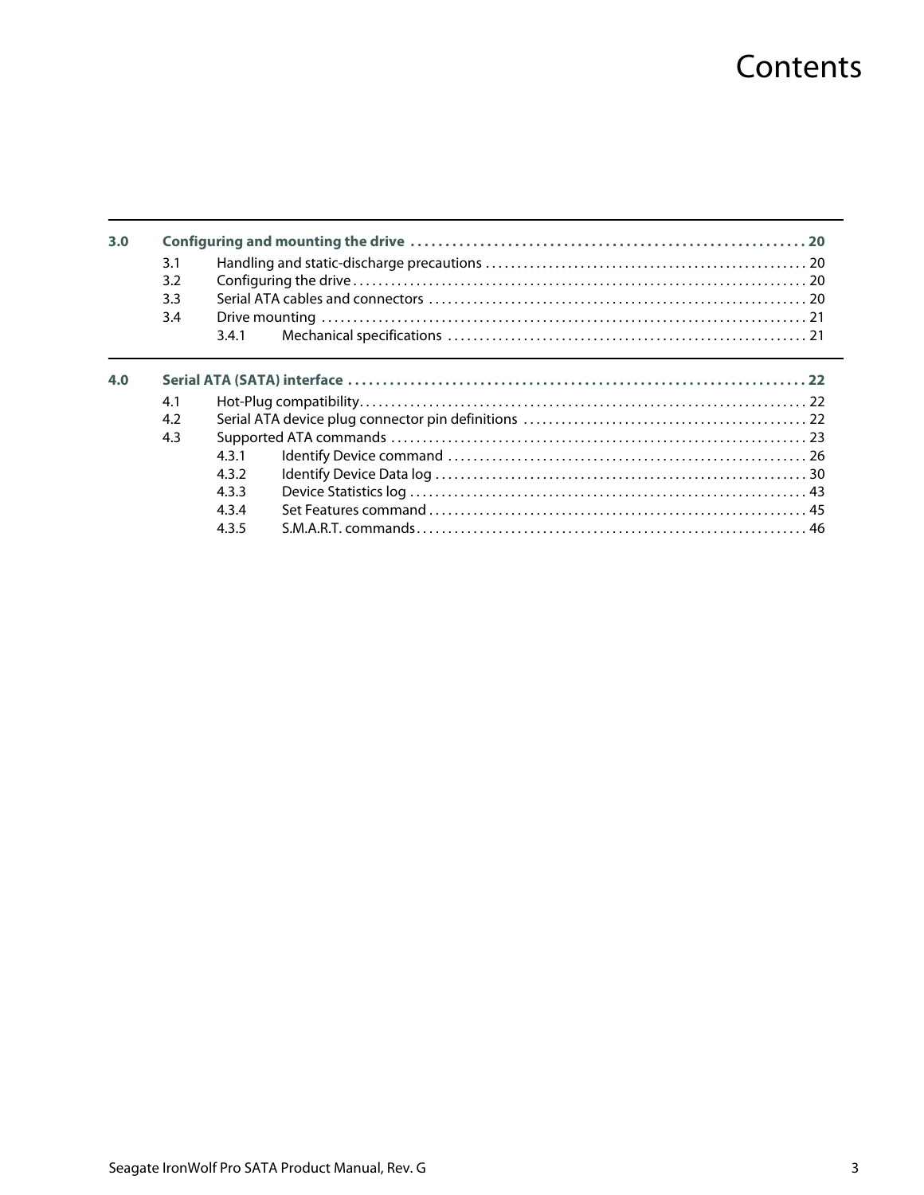# Contents

| | | | |
|---|---|---|---|
| **3.0** | **Configuring and mounting the drive** | | **20** |
| | 3.1 | Handling and static-discharge precautions | 20 |
| | 3.2 | Configuring the drive | 20 |
| | 3.3 | Serial ATA cables and connectors | 20 |
| | 3.4 | Drive mounting | 21 |
| | | 3.4.1 Mechanical specifications | 21 |
| **4.0** | **Serial ATA (SATA) interface** | | **22** |
| | 4.1 | Hot-Plug compatibility | 22 |
| | 4.2 | Serial ATA device plug connector pin definitions | 22 |
| | 4.3 | Supported ATA commands | 23 |
| | | 4.3.1 Identify Device command | 26 |
| | | 4.3.2 Identify Device Data log | 30 |
| | | 4.3.3 Device Statistics log | 43 |
| | | 4.3.4 Set Features command | 45 |
| | | 4.3.5 S.M.A.R.T. commands | 46 |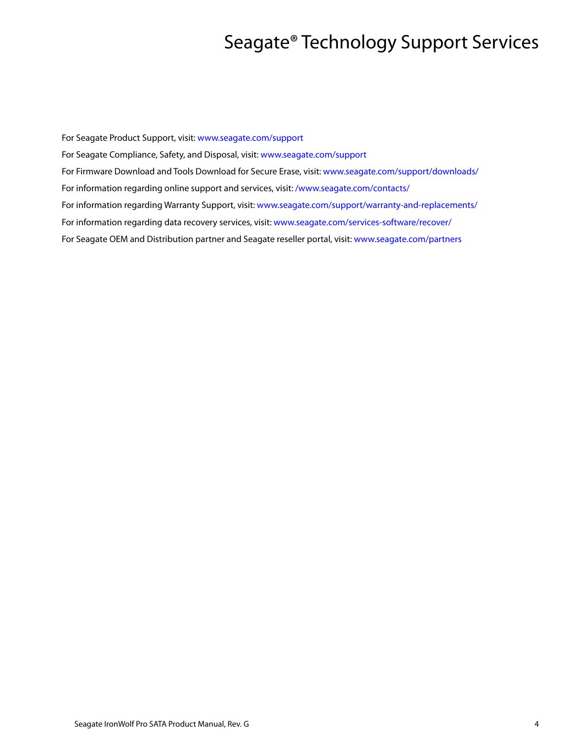# Seagate® Technology Support Services

For Seagate Product Support, visit: www.seagate.com/support

For Seagate Compliance, Safety, and Disposal, visit: www.seagate.com/support

For Firmware Download and Tools Download for Secure Erase, visit: www.seagate.com/support/downloads/

For information regarding online support and services, visit: /www.seagate.com/contacts/

For information regarding Warranty Support, visit: www.seagate.com/support/warranty-and-replacements/

For information regarding data recovery services, visit: www.seagate.com/services-software/recover/

For Seagate OEM and Distribution partner and Seagate reseller portal, visit: www.seagate.com/partners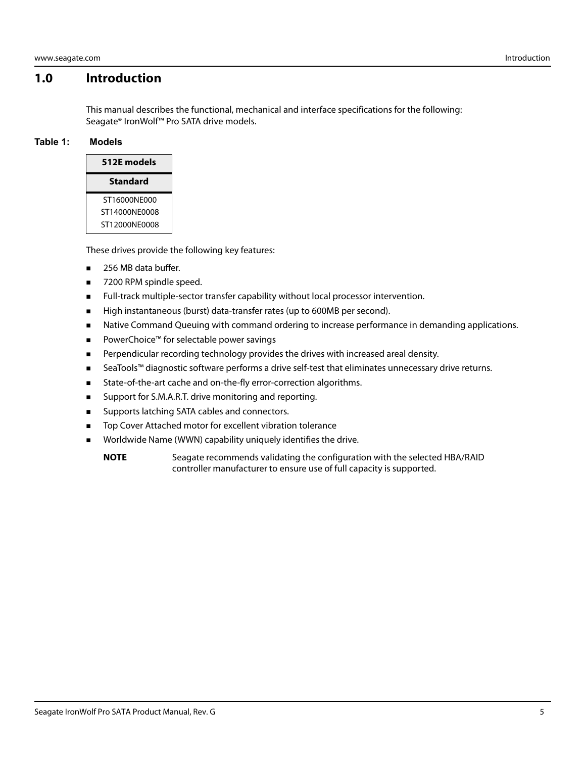# 1.0 Introduction

This manual describes the functional, mechanical and interface specifications for the following: Seagate® IronWolf™ Pro SATA drive models.

**Table 1: Models**

| 512E models |
|---|
| **Standard** |
| ST16000NE000 |
| ST14000NE0008 |
| ST12000NE0008 |

These drives provide the following key features:

- 256 MB data buffer.
- 7200 RPM spindle speed.
- Full-track multiple-sector transfer capability without local processor intervention.
- High instantaneous (burst) data-transfer rates (up to 600MB per second).
- Native Command Queuing with command ordering to increase performance in demanding applications.
- PowerChoice™ for selectable power savings
- Perpendicular recording technology provides the drives with increased areal density.
- SeaTools™ diagnostic software performs a drive self-test that eliminates unnecessary drive returns.
- State-of-the-art cache and on-the-fly error-correction algorithms.
- Support for S.M.A.R.T. drive monitoring and reporting.
- Supports latching SATA cables and connectors.
- Top Cover Attached motor for excellent vibration tolerance
- Worldwide Name (WWN) capability uniquely identifies the drive.

**NOTE** Seagate recommends validating the configuration with the selected HBA/RAID controller manufacturer to ensure use of full capacity is supported.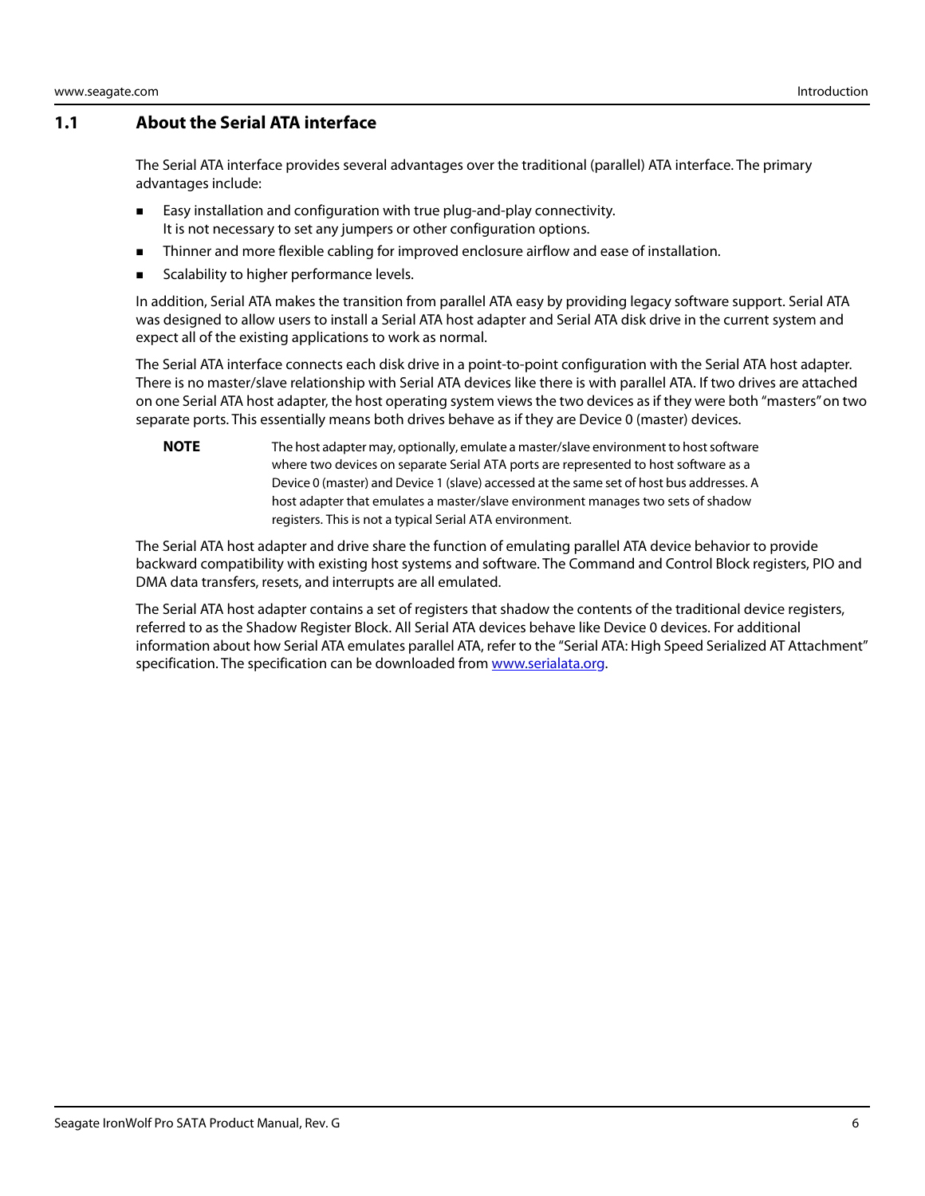## 1.1 About the Serial ATA interface

The Serial ATA interface provides several advantages over the traditional (parallel) ATA interface. The primary advantages include:

- Easy installation and configuration with true plug-and-play connectivity. It is not necessary to set any jumpers or other configuration options.
- Thinner and more flexible cabling for improved enclosure airflow and ease of installation.
- Scalability to higher performance levels.

In addition, Serial ATA makes the transition from parallel ATA easy by providing legacy software support. Serial ATA was designed to allow users to install a Serial ATA host adapter and Serial ATA disk drive in the current system and expect all of the existing applications to work as normal.

The Serial ATA interface connects each disk drive in a point-to-point configuration with the Serial ATA host adapter. There is no master/slave relationship with Serial ATA devices like there is with parallel ATA. If two drives are attached on one Serial ATA host adapter, the host operating system views the two devices as if they were both "masters" on two separate ports. This essentially means both drives behave as if they are Device 0 (master) devices.

**NOTE** The host adapter may, optionally, emulate a master/slave environment to host software where two devices on separate Serial ATA ports are represented to host software as a Device 0 (master) and Device 1 (slave) accessed at the same set of host bus addresses. A host adapter that emulates a master/slave environment manages two sets of shadow registers. This is not a typical Serial ATA environment.

The Serial ATA host adapter and drive share the function of emulating parallel ATA device behavior to provide backward compatibility with existing host systems and software. The Command and Control Block registers, PIO and DMA data transfers, resets, and interrupts are all emulated.

The Serial ATA host adapter contains a set of registers that shadow the contents of the traditional device registers, referred to as the Shadow Register Block. All Serial ATA devices behave like Device 0 devices. For additional information about how Serial ATA emulates parallel ATA, refer to the "Serial ATA: High Speed Serialized AT Attachment" specification. The specification can be downloaded from www.serialata.org.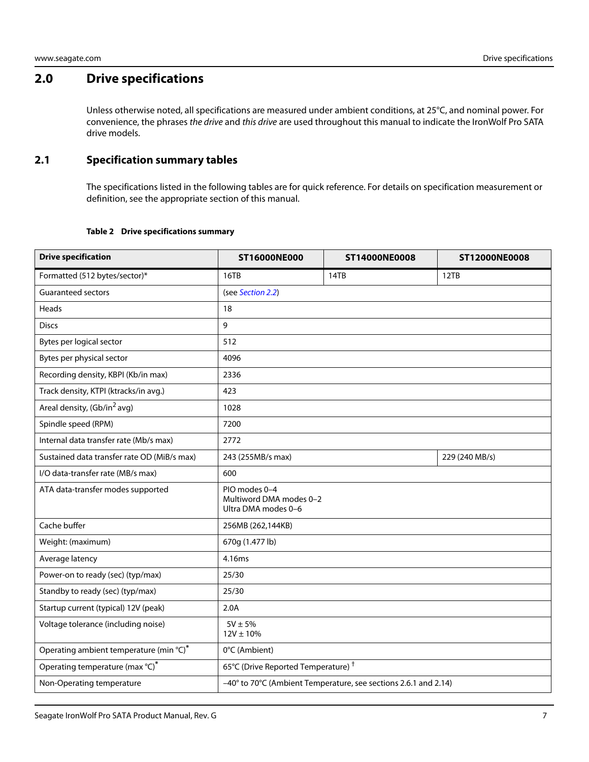## 2.0 Drive specifications

Unless otherwise noted, all specifications are measured under ambient conditions, at 25°C, and nominal power. For convenience, the phrases *the drive* and *this drive* are used throughout this manual to indicate the IronWolf Pro SATA drive models.

### 2.1 Specification summary tables

The specifications listed in the following tables are for quick reference. For details on specification measurement or definition, see the appropriate section of this manual.

**Table 2 Drive specifications summary**

| Drive specification | ST16000NE000 | ST14000NE0008 | ST12000NE0008 |
|---|---|---|---|
| Formatted (512 bytes/sector)* | 16TB | 14TB | 12TB |
| Guaranteed sectors | (see *Section 2.2*) | | |
| Heads | 18 | | |
| Discs | 9 | | |
| Bytes per logical sector | 512 | | |
| Bytes per physical sector | 4096 | | |
| Recording density, KBPI (Kb/in max) | 2336 | | |
| Track density, KTPI (ktracks/in avg.) | 423 | | |
| Areal density, (Gb/in$^2$ avg) | 1028 | | |
| Spindle speed (RPM) | 7200 | | |
| Internal data transfer rate (Mb/s max) | 2772 | | |
| Sustained data transfer rate OD (MiB/s max) | 243 (255MB/s max) | | 229 (240 MB/s) |
| I/O data-transfer rate (MB/s max) | 600 | | |
| ATA data-transfer modes supported | PIO modes 0–4<br>Multiword DMA modes 0–2<br>Ultra DMA modes 0–6 | | |
| Cache buffer | 256MB (262,144KB) | | |
| Weight: (maximum) | 670g (1.477 lb) | | |
| Average latency | 4.16ms | | |
| Power-on to ready (sec) (typ/max) | 25/30 | | |
| Standby to ready (sec) (typ/max) | 25/30 | | |
| Startup current (typical) 12V (peak) | 2.0A | | |
| Voltage tolerance (including noise) | 5V ± 5%<br>12V ± 10% | | |
| Operating ambient temperature (min °C)* | 0°C (Ambient) | | |
| Operating temperature (max °C)* | 65°C (Drive Reported Temperature) † | | |
| Non-Operating temperature | –40° to 70°C (Ambient Temperature, see sections 2.6.1 and 2.14) | | |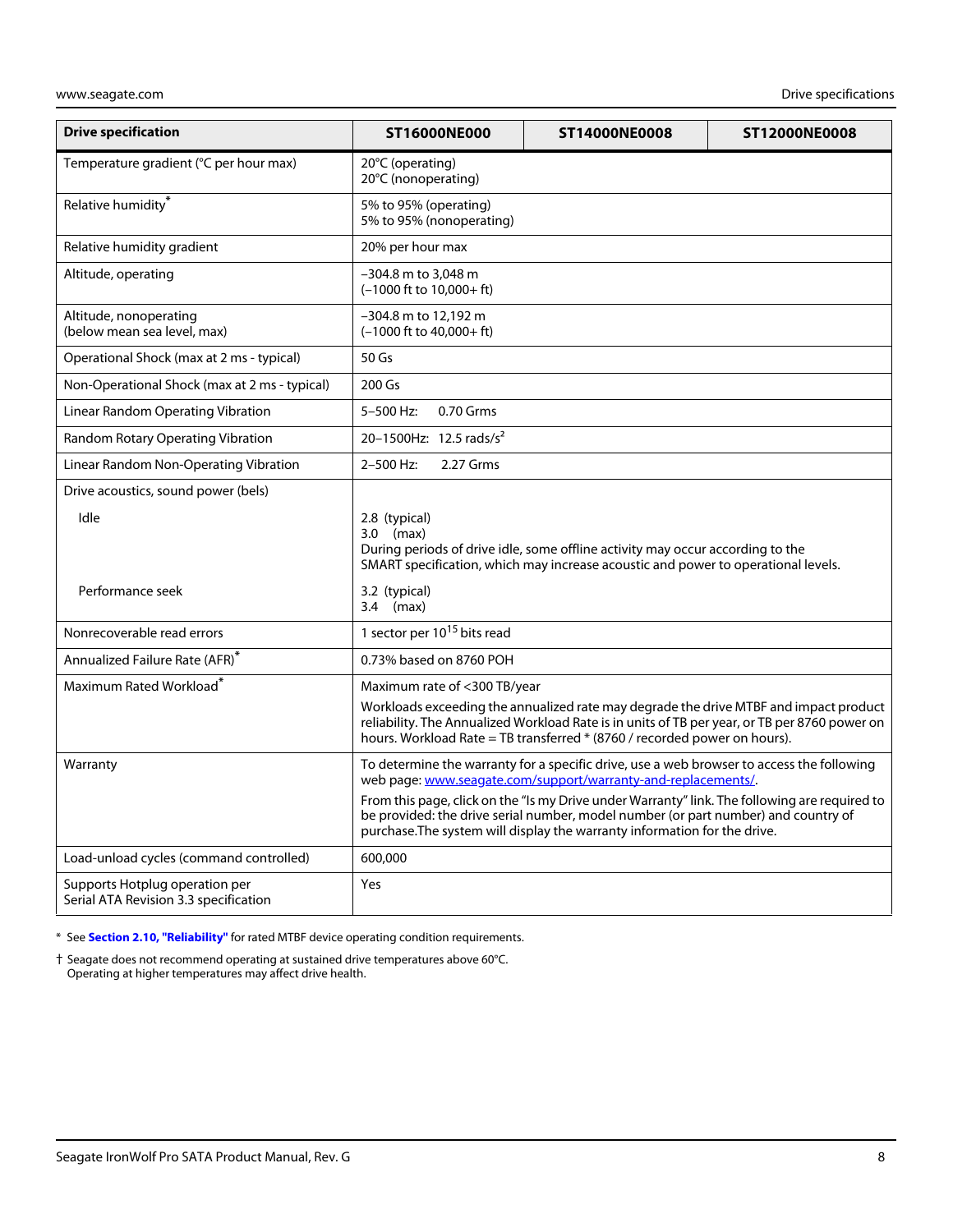| Drive specification | ST16000NE000 | ST14000NE0008 | ST12000NE0008 |
|---|---|---|---|
| Temperature gradient (°C per hour max) | 20°C (operating)<br>20°C (nonoperating) | | |
| Relative humidity* | 5% to 95% (operating)<br>5% to 95% (nonoperating) | | |
| Relative humidity gradient | 20% per hour max | | |
| Altitude, operating | –304.8 m to 3,048 m<br>(–1000 ft to 10,000+ ft) | | |
| Altitude, nonoperating<br>(below mean sea level, max) | –304.8 m to 12,192 m<br>(–1000 ft to 40,000+ ft) | | |
| Operational Shock (max at 2 ms - typical) | 50 Gs | | |
| Non-Operational Shock (max at 2 ms - typical) | 200 Gs | | |
| Linear Random Operating Vibration | 5–500 Hz: 0.70 Grms | | |
| Random Rotary Operating Vibration | 20–1500Hz: 12.5 rads/$s^2$ | | |
| Linear Random Non-Operating Vibration | 2–500 Hz: 2.27 Grms | | |
| Drive acoustics, sound power (bels) | | | |
| Idle | 2.8 (typical)<br>3.0 (max)<br>During periods of drive idle, some offline activity may occur according to the SMART specification, which may increase acoustic and power to operational levels. | | |
| Performance seek | 3.2 (typical)<br>3.4 (max) | | |
| Nonrecoverable read errors | 1 sector per $10^{15}$ bits read | | |
| Annualized Failure Rate (AFR)* | 0.73% based on 8760 POH | | |
| Maximum Rated Workload* | Maximum rate of <300 TB/year<br>Workloads exceeding the annualized rate may degrade the drive MTBF and impact product reliability. The Annualized Workload Rate is in units of TB per year, or TB per 8760 power on hours. Workload Rate = TB transferred * (8760 / recorded power on hours). | | |
| Warranty | To determine the warranty for a specific drive, use a web browser to access the following web page: www.seagate.com/support/warranty-and-replacements/.<br>From this page, click on the "Is my Drive under Warranty" link. The following are required to be provided: the drive serial number, model number (or part number) and country of purchase.The system will display the warranty information for the drive. | | |
| Load-unload cycles (command controlled) | 600,000 | | |
| Supports Hotplug operation per Serial ATA Revision 3.3 specification | Yes | | |

* See **Section 2.10, "Reliability"** for rated MTBF device operating condition requirements.

† Seagate does not recommend operating at sustained drive temperatures above 60°C. Operating at higher temperatures may affect drive health.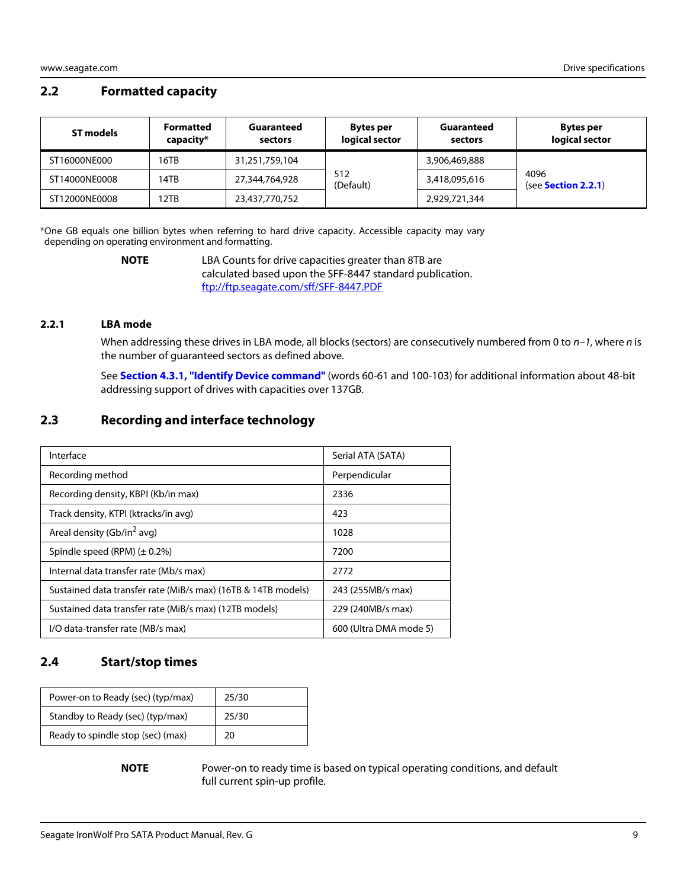## 2.2 Formatted capacity

| ST models | Formatted capacity* | Guaranteed sectors | Bytes per logical sector | Guaranteed sectors | Bytes per logical sector |
|---|---|---|---|---|---|
| ST16000NE000 | 16TB | 31,251,759,104 | 512 (Default) | 3,906,469,888 | 4096 (see **Section 2.2.1**) |
| ST14000NE0008 | 14TB | 27,344,764,928 | | 3,418,095,616 | |
| ST12000NE0008 | 12TB | 23,437,770,752 | | 2,929,721,344 | |

*One GB equals one billion bytes when referring to hard drive capacity. Accessible capacity may vary depending on operating environment and formatting.

**NOTE** LBA Counts for drive capacities greater than 8TB are calculated based upon the SFF-8447 standard publication. ftp://ftp.seagate.com/sff/SFF-8447.PDF

### 2.2.1 LBA mode

When addressing these drives in LBA mode, all blocks (sectors) are consecutively numbered from 0 to *n–1*, where *n* is the number of guaranteed sectors as defined above.

See **Section 4.3.1, "Identify Device command"** (words 60-61 and 100-103) for additional information about 48-bit addressing support of drives with capacities over 137GB.

## 2.3 Recording and interface technology

| | |
|---|---|
| Interface | Serial ATA (SATA) |
| Recording method | Perpendicular |
| Recording density, KBPI (Kb/in max) | 2336 |
| Track density, KTPI (ktracks/in avg) | 423 |
| Areal density (Gb/in$^2$ avg) | 1028 |
| Spindle speed (RPM) (± 0.2%) | 7200 |
| Internal data transfer rate (Mb/s max) | 2772 |
| Sustained data transfer rate (MiB/s max) (16TB & 14TB models) | 243 (255MB/s max) |
| Sustained data transfer rate (MiB/s max) (12TB models) | 229 (240MB/s max) |
| I/O data-transfer rate (MB/s max) | 600 (Ultra DMA mode 5) |

## 2.4 Start/stop times

| | |
|---|---|
| Power-on to Ready (sec) (typ/max) | 25/30 |
| Standby to Ready (sec) (typ/max) | 25/30 |
| Ready to spindle stop (sec) (max) | 20 |

**NOTE** Power-on to ready time is based on typical operating conditions, and default full current spin-up profile.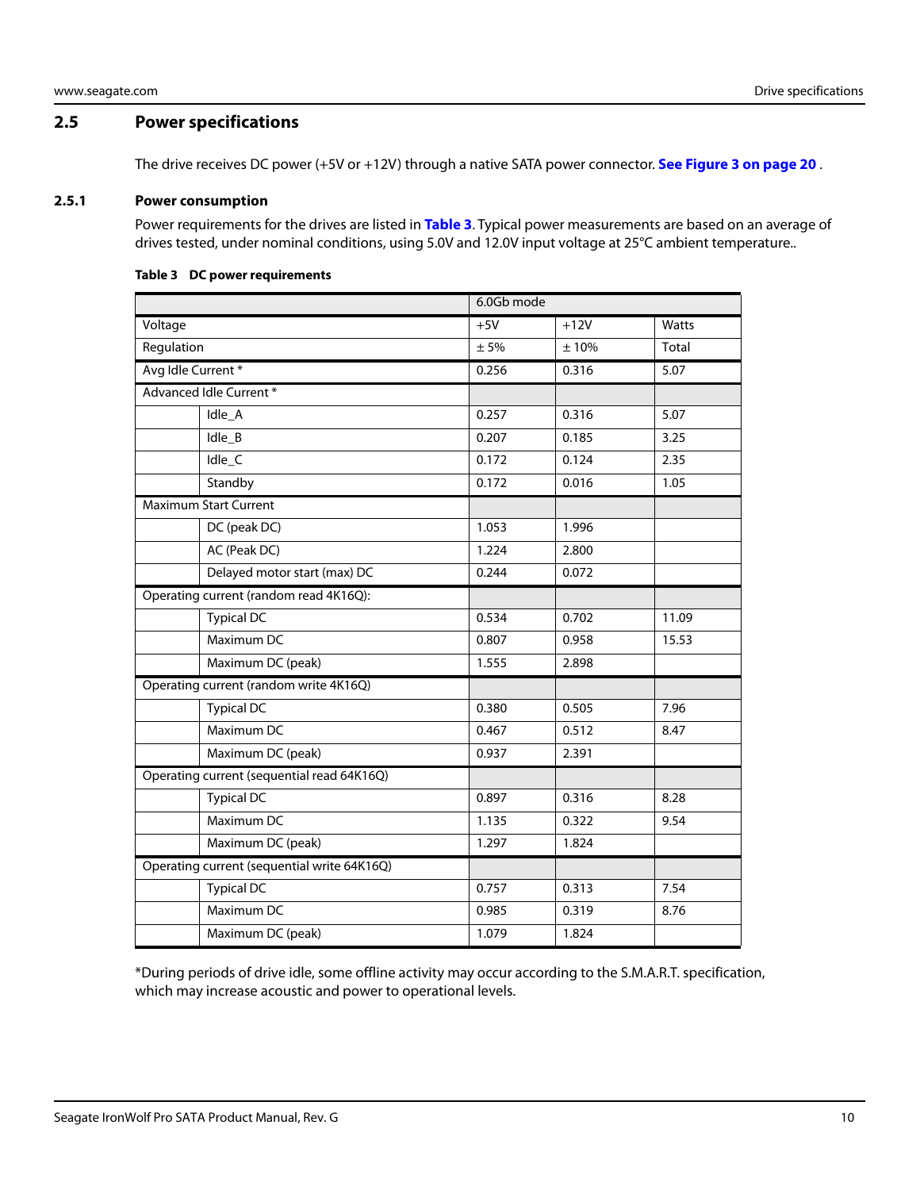## 2.5 Power specifications

The drive receives DC power (+5V or +12V) through a native SATA power connector. **See Figure 3 on page 20** .

### 2.5.1 Power consumption

Power requirements for the drives are listed in **Table 3**. Typical power measurements are based on an average of drives tested, under nominal conditions, using 5.0V and 12.0V input voltage at 25°C ambient temperature..

**Table 3 DC power requirements**

| | | 6.0Gb mode | | |
|---|---|---|---|---|
| Voltage | | +5V | +12V | Watts |
| Regulation | | ± 5% | ± 10% | Total |
| Avg Idle Current * | | 0.256 | 0.316 | 5.07 |
| Advanced Idle Current * | | | | |
| | Idle_A | 0.257 | 0.316 | 5.07 |
| | Idle_B | 0.207 | 0.185 | 3.25 |
| | Idle_C | 0.172 | 0.124 | 2.35 |
| | Standby | 0.172 | 0.016 | 1.05 |
| Maximum Start Current | | | | |
| | DC (peak DC) | 1.053 | 1.996 | |
| | AC (Peak DC) | 1.224 | 2.800 | |
| | Delayed motor start (max) DC | 0.244 | 0.072 | |
| Operating current (random read 4K16Q): | | | | |
| | Typical DC | 0.534 | 0.702 | 11.09 |
| | Maximum DC | 0.807 | 0.958 | 15.53 |
| | Maximum DC (peak) | 1.555 | 2.898 | |
| Operating current (random write 4K16Q) | | | | |
| | Typical DC | 0.380 | 0.505 | 7.96 |
| | Maximum DC | 0.467 | 0.512 | 8.47 |
| | Maximum DC (peak) | 0.937 | 2.391 | |
| Operating current (sequential read 64K16Q) | | | | |
| | Typical DC | 0.897 | 0.316 | 8.28 |
| | Maximum DC | 1.135 | 0.322 | 9.54 |
| | Maximum DC (peak) | 1.297 | 1.824 | |
| Operating current (sequential write 64K16Q) | | | | |
| | Typical DC | 0.757 | 0.313 | 7.54 |
| | Maximum DC | 0.985 | 0.319 | 8.76 |
| | Maximum DC (peak) | 1.079 | 1.824 | |

*During periods of drive idle, some offline activity may occur according to the S.M.A.R.T. specification, which may increase acoustic and power to operational levels.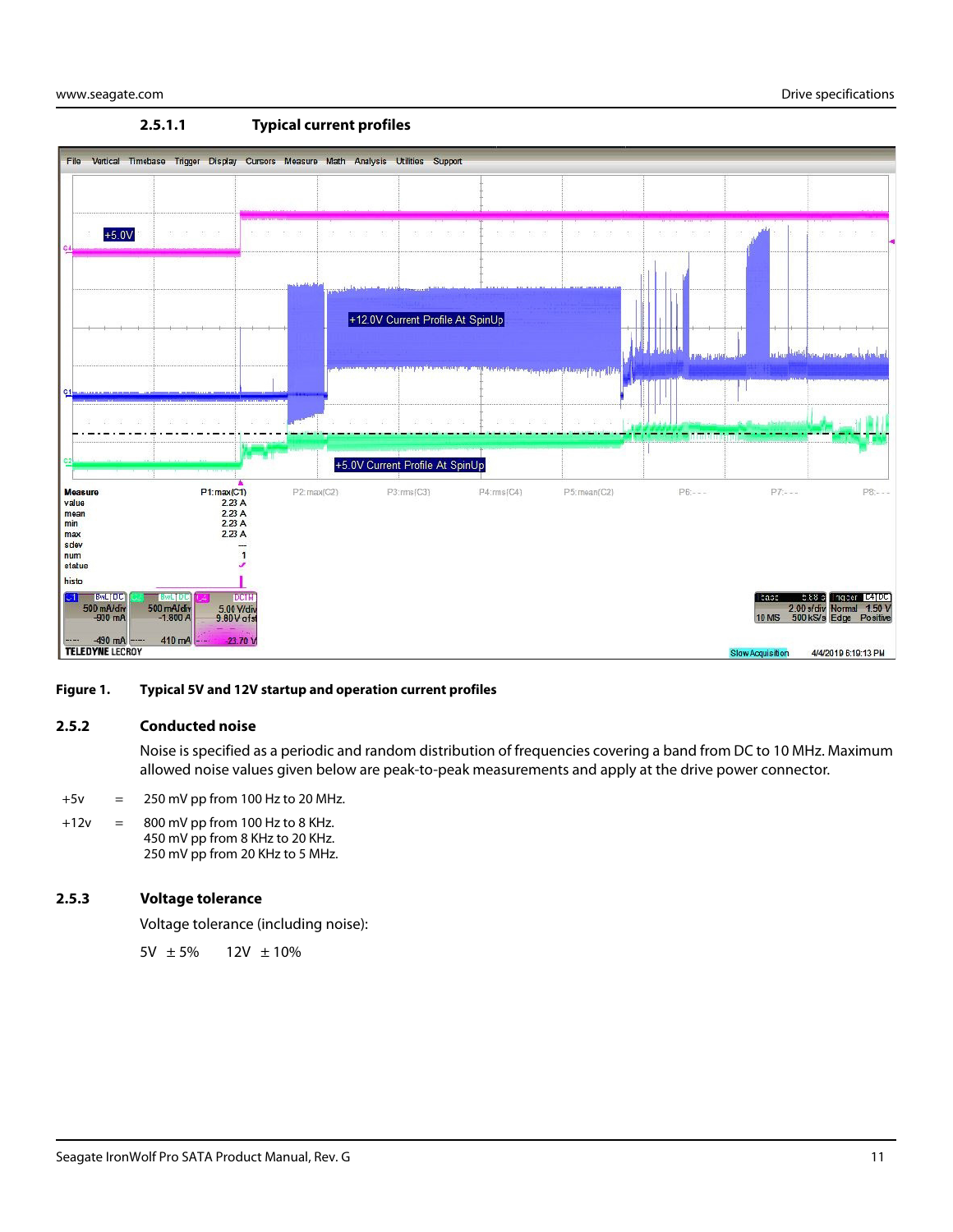#### 2.5.1.1 Typical current profiles

File Vertical Timebase Trigger Display Cursors Measure Math Analysis Utilities Support

+5.0V

+12.0V Current Profile At SpinUp

+5.0V Current Profile At SpinUp

Measure P1:max(C1) P2:max(C2) P3:rms(C3) P4:rms(C4) P5:mean(C2) P6:- - - P7:- - - P8:- - -

value 2.23 A

mean 2.23 A

min 2.23 A

max 2.23 A

sdev ---

num 1

status

histo

C1 BwL DC 500 mA/div -900 mA -490 mA

C2 BwL DC 500 mA/div -1.800 A 410 mA

C4 DC1M 5.00 V/div 9.80 V ofst 23.70 V

Tbase 2.00 s/div 10 MS 500 kS/s

Trigger C4 DC Normal 1.50 V Edge Positive

TELEDYNE LECROY

Slow Acquisition 4/4/2019 6:19:13 PM

**Figure 1. Typical 5V and 12V startup and operation current profiles**

### 2.5.2 Conducted noise

Noise is specified as a periodic and random distribution of frequencies covering a band from DC to 10 MHz. Maximum allowed noise values given below are peak-to-peak measurements and apply at the drive power connector.

+5v = 250 mV pp from 100 Hz to 20 MHz.

+12v = 800 mV pp from 100 Hz to 8 KHz.
450 mV pp from 8 KHz to 20 KHz.
250 mV pp from 20 KHz to 5 MHz.

### 2.5.3 Voltage tolerance

Voltage tolerance (including noise):

5V ± 5%   12V ± 10%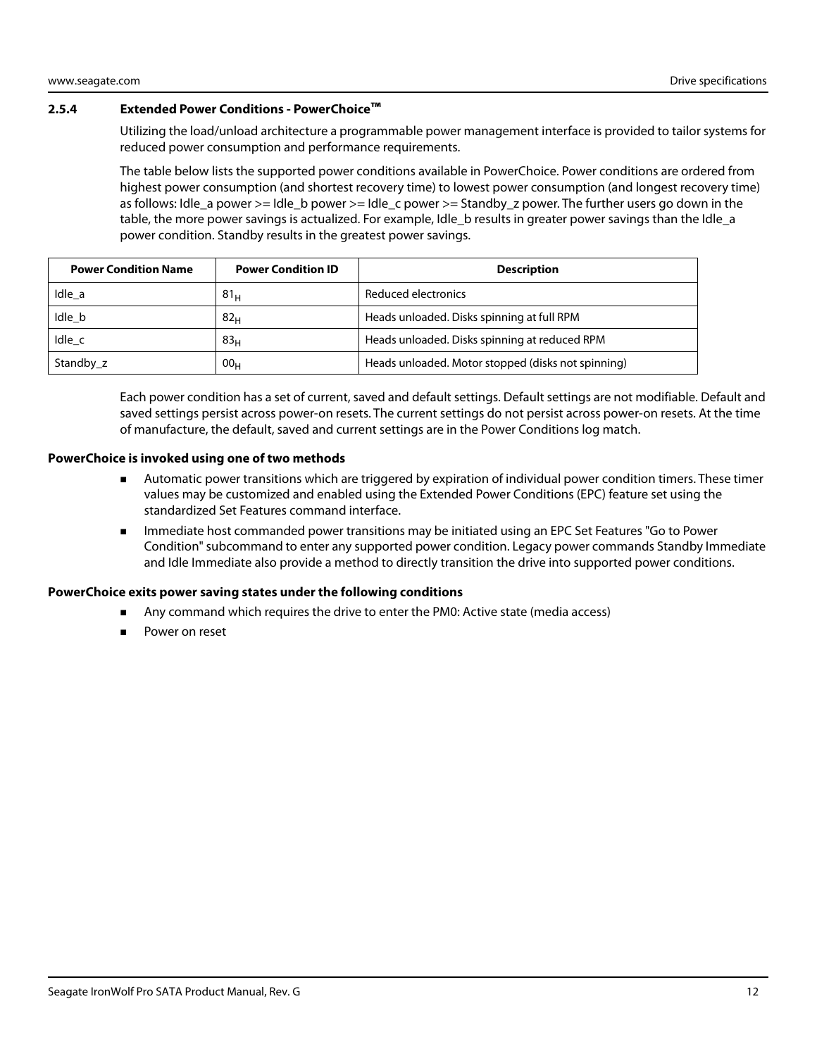### 2.5.4 Extended Power Conditions - PowerChoice™

Utilizing the load/unload architecture a programmable power management interface is provided to tailor systems for reduced power consumption and performance requirements.

The table below lists the supported power conditions available in PowerChoice. Power conditions are ordered from highest power consumption (and shortest recovery time) to lowest power consumption (and longest recovery time) as follows: Idle_a power >= Idle_b power >= Idle_c power >= Standby_z power. The further users go down in the table, the more power savings is actualized. For example, Idle_b results in greater power savings than the Idle_a power condition. Standby results in the greatest power savings.

| Power Condition Name | Power Condition ID | Description |
|---|---|---|
| Idle_a | $81_H$ | Reduced electronics |
| Idle_b | $82_H$ | Heads unloaded. Disks spinning at full RPM |
| Idle_c | $83_H$ | Heads unloaded. Disks spinning at reduced RPM |
| Standby_z | $00_H$ | Heads unloaded. Motor stopped (disks not spinning) |

Each power condition has a set of current, saved and default settings. Default settings are not modifiable. Default and saved settings persist across power-on resets. The current settings do not persist across power-on resets. At the time of manufacture, the default, saved and current settings are in the Power Conditions log match.

**PowerChoice is invoked using one of two methods**

- Automatic power transitions which are triggered by expiration of individual power condition timers. These timer values may be customized and enabled using the Extended Power Conditions (EPC) feature set using the standardized Set Features command interface.
- Immediate host commanded power transitions may be initiated using an EPC Set Features "Go to Power Condition" subcommand to enter any supported power condition. Legacy power commands Standby Immediate and Idle Immediate also provide a method to directly transition the drive into supported power conditions.

**PowerChoice exits power saving states under the following conditions**

- Any command which requires the drive to enter the PM0: Active state (media access)
- Power on reset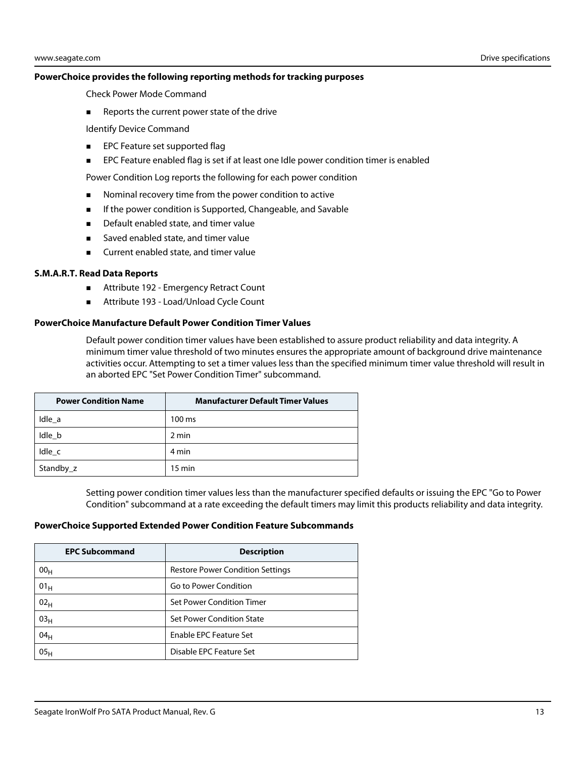**PowerChoice provides the following reporting methods for tracking purposes**

Check Power Mode Command

- Reports the current power state of the drive

Identify Device Command

- EPC Feature set supported flag
- EPC Feature enabled flag is set if at least one Idle power condition timer is enabled

Power Condition Log reports the following for each power condition

- Nominal recovery time from the power condition to active
- If the power condition is Supported, Changeable, and Savable
- Default enabled state, and timer value
- Saved enabled state, and timer value
- Current enabled state, and timer value

**S.M.A.R.T. Read Data Reports**

- Attribute 192 - Emergency Retract Count
- Attribute 193 - Load/Unload Cycle Count

**PowerChoice Manufacture Default Power Condition Timer Values**

Default power condition timer values have been established to assure product reliability and data integrity. A minimum timer value threshold of two minutes ensures the appropriate amount of background drive maintenance activities occur. Attempting to set a timer values less than the specified minimum timer value threshold will result in an aborted EPC "Set Power Condition Timer" subcommand.

| Power Condition Name | Manufacturer Default Timer Values |
|---|---|
| Idle_a | 100 ms |
| Idle_b | 2 min |
| Idle_c | 4 min |
| Standby_z | 15 min |

Setting power condition timer values less than the manufacturer specified defaults or issuing the EPC "Go to Power Condition" subcommand at a rate exceeding the default timers may limit this products reliability and data integrity.

**PowerChoice Supported Extended Power Condition Feature Subcommands**

| EPC Subcommand | Description |
|---|---|
| $00_H$ | Restore Power Condition Settings |
| $01_H$ | Go to Power Condition |
| $02_H$ | Set Power Condition Timer |
| $03_H$ | Set Power Condition State |
| $04_H$ | Enable EPC Feature Set |
| $05_H$ | Disable EPC Feature Set |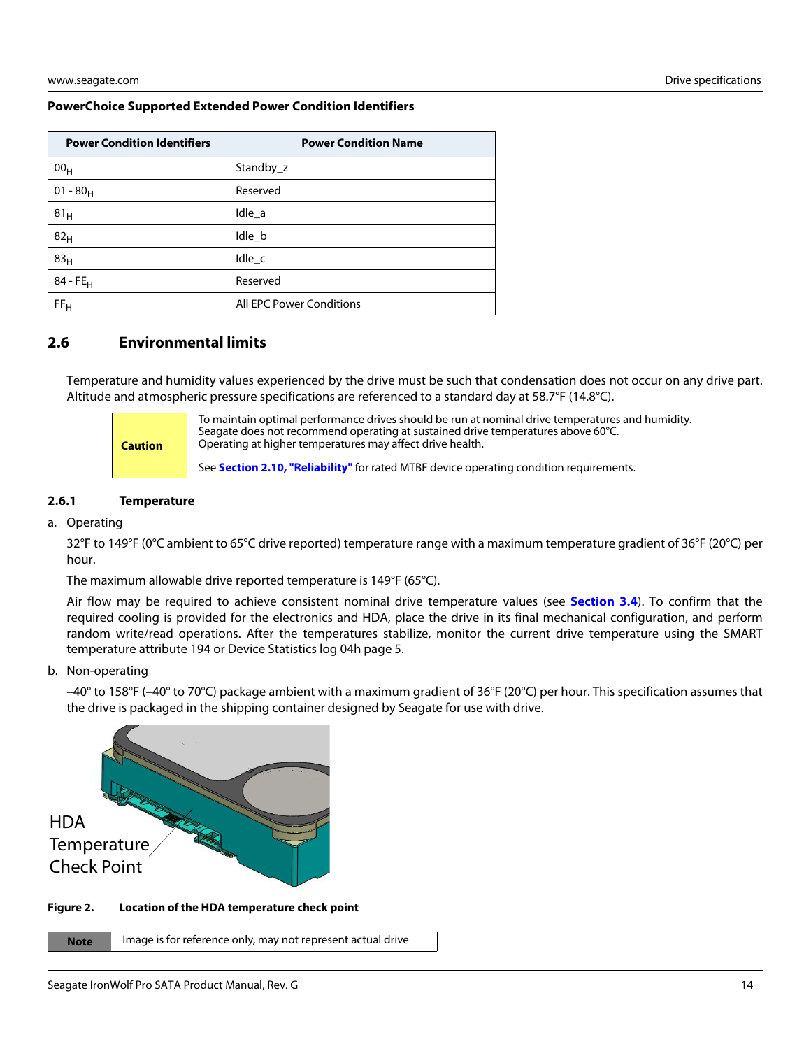**PowerChoice Supported Extended Power Condition Identifiers**

| Power Condition Identifiers | Power Condition Name |
|---|---|
| $00_H$ | Standby_z |
| $01 - 80_H$ | Reserved |
| $81_H$ | Idle_a |
| $82_H$ | Idle_b |
| $83_H$ | Idle_c |
| $84 - FE_H$ | Reserved |
| $FF_H$ | All EPC Power Conditions |

## 2.6 Environmental limits

Temperature and humidity values experienced by the drive must be such that condensation does not occur on any drive part. Altitude and atmospheric pressure specifications are referenced to a standard day at 58.7°F (14.8°C).

| | |
|---|---|
| **Caution** | To maintain optimal performance drives should be run at nominal drive temperatures and humidity. Seagate does not recommend operating at sustained drive temperatures above 60°C. Operating at higher temperatures may affect drive health.<br><br>See **Section 2.10, "Reliability"** for rated MTBF device operating condition requirements. |

### 2.6.1 Temperature

a. Operating

32°F to 149°F (0°C ambient to 65°C drive reported) temperature range with a maximum temperature gradient of 36°F (20°C) per hour.

The maximum allowable drive reported temperature is 149°F (65°C).

Air flow may be required to achieve consistent nominal drive temperature values (see **Section 3.4**). To confirm that the required cooling is provided for the electronics and HDA, place the drive in its final mechanical configuration, and perform random write/read operations. After the temperatures stabilize, monitor the current drive temperature using the SMART temperature attribute 194 or Device Statistics log 04h page 5.

b. Non-operating

–40° to 158°F (–40° to 70°C) package ambient with a maximum gradient of 36°F (20°C) per hour. This specification assumes that the drive is packaged in the shipping container designed by Seagate for use with drive.

HDA Temperature Check Point

**Figure 2. Location of the HDA temperature check point**

| | |
|---|---|
| **Note** | Image is for reference only, may not represent actual drive |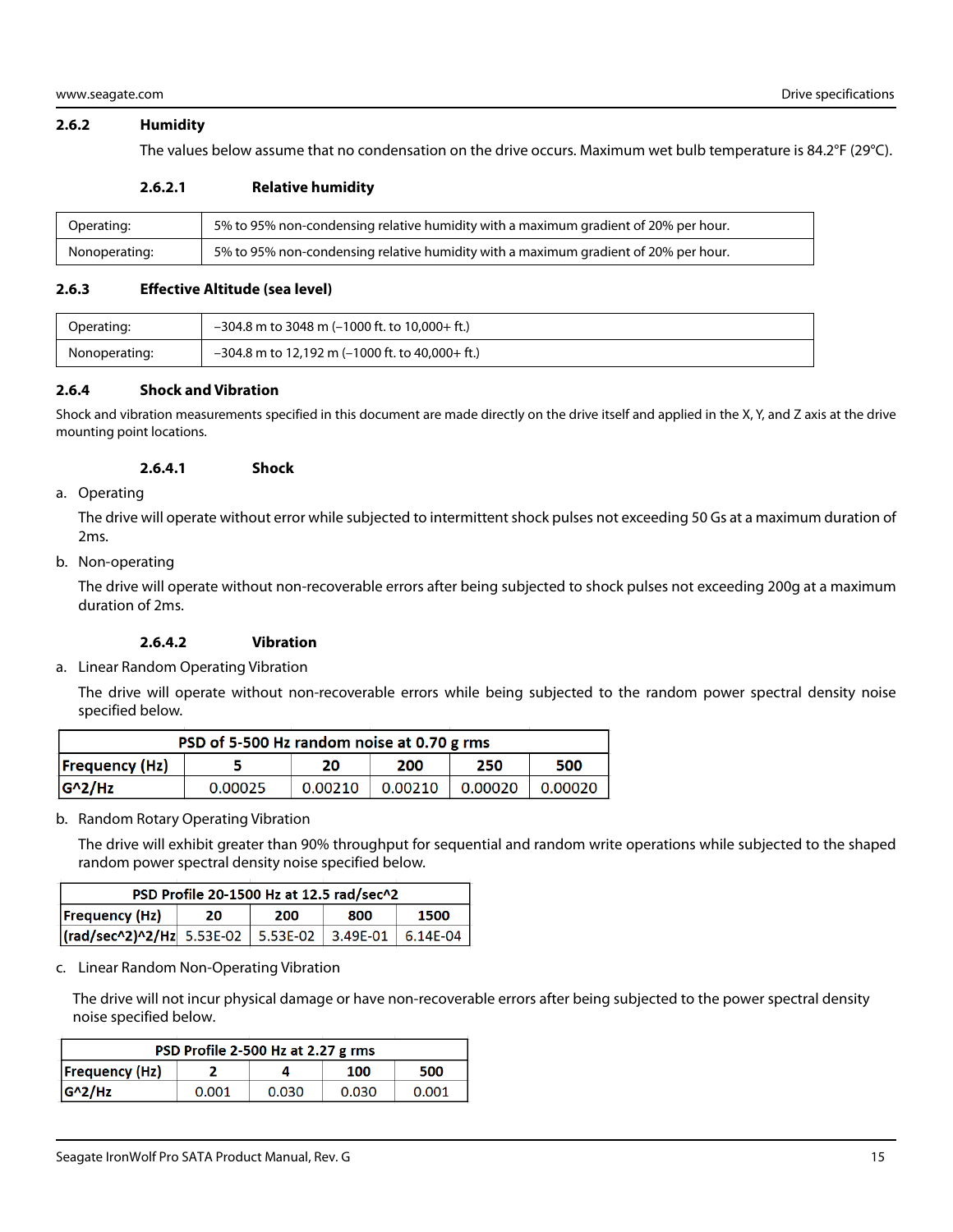### 2.6.2 Humidity

The values below assume that no condensation on the drive occurs. Maximum wet bulb temperature is 84.2°F (29°C).

#### 2.6.2.1 Relative humidity

| | |
|---|---|
| Operating: | 5% to 95% non-condensing relative humidity with a maximum gradient of 20% per hour. |
| Nonoperating: | 5% to 95% non-condensing relative humidity with a maximum gradient of 20% per hour. |

### 2.6.3 Effective Altitude (sea level)

| | |
|---|---|
| Operating: | –304.8 m to 3048 m (–1000 ft. to 10,000+ ft.) |
| Nonoperating: | –304.8 m to 12,192 m (–1000 ft. to 40,000+ ft.) |

### 2.6.4 Shock and Vibration

Shock and vibration measurements specified in this document are made directly on the drive itself and applied in the X, Y, and Z axis at the drive mounting point locations.

#### 2.6.4.1 Shock

a. Operating

The drive will operate without error while subjected to intermittent shock pulses not exceeding 50 Gs at a maximum duration of 2ms.

b. Non-operating

The drive will operate without non-recoverable errors after being subjected to shock pulses not exceeding 200g at a maximum duration of 2ms.

#### 2.6.4.2 Vibration

a. Linear Random Operating Vibration

The drive will operate without non-recoverable errors while being subjected to the random power spectral density noise specified below.

| PSD of 5-500 Hz random noise at 0.70 g rms | | | | | |
|---|---|---|---|---|---|
| **Frequency (Hz)** | **5** | **20** | **200** | **250** | **500** |
| **G^2/Hz** | 0.00025 | 0.00210 | 0.00210 | 0.00020 | 0.00020 |

b. Random Rotary Operating Vibration

The drive will exhibit greater than 90% throughput for sequential and random write operations while subjected to the shaped random power spectral density noise specified below.

| PSD Profile 20-1500 Hz at 12.5 rad/sec^2 | | | | |
|---|---|---|---|---|
| **Frequency (Hz)** | **20** | **200** | **800** | **1500** |
| **(rad/sec^2)^2/Hz** | 5.53E-02 | 5.53E-02 | 3.49E-01 | 6.14E-04 |

c. Linear Random Non-Operating Vibration

The drive will not incur physical damage or have non-recoverable errors after being subjected to the power spectral density noise specified below.

| PSD Profile 2-500 Hz at 2.27 g rms | | | | |
|---|---|---|---|---|
| **Frequency (Hz)** | **2** | **4** | **100** | **500** |
| **G^2/Hz** | 0.001 | 0.030 | 0.030 | 0.001 |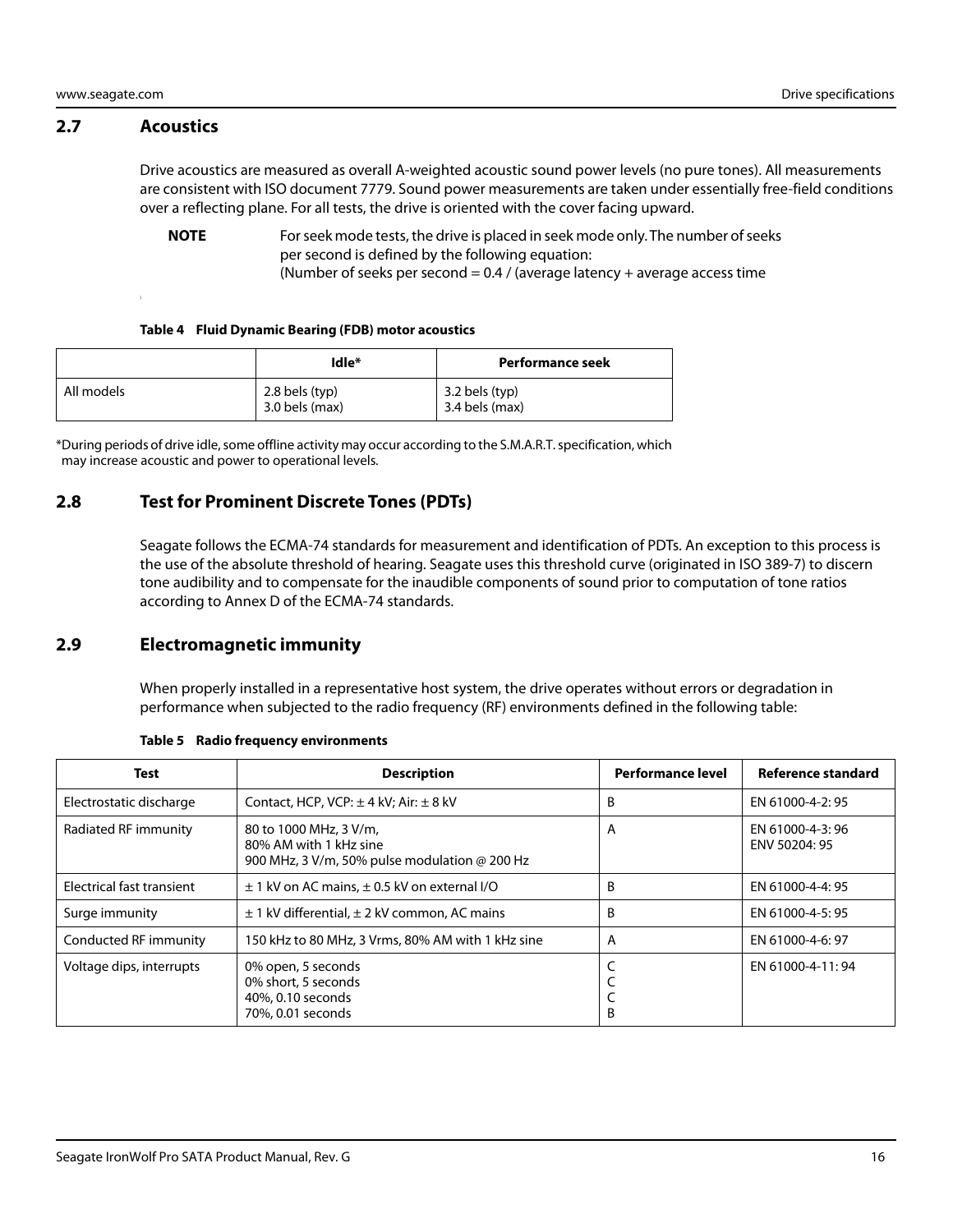## 2.7 Acoustics

Drive acoustics are measured as overall A-weighted acoustic sound power levels (no pure tones). All measurements are consistent with ISO document 7779. Sound power measurements are taken under essentially free-field conditions over a reflecting plane. For all tests, the drive is oriented with the cover facing upward.

**NOTE** For seek mode tests, the drive is placed in seek mode only. The number of seeks per second is defined by the following equation:
(Number of seeks per second = 0.4 / (average latency + average access time

**Table 4 Fluid Dynamic Bearing (FDB) motor acoustics**

| | Idle* | Performance seek |
|---|---|---|
| All models | 2.8 bels (typ)<br>3.0 bels (max) | 3.2 bels (typ)<br>3.4 bels (max) |

*During periods of drive idle, some offline activity may occur according to the S.M.A.R.T. specification, which may increase acoustic and power to operational levels.

## 2.8 Test for Prominent Discrete Tones (PDTs)

Seagate follows the ECMA-74 standards for measurement and identification of PDTs. An exception to this process is the use of the absolute threshold of hearing. Seagate uses this threshold curve (originated in ISO 389-7) to discern tone audibility and to compensate for the inaudible components of sound prior to computation of tone ratios according to Annex D of the ECMA-74 standards.

## 2.9 Electromagnetic immunity

When properly installed in a representative host system, the drive operates without errors or degradation in performance when subjected to the radio frequency (RF) environments defined in the following table:

**Table 5 Radio frequency environments**

| Test | Description | Performance level | Reference standard |
|---|---|---|---|
| Electrostatic discharge | Contact, HCP, VCP: ± 4 kV; Air: ± 8 kV | B | EN 61000-4-2: 95 |
| Radiated RF immunity | 80 to 1000 MHz, 3 V/m,<br>80% AM with 1 kHz sine<br>900 MHz, 3 V/m, 50% pulse modulation @ 200 Hz | A | EN 61000-4-3: 96<br>ENV 50204: 95 |
| Electrical fast transient | ± 1 kV on AC mains, ± 0.5 kV on external I/O | B | EN 61000-4-4: 95 |
| Surge immunity | ± 1 kV differential, ± 2 kV common, AC mains | B | EN 61000-4-5: 95 |
| Conducted RF immunity | 150 kHz to 80 MHz, 3 Vrms, 80% AM with 1 kHz sine | A | EN 61000-4-6: 97 |
| Voltage dips, interrupts | 0% open, 5 seconds<br>0% short, 5 seconds<br>40%, 0.10 seconds<br>70%, 0.01 seconds | C<br>C<br>C<br>B | EN 61000-4-11: 94 |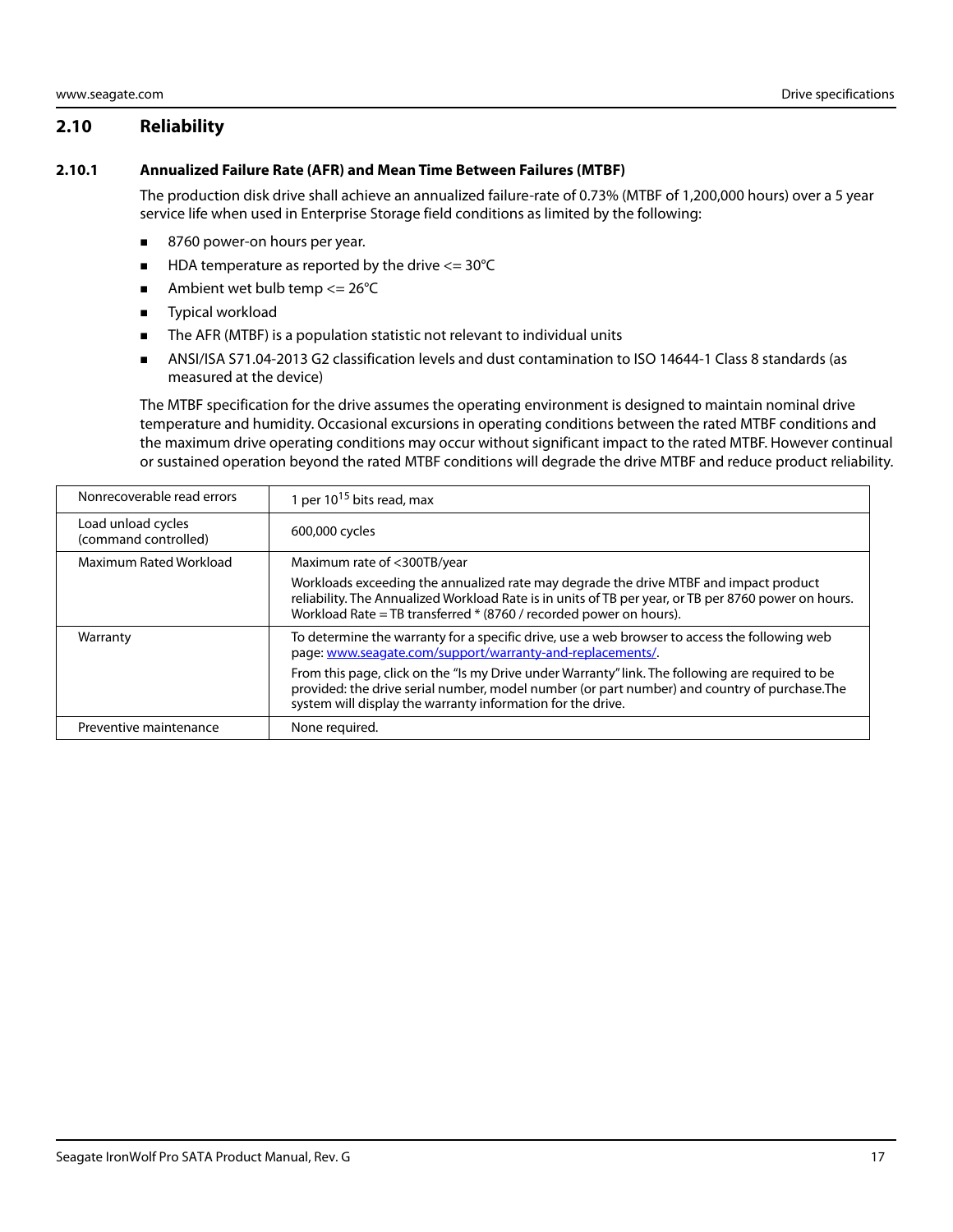## 2.10 Reliability

### 2.10.1 Annualized Failure Rate (AFR) and Mean Time Between Failures (MTBF)

The production disk drive shall achieve an annualized failure-rate of 0.73% (MTBF of 1,200,000 hours) over a 5 year service life when used in Enterprise Storage field conditions as limited by the following:

- 8760 power-on hours per year.
- HDA temperature as reported by the drive <= 30°C
- Ambient wet bulb temp <= 26°C
- Typical workload
- The AFR (MTBF) is a population statistic not relevant to individual units
- ANSI/ISA S71.04-2013 G2 classification levels and dust contamination to ISO 14644-1 Class 8 standards (as measured at the device)

The MTBF specification for the drive assumes the operating environment is designed to maintain nominal drive temperature and humidity. Occasional excursions in operating conditions between the rated MTBF conditions and the maximum drive operating conditions may occur without significant impact to the rated MTBF. However continual or sustained operation beyond the rated MTBF conditions will degrade the drive MTBF and reduce product reliability.

| | |
|---|---|
| Nonrecoverable read errors | 1 per $10^{15}$ bits read, max |
| Load unload cycles (command controlled) | 600,000 cycles |
| Maximum Rated Workload | Maximum rate of <300TB/year<br><br>Workloads exceeding the annualized rate may degrade the drive MTBF and impact product reliability. The Annualized Workload Rate is in units of TB per year, or TB per 8760 power on hours. Workload Rate = TB transferred * (8760 / recorded power on hours). |
| Warranty | To determine the warranty for a specific drive, use a web browser to access the following web page: www.seagate.com/support/warranty-and-replacements/.<br><br>From this page, click on the "Is my Drive under Warranty" link. The following are required to be provided: the drive serial number, model number (or part number) and country of purchase.The system will display the warranty information for the drive. |
| Preventive maintenance | None required. |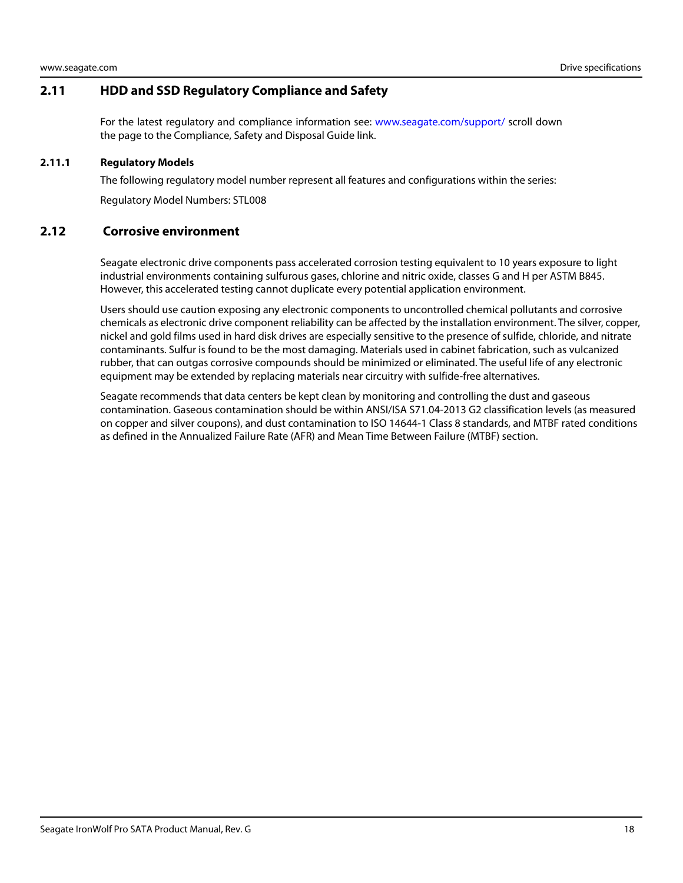## 2.11 HDD and SSD Regulatory Compliance and Safety

For the latest regulatory and compliance information see: www.seagate.com/support/ scroll down the page to the Compliance, Safety and Disposal Guide link.

### 2.11.1 Regulatory Models

The following regulatory model number represent all features and configurations within the series:

Regulatory Model Numbers: STL008

## 2.12 Corrosive environment

Seagate electronic drive components pass accelerated corrosion testing equivalent to 10 years exposure to light industrial environments containing sulfurous gases, chlorine and nitric oxide, classes G and H per ASTM B845. However, this accelerated testing cannot duplicate every potential application environment.

Users should use caution exposing any electronic components to uncontrolled chemical pollutants and corrosive chemicals as electronic drive component reliability can be affected by the installation environment. The silver, copper, nickel and gold films used in hard disk drives are especially sensitive to the presence of sulfide, chloride, and nitrate contaminants. Sulfur is found to be the most damaging. Materials used in cabinet fabrication, such as vulcanized rubber, that can outgas corrosive compounds should be minimized or eliminated. The useful life of any electronic equipment may be extended by replacing materials near circuitry with sulfide-free alternatives.

Seagate recommends that data centers be kept clean by monitoring and controlling the dust and gaseous contamination. Gaseous contamination should be within ANSI/ISA S71.04-2013 G2 classification levels (as measured on copper and silver coupons), and dust contamination to ISO 14644-1 Class 8 standards, and MTBF rated conditions as defined in the Annualized Failure Rate (AFR) and Mean Time Between Failure (MTBF) section.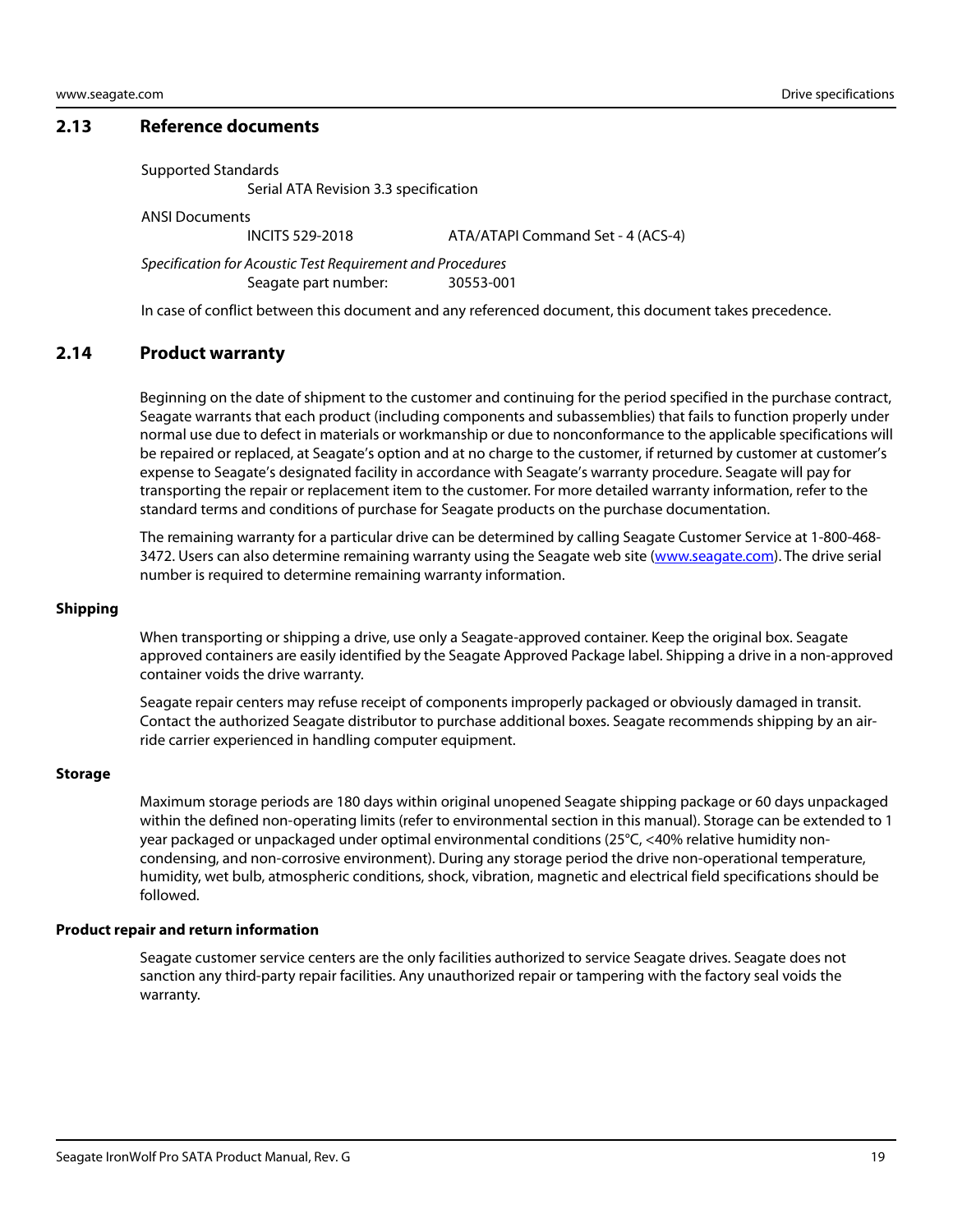## 2.13 Reference documents

Supported Standards

Serial ATA Revision 3.3 specification

ANSI Documents

| | |
|---|---|
| INCITS 529-2018 | ATA/ATAPI Command Set - 4 (ACS-4) |

*Specification for Acoustic Test Requirement and Procedures*

| | |
|---|---|
| Seagate part number: | 30553-001 |

In case of conflict between this document and any referenced document, this document takes precedence.

## 2.14 Product warranty

Beginning on the date of shipment to the customer and continuing for the period specified in the purchase contract, Seagate warrants that each product (including components and subassemblies) that fails to function properly under normal use due to defect in materials or workmanship or due to nonconformance to the applicable specifications will be repaired or replaced, at Seagate's option and at no charge to the customer, if returned by customer at customer's expense to Seagate's designated facility in accordance with Seagate's warranty procedure. Seagate will pay for transporting the repair or replacement item to the customer. For more detailed warranty information, refer to the standard terms and conditions of purchase for Seagate products on the purchase documentation.

The remaining warranty for a particular drive can be determined by calling Seagate Customer Service at 1-800-468-3472. Users can also determine remaining warranty using the Seagate web site (www.seagate.com). The drive serial number is required to determine remaining warranty information.

### Shipping

When transporting or shipping a drive, use only a Seagate-approved container. Keep the original box. Seagate approved containers are easily identified by the Seagate Approved Package label. Shipping a drive in a non-approved container voids the drive warranty.

Seagate repair centers may refuse receipt of components improperly packaged or obviously damaged in transit. Contact the authorized Seagate distributor to purchase additional boxes. Seagate recommends shipping by an air-ride carrier experienced in handling computer equipment.

### Storage

Maximum storage periods are 180 days within original unopened Seagate shipping package or 60 days unpackaged within the defined non-operating limits (refer to environmental section in this manual). Storage can be extended to 1 year packaged or unpackaged under optimal environmental conditions (25°C, <40% relative humidity non-condensing, and non-corrosive environment). During any storage period the drive non-operational temperature, humidity, wet bulb, atmospheric conditions, shock, vibration, magnetic and electrical field specifications should be followed.

### Product repair and return information

Seagate customer service centers are the only facilities authorized to service Seagate drives. Seagate does not sanction any third-party repair facilities. Any unauthorized repair or tampering with the factory seal voids the warranty.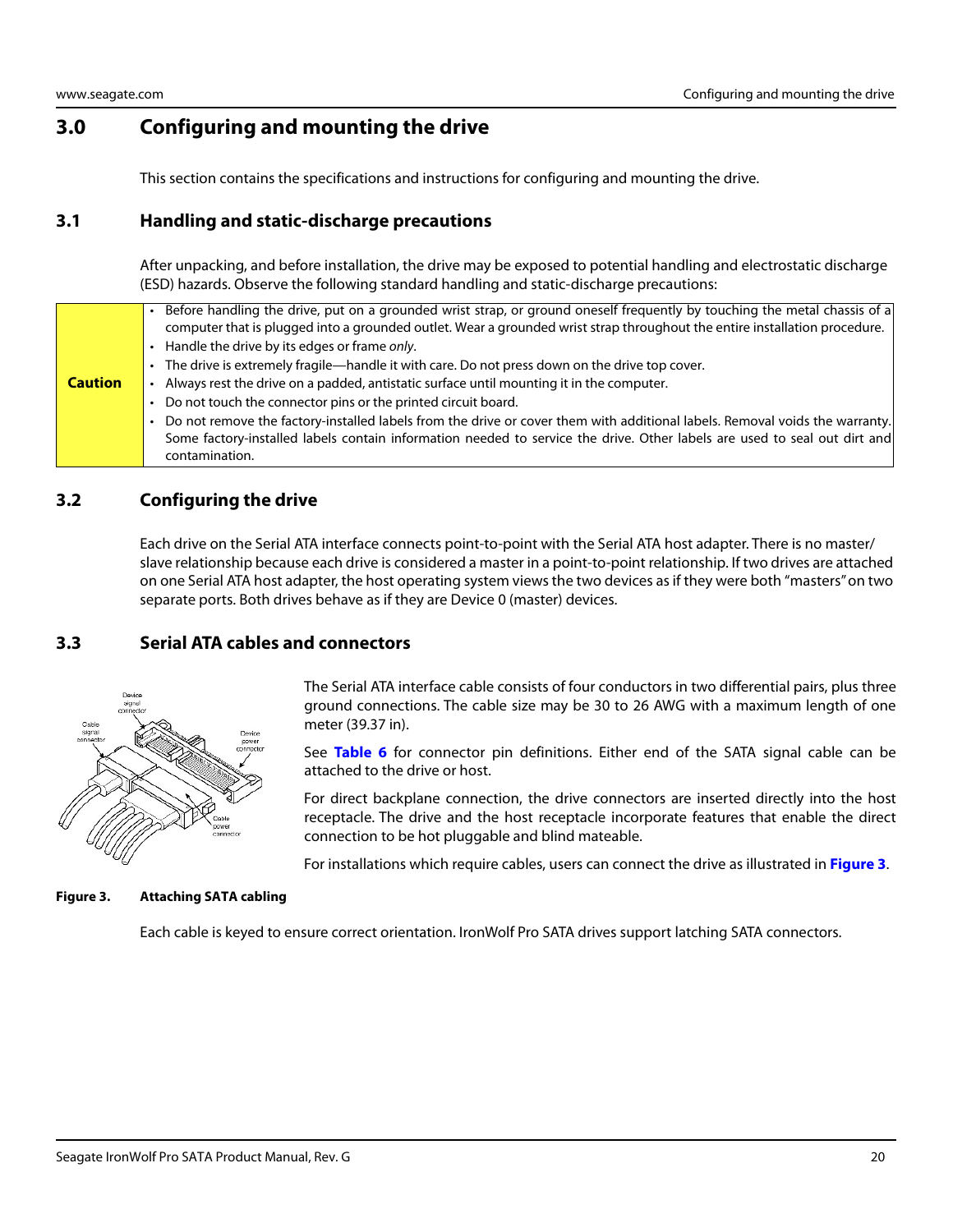# 3.0 Configuring and mounting the drive

This section contains the specifications and instructions for configuring and mounting the drive.

## 3.1 Handling and static-discharge precautions

After unpacking, and before installation, the drive may be exposed to potential handling and electrostatic discharge (ESD) hazards. Observe the following standard handling and static-discharge precautions:

| | |
|---|---|
| **Caution** | • Before handling the drive, put on a grounded wrist strap, or ground oneself frequently by touching the metal chassis of a computer that is plugged into a grounded outlet. Wear a grounded wrist strap throughout the entire installation procedure.<br>• Handle the drive by its edges or frame *only*.<br>• The drive is extremely fragile—handle it with care. Do not press down on the drive top cover.<br>• Always rest the drive on a padded, antistatic surface until mounting it in the computer.<br>• Do not touch the connector pins or the printed circuit board.<br>• Do not remove the factory-installed labels from the drive or cover them with additional labels. Removal voids the warranty. Some factory-installed labels contain information needed to service the drive. Other labels are used to seal out dirt and contamination. |

## 3.2 Configuring the drive

Each drive on the Serial ATA interface connects point-to-point with the Serial ATA host adapter. There is no master/slave relationship because each drive is considered a master in a point-to-point relationship. If two drives are attached on one Serial ATA host adapter, the host operating system views the two devices as if they were both "masters" on two separate ports. Both drives behave as if they are Device 0 (master) devices.

## 3.3 Serial ATA cables and connectors

The Serial ATA interface cable consists of four conductors in two differential pairs, plus three ground connections. The cable size may be 30 to 26 AWG with a maximum length of one meter (39.37 in).

See **Table 6** for connector pin definitions. Either end of the SATA signal cable can be attached to the drive or host.

For direct backplane connection, the drive connectors are inserted directly into the host receptacle. The drive and the host receptacle incorporate features that enable the direct connection to be hot pluggable and blind mateable.

For installations which require cables, users can connect the drive as illustrated in **Figure 3**.

Device signal connector

Cable signal connector

Device power connector

Cable power connector

**Figure 3. Attaching SATA cabling**

Each cable is keyed to ensure correct orientation. IronWolf Pro SATA drives support latching SATA connectors.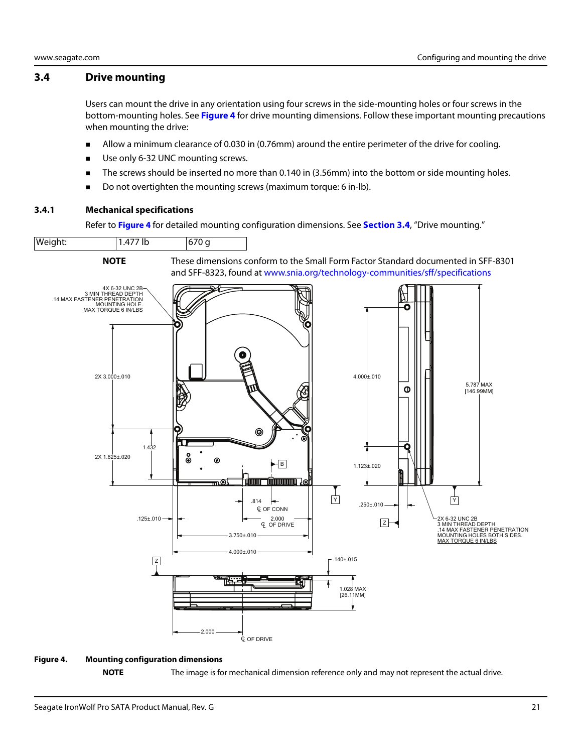## 3.4 Drive mounting

Users can mount the drive in any orientation using four screws in the side-mounting holes or four screws in the bottom-mounting holes. See **Figure 4** for drive mounting dimensions. Follow these important mounting precautions when mounting the drive:

- Allow a minimum clearance of 0.030 in (0.76mm) around the entire perimeter of the drive for cooling.
- Use only 6-32 UNC mounting screws.
- The screws should be inserted no more than 0.140 in (3.56mm) into the bottom or side mounting holes.
- Do not overtighten the mounting screws (maximum torque: 6 in-lb).

### 3.4.1 Mechanical specifications

Refer to **Figure 4** for detailed mounting configuration dimensions. See **Section 3.4**, "Drive mounting."

| | | |
|---|---|---|
| Weight: | 1.477 lb | 670 g |

**NOTE** These dimensions conform to the Small Form Factor Standard documented in SFF-8301 and SFF-8323, found at www.snia.org/technology-communities/sff/specifications

4X 6-32 UNC 2B
3 MIN THREAD DEPTH
.14 MAX FASTENER PENETRATION
MOUNTING HOLE.
MAX TORQUE 6 IN/LBS

2X 3.000±.010

1.432

2X 1.625±.020

B

.814

℄ OF CONN

.125±.010

2.000
℄ OF DRIVE

3.750±.010

4.000±.010

Y

4.000±.010

5.787 MAX
[146.99MM]

1.123±.020

.250±.010

Z

Y

2X 6-32 UNC 2B
3 MIN THREAD DEPTH
.14 MAX FASTENER PENETRATION
MOUNTING HOLES BOTH SIDES.
MAX TORQUE 6 IN/LBS

Z

.140±.015

1.028 MAX
[26.11MM]

2.000

℄ OF DRIVE

**Figure 4. Mounting configuration dimensions**

**NOTE** The image is for mechanical dimension reference only and may not represent the actual drive.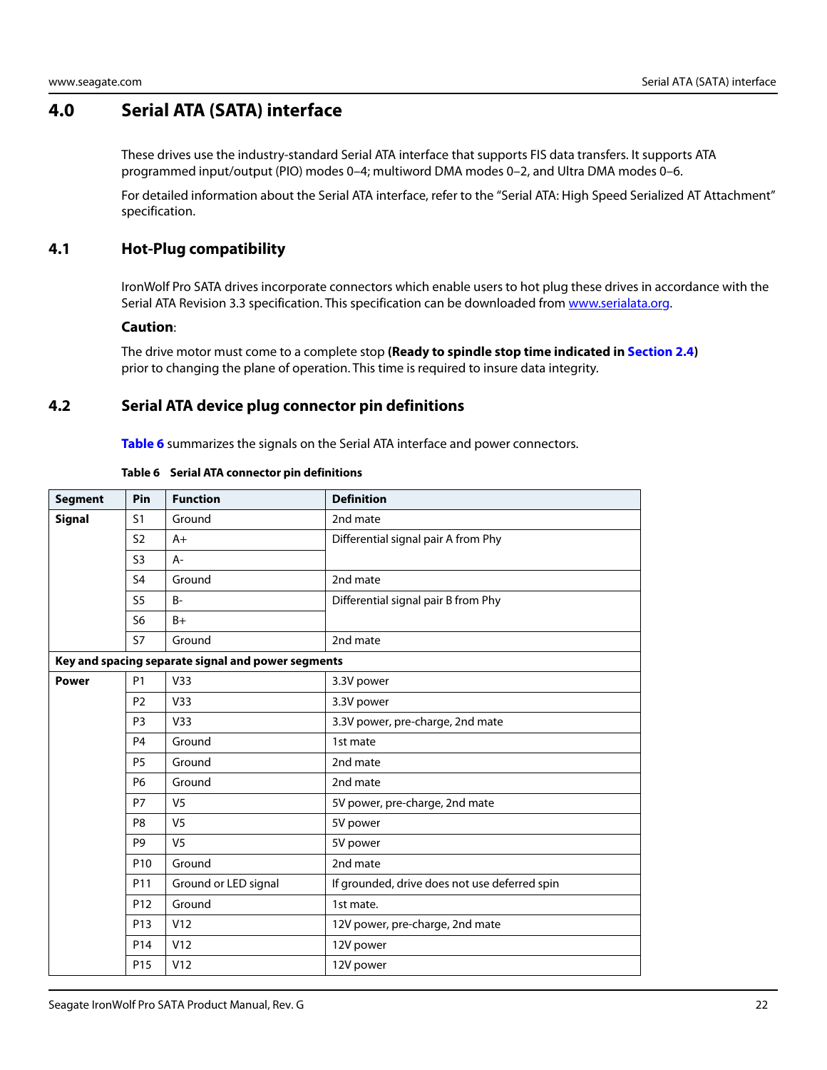# 4.0 Serial ATA (SATA) interface

These drives use the industry-standard Serial ATA interface that supports FIS data transfers. It supports ATA programmed input/output (PIO) modes 0–4; multiword DMA modes 0–2, and Ultra DMA modes 0–6.

For detailed information about the Serial ATA interface, refer to the "Serial ATA: High Speed Serialized AT Attachment" specification.

## 4.1 Hot-Plug compatibility

IronWolf Pro SATA drives incorporate connectors which enable users to hot plug these drives in accordance with the Serial ATA Revision 3.3 specification. This specification can be downloaded from www.serialata.org.

**Caution**:

The drive motor must come to a complete stop **(Ready to spindle stop time indicated in Section 2.4)** prior to changing the plane of operation. This time is required to insure data integrity.

## 4.2 Serial ATA device plug connector pin definitions

Table 6 summarizes the signals on the Serial ATA interface and power connectors.

**Table 6 Serial ATA connector pin definitions**

| Segment | Pin | Function | Definition |
|---|---|---|---|
| **Signal** | S1 | Ground | 2nd mate |
| | S2 | A+ | Differential signal pair A from Phy |
| | S3 | A- | |
| | S4 | Ground | 2nd mate |
| | S5 | B- | Differential signal pair B from Phy |
| | S6 | B+ | |
| | S7 | Ground | 2nd mate |
| **Key and spacing separate signal and power segments** | | | |
| **Power** | P1 | V33 | 3.3V power |
| | P2 | V33 | 3.3V power |
| | P3 | V33 | 3.3V power, pre-charge, 2nd mate |
| | P4 | Ground | 1st mate |
| | P5 | Ground | 2nd mate |
| | P6 | Ground | 2nd mate |
| | P7 | V5 | 5V power, pre-charge, 2nd mate |
| | P8 | V5 | 5V power |
| | P9 | V5 | 5V power |
| | P10 | Ground | 2nd mate |
| | P11 | Ground or LED signal | If grounded, drive does not use deferred spin |
| | P12 | Ground | 1st mate. |
| | P13 | V12 | 12V power, pre-charge, 2nd mate |
| | P14 | V12 | 12V power |
| | P15 | V12 | 12V power |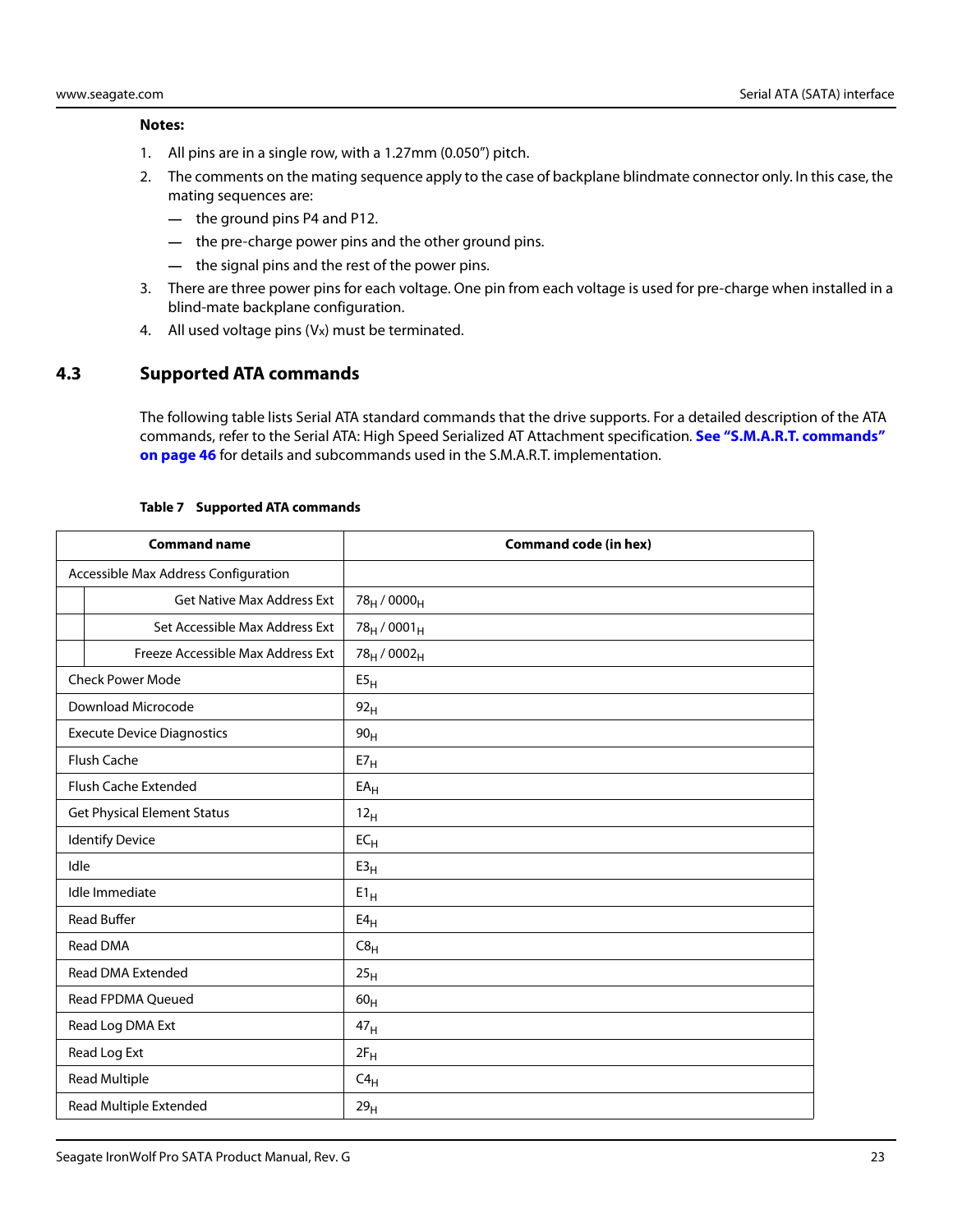**Notes:**

1. All pins are in a single row, with a 1.27mm (0.050”) pitch.
2. The comments on the mating sequence apply to the case of backplane blindmate connector only. In this case, the mating sequences are:
   — the ground pins P4 and P12.
   — the pre-charge power pins and the other ground pins.
   — the signal pins and the rest of the power pins.
3. There are three power pins for each voltage. One pin from each voltage is used for pre-charge when installed in a blind-mate backplane configuration.
4. All used voltage pins (Vx) must be terminated.

## 4.3 Supported ATA commands

The following table lists Serial ATA standard commands that the drive supports. For a detailed description of the ATA commands, refer to the Serial ATA: High Speed Serialized AT Attachment specification. **See “S.M.A.R.T. commands” on page 46** for details and subcommands used in the S.M.A.R.T. implementation.

**Table 7 Supported ATA commands**

| Command name | Command code (in hex) |
|---|---|
| Accessible Max Address Configuration | |
| Get Native Max Address Ext | $78_H$ / $0000_H$ |
| Set Accessible Max Address Ext | $78_H$ / $0001_H$ |
| Freeze Accessible Max Address Ext | $78_H$ / $0002_H$ |
| Check Power Mode | $E5_H$ |
| Download Microcode | $92_H$ |
| Execute Device Diagnostics | $90_H$ |
| Flush Cache | $E7_H$ |
| Flush Cache Extended | $EA_H$ |
| Get Physical Element Status | $12_H$ |
| Identify Device | $EC_H$ |
| Idle | $E3_H$ |
| Idle Immediate | $E1_H$ |
| Read Buffer | $E4_H$ |
| Read DMA | $C8_H$ |
| Read DMA Extended | $25_H$ |
| Read FPDMA Queued | $60_H$ |
| Read Log DMA Ext | $47_H$ |
| Read Log Ext | $2F_H$ |
| Read Multiple | $C4_H$ |
| Read Multiple Extended | $29_H$ |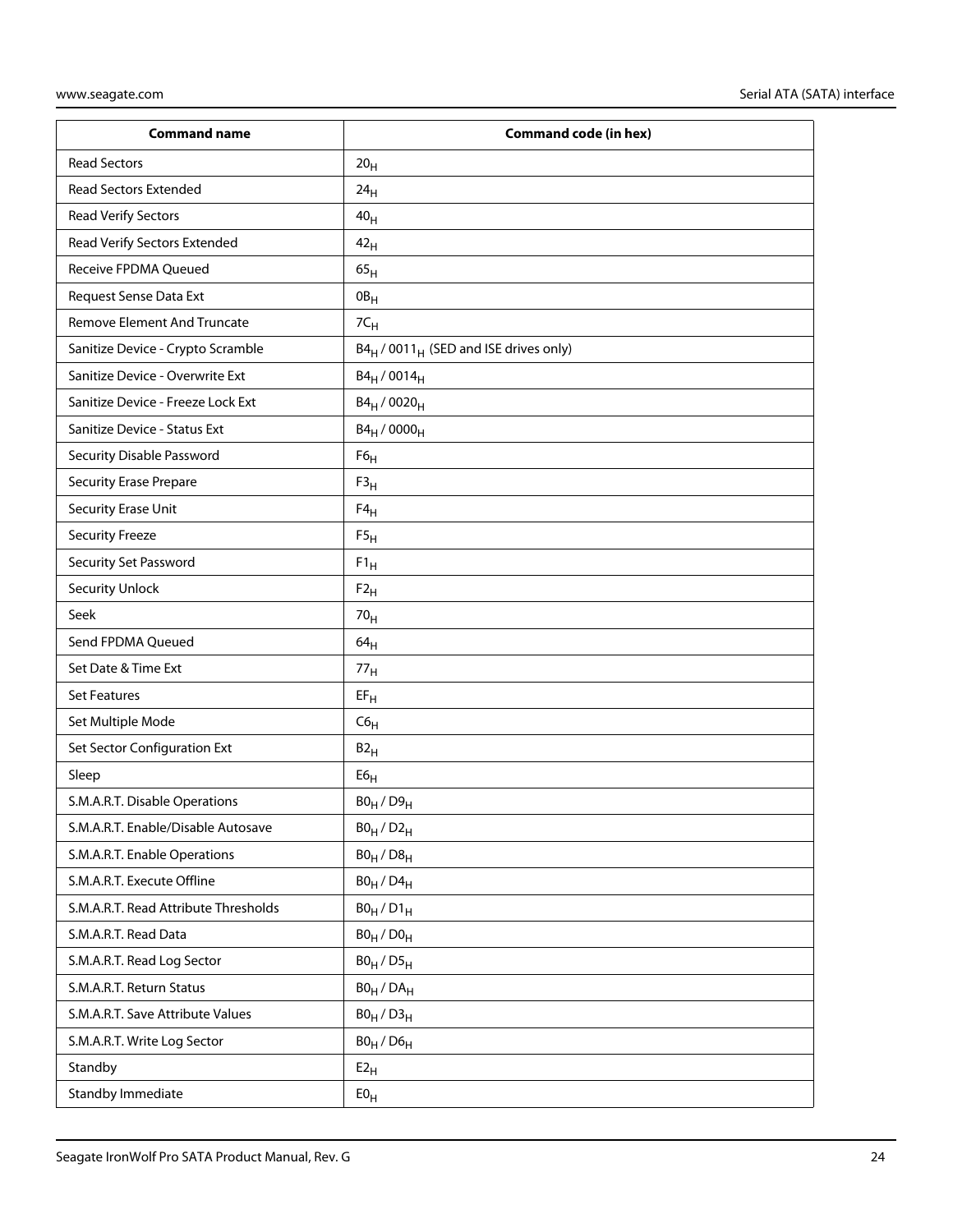| Command name | Command code (in hex) |
|---|---|
| Read Sectors | $20_H$ |
| Read Sectors Extended | $24_H$ |
| Read Verify Sectors | $40_H$ |
| Read Verify Sectors Extended | $42_H$ |
| Receive FPDMA Queued | $65_H$ |
| Request Sense Data Ext | $0B_H$ |
| Remove Element And Truncate | $7C_H$ |
| Sanitize Device - Crypto Scramble | $B4_H$ / $0011_H$ (SED and ISE drives only) |
| Sanitize Device - Overwrite Ext | $B4_H$ / $0014_H$ |
| Sanitize Device - Freeze Lock Ext | $B4_H$ / $0020_H$ |
| Sanitize Device - Status Ext | $B4_H$ / $0000_H$ |
| Security Disable Password | $F6_H$ |
| Security Erase Prepare | $F3_H$ |
| Security Erase Unit | $F4_H$ |
| Security Freeze | $F5_H$ |
| Security Set Password | $F1_H$ |
| Security Unlock | $F2_H$ |
| Seek | $70_H$ |
| Send FPDMA Queued | $64_H$ |
| Set Date & Time Ext | $77_H$ |
| Set Features | $EF_H$ |
| Set Multiple Mode | $C6_H$ |
| Set Sector Configuration Ext | $B2_H$ |
| Sleep | $E6_H$ |
| S.M.A.R.T. Disable Operations | $B0_H$ / $D9_H$ |
| S.M.A.R.T. Enable/Disable Autosave | $B0_H$ / $D2_H$ |
| S.M.A.R.T. Enable Operations | $B0_H$ / $D8_H$ |
| S.M.A.R.T. Execute Offline | $B0_H$ / $D4_H$ |
| S.M.A.R.T. Read Attribute Thresholds | $B0_H$ / $D1_H$ |
| S.M.A.R.T. Read Data | $B0_H$ / $D0_H$ |
| S.M.A.R.T. Read Log Sector | $B0_H$ / $D5_H$ |
| S.M.A.R.T. Return Status | $B0_H$ / $DA_H$ |
| S.M.A.R.T. Save Attribute Values | $B0_H$ / $D3_H$ |
| S.M.A.R.T. Write Log Sector | $B0_H$ / $D6_H$ |
| Standby | $E2_H$ |
| Standby Immediate | $E0_H$ |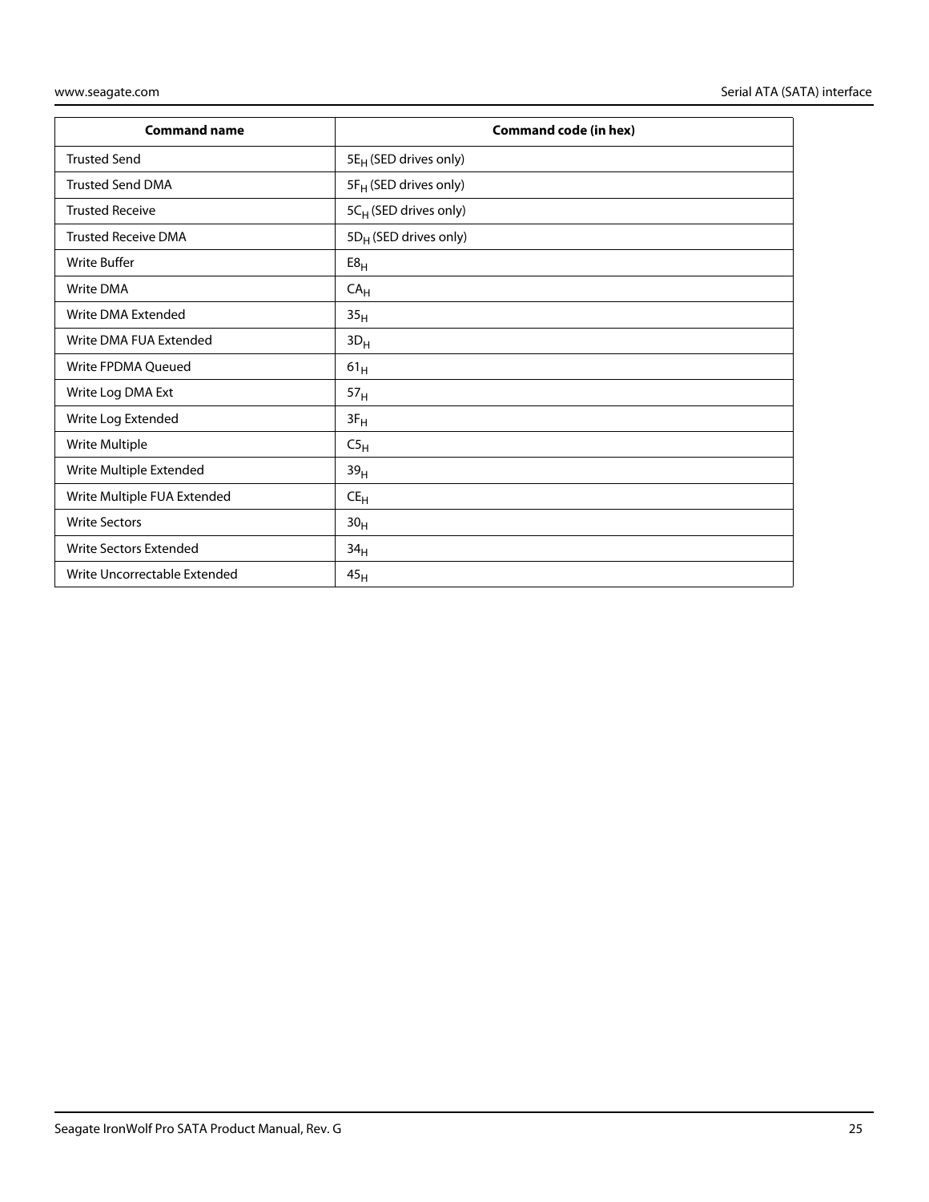| Command name | Command code (in hex) |
|---|---|
| Trusted Send | $5E_H$ (SED drives only) |
| Trusted Send DMA | $5F_H$ (SED drives only) |
| Trusted Receive | $5C_H$ (SED drives only) |
| Trusted Receive DMA | $5D_H$ (SED drives only) |
| Write Buffer | $E8_H$ |
| Write DMA | $CA_H$ |
| Write DMA Extended | $35_H$ |
| Write DMA FUA Extended | $3D_H$ |
| Write FPDMA Queued | $61_H$ |
| Write Log DMA Ext | $57_H$ |
| Write Log Extended | $3F_H$ |
| Write Multiple | $C5_H$ |
| Write Multiple Extended | $39_H$ |
| Write Multiple FUA Extended | $CE_H$ |
| Write Sectors | $30_H$ |
| Write Sectors Extended | $34_H$ |
| Write Uncorrectable Extended | $45_H$ |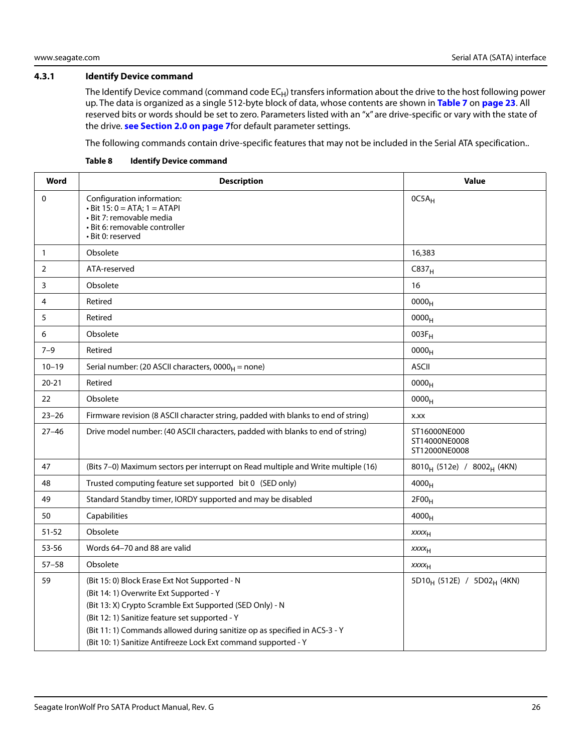### 4.3.1 Identify Device command

The Identify Device command (command code $EC_H$) transfers information about the drive to the host following power up. The data is organized as a single 512-byte block of data, whose contents are shown in **Table 7** on **page 23**. All reserved bits or words should be set to zero. Parameters listed with an "x" are drive-specific or vary with the state of the drive. **see Section 2.0 on page 7**for default parameter settings.

The following commands contain drive-specific features that may not be included in the Serial ATA specification..

**Table 8 Identify Device command**

| Word | Description | Value |
|---|---|---|
| 0 | Configuration information:<br>• Bit 15: 0 = ATA; 1 = ATAPI<br>• Bit 7: removable media<br>• Bit 6: removable controller<br>• Bit 0: reserved | $0C5A_H$ |
| 1 | Obsolete | 16,383 |
| 2 | ATA-reserved | $C837_H$ |
| 3 | Obsolete | 16 |
| 4 | Retired | $0000_H$ |
| 5 | Retired | $0000_H$ |
| 6 | Obsolete | $003F_H$ |
| 7–9 | Retired | $0000_H$ |
| 10–19 | Serial number: (20 ASCII characters, $0000_H$ = none) | ASCII |
| 20-21 | Retired | $0000_H$ |
| 22 | Obsolete | $0000_H$ |
| 23–26 | Firmware revision (8 ASCII character string, padded with blanks to end of string) | x.xx |
| 27–46 | Drive model number: (40 ASCII characters, padded with blanks to end of string) | ST16000NE000<br>ST14000NE0008<br>ST12000NE0008 |
| 47 | (Bits 7–0) Maximum sectors per interrupt on Read multiple and Write multiple (16) | $8010_H$ (512e) / $8002_H$ (4KN) |
| 48 | Trusted computing feature set supported bit 0 (SED only) | $4000_H$ |
| 49 | Standard Standby timer, IORDY supported and may be disabled | $2F00_H$ |
| 50 | Capabilities | $4000_H$ |
| 51-52 | Obsolete | *xxxx*$_H$ |
| 53-56 | Words 64–70 and 88 are valid | *xxxx*$_H$ |
| 57–58 | Obsolete | *xxxx*$_H$ |
| 59 | (Bit 15: 0) Block Erase Ext Not Supported - N<br>(Bit 14: 1) Overwrite Ext Supported - Y<br>(Bit 13: X) Crypto Scramble Ext Supported (SED Only) - N<br>(Bit 12: 1) Sanitize feature set supported - Y<br>(Bit 11: 1) Commands allowed during sanitize op as specified in ACS-3 - Y<br>(Bit 10: 1) Sanitize Antifreeze Lock Ext command supported - Y | $5D10_H$ (512E) / $5D02_H$ (4KN) |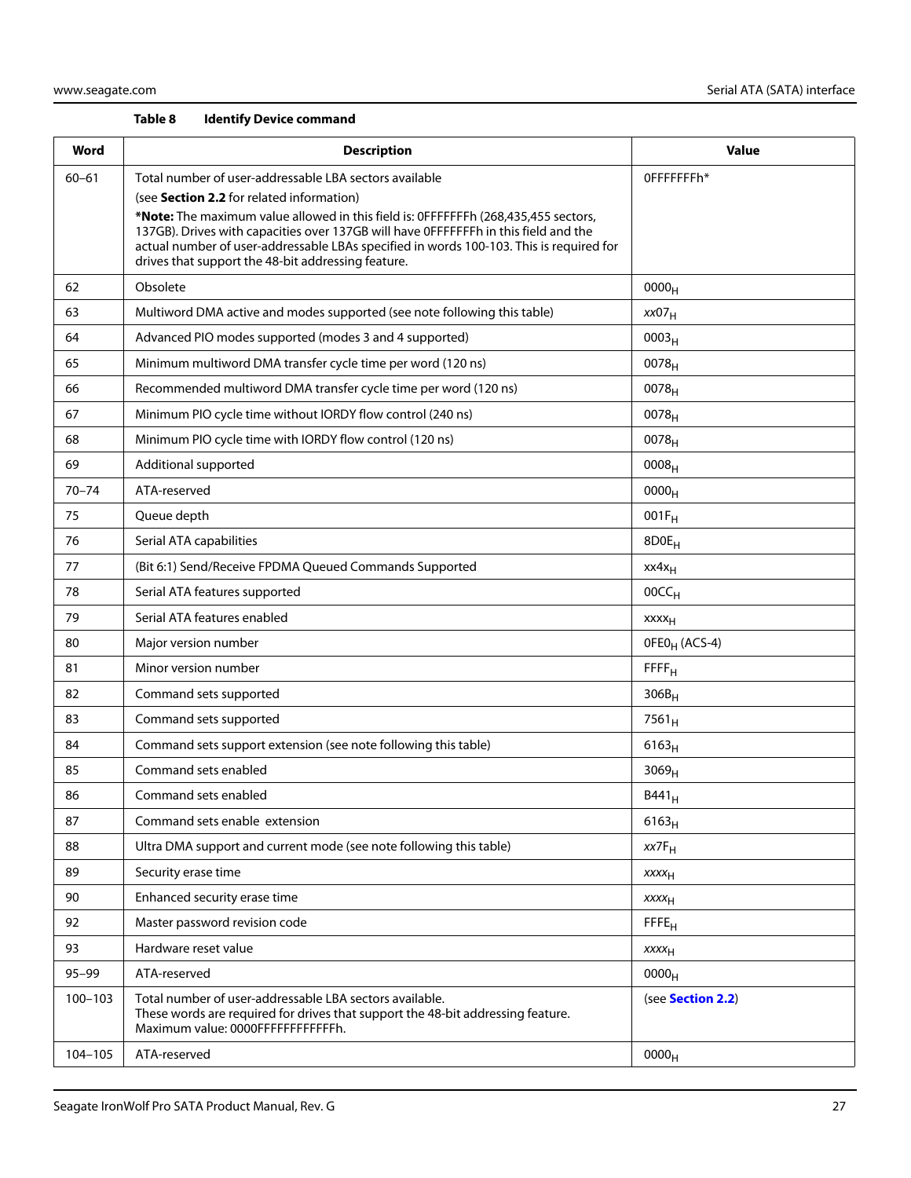**Table 8 Identify Device command**

| Word | Description | Value |
|---|---|---|
| 60–61 | Total number of user-addressable LBA sectors available<br>(see **Section 2.2** for related information)<br>***Note:** The maximum value allowed in this field is: 0FFFFFFFh (268,435,455 sectors, 137GB). Drives with capacities over 137GB will have 0FFFFFFFh in this field and the actual number of user-addressable LBAs specified in words 100-103. This is required for drives that support the 48-bit addressing feature. | 0FFFFFFFh* |
| 62 | Obsolete | $0000_H$ |
| 63 | Multiword DMA active and modes supported (see note following this table) | $xx07_H$ |
| 64 | Advanced PIO modes supported (modes 3 and 4 supported) | $0003_H$ |
| 65 | Minimum multiword DMA transfer cycle time per word (120 ns) | $0078_H$ |
| 66 | Recommended multiword DMA transfer cycle time per word (120 ns) | $0078_H$ |
| 67 | Minimum PIO cycle time without IORDY flow control (240 ns) | $0078_H$ |
| 68 | Minimum PIO cycle time with IORDY flow control (120 ns) | $0078_H$ |
| 69 | Additional supported | $0008_H$ |
| 70–74 | ATA-reserved | $0000_H$ |
| 75 | Queue depth | $001F_H$ |
| 76 | Serial ATA capabilities | $8D0E_H$ |
| 77 | (Bit 6:1) Send/Receive FPDMA Queued Commands Supported | $xx4x_H$ |
| 78 | Serial ATA features supported | $00CC_H$ |
| 79 | Serial ATA features enabled | $xxxx_H$ |
| 80 | Major version number | $0FE0_H$ (ACS-4) |
| 81 | Minor version number | $FFFF_H$ |
| 82 | Command sets supported | $306B_H$ |
| 83 | Command sets supported | $7561_H$ |
| 84 | Command sets support extension (see note following this table) | $6163_H$ |
| 85 | Command sets enabled | $3069_H$ |
| 86 | Command sets enabled | $B441_H$ |
| 87 | Command sets enable extension | $6163_H$ |
| 88 | Ultra DMA support and current mode (see note following this table) | $xx7F_H$ |
| 89 | Security erase time | $xxxx_H$ |
| 90 | Enhanced security erase time | $xxxx_H$ |
| 92 | Master password revision code | $FFFE_H$ |
| 93 | Hardware reset value | $xxxx_H$ |
| 95–99 | ATA-reserved | $0000_H$ |
| 100–103 | Total number of user-addressable LBA sectors available.<br>These words are required for drives that support the 48-bit addressing feature.<br>Maximum value: 0000FFFFFFFFFFFFh. | (see **Section 2.2**) |
| 104–105 | ATA-reserved | $0000_H$ |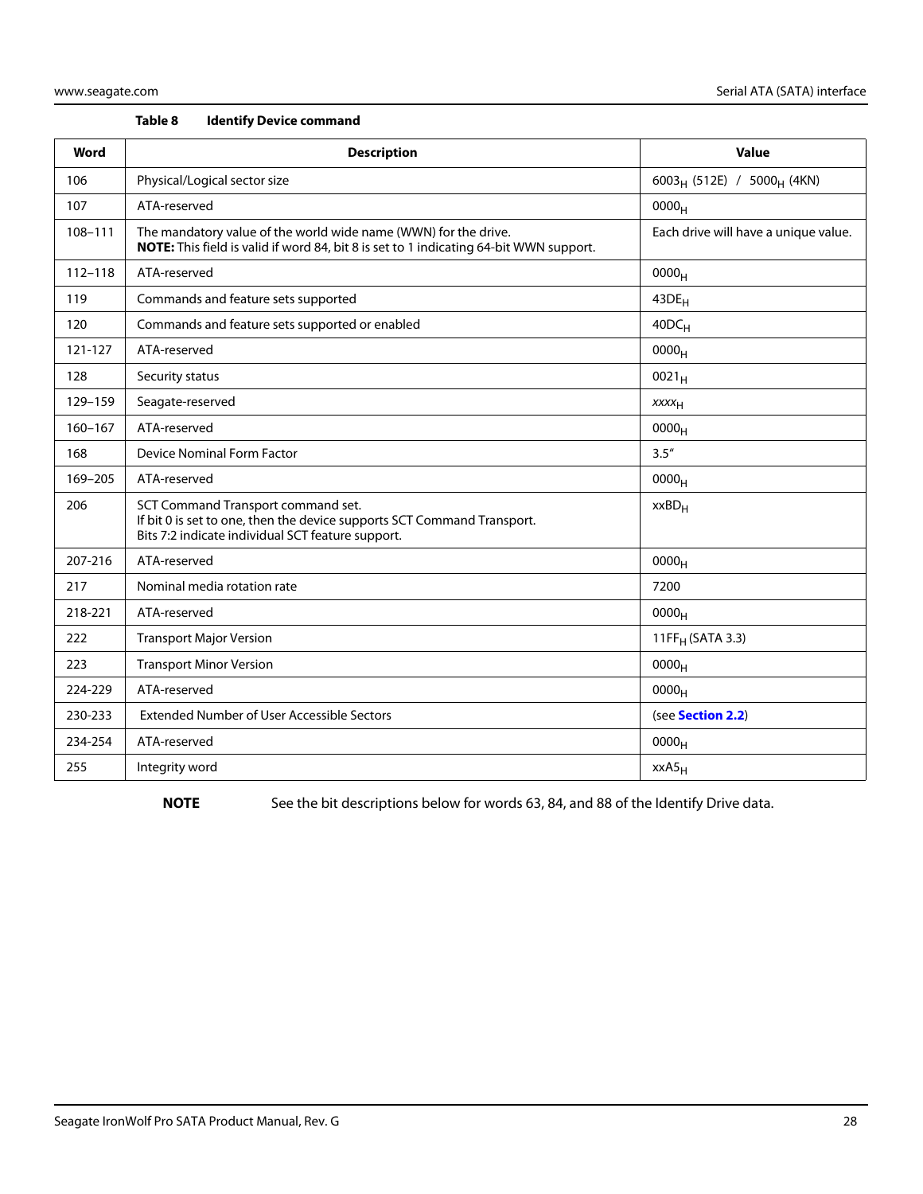**Table 8 Identify Device command**

| Word | Description | Value |
|---|---|---|
| 106 | Physical/Logical sector size | $6003_H$ (512E) / $5000_H$ (4KN) |
| 107 | ATA-reserved | $0000_H$ |
| 108–111 | The mandatory value of the world wide name (WWN) for the drive.<br>**NOTE:** This field is valid if word 84, bit 8 is set to 1 indicating 64-bit WWN support. | Each drive will have a unique value. |
| 112–118 | ATA-reserved | $0000_H$ |
| 119 | Commands and feature sets supported | $43DE_H$ |
| 120 | Commands and feature sets supported or enabled | $40DC_H$ |
| 121-127 | ATA-reserved | $0000_H$ |
| 128 | Security status | $0021_H$ |
| 129–159 | Seagate-reserved | *xxxx*$_H$ |
| 160–167 | ATA-reserved | $0000_H$ |
| 168 | Device Nominal Form Factor | 3.5" |
| 169–205 | ATA-reserved | $0000_H$ |
| 206 | SCT Command Transport command set.<br>If bit 0 is set to one, then the device supports SCT Command Transport.<br>Bits 7:2 indicate individual SCT feature support. | $xxBD_H$ |
| 207-216 | ATA-reserved | $0000_H$ |
| 217 | Nominal media rotation rate | 7200 |
| 218-221 | ATA-reserved | $0000_H$ |
| 222 | Transport Major Version | $11FF_H$ (SATA 3.3) |
| 223 | Transport Minor Version | $0000_H$ |
| 224-229 | ATA-reserved | $0000_H$ |
| 230-233 | Extended Number of User Accessible Sectors | (see **Section 2.2**) |
| 234-254 | ATA-reserved | $0000_H$ |
| 255 | Integrity word | $xxA5_H$ |

**NOTE** See the bit descriptions below for words 63, 84, and 88 of the Identify Drive data.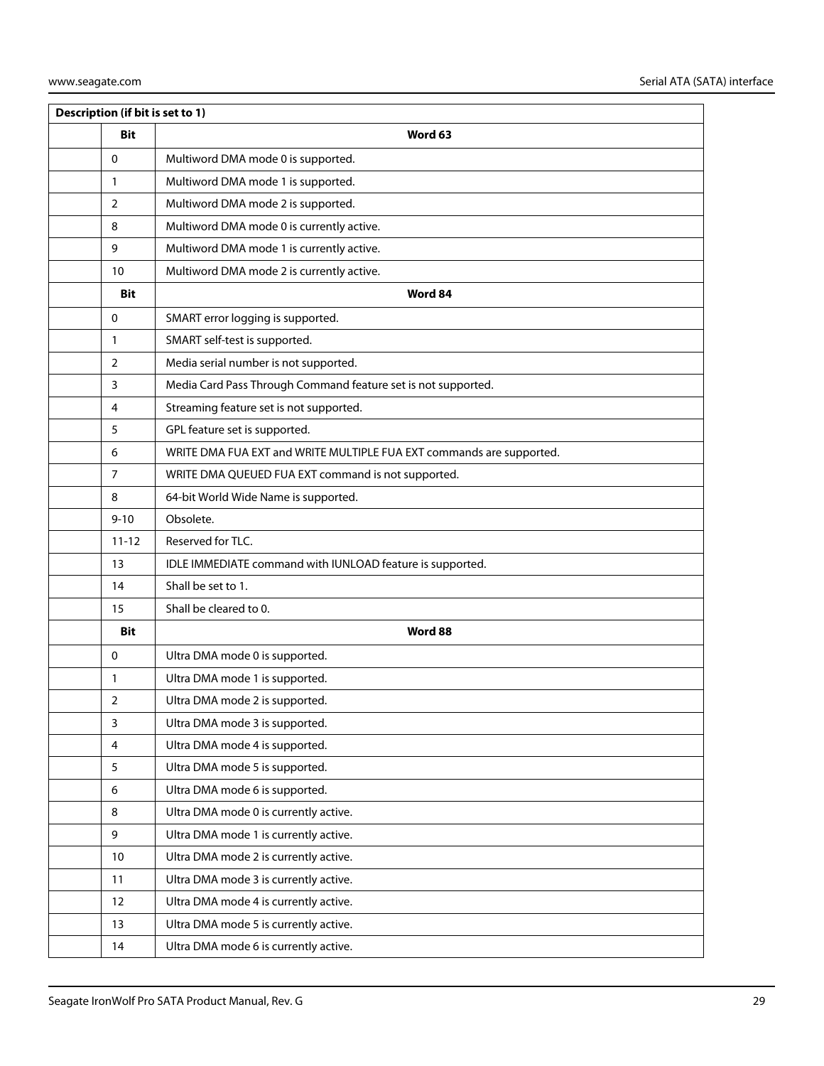| Description (if bit is set to 1) | | |
|---|---|---|
| | **Bit** | **Word 63** |
| | 0 | Multiword DMA mode 0 is supported. |
| | 1 | Multiword DMA mode 1 is supported. |
| | 2 | Multiword DMA mode 2 is supported. |
| | 8 | Multiword DMA mode 0 is currently active. |
| | 9 | Multiword DMA mode 1 is currently active. |
| | 10 | Multiword DMA mode 2 is currently active. |
| | **Bit** | **Word 84** |
| | 0 | SMART error logging is supported. |
| | 1 | SMART self-test is supported. |
| | 2 | Media serial number is not supported. |
| | 3 | Media Card Pass Through Command feature set is not supported. |
| | 4 | Streaming feature set is not supported. |
| | 5 | GPL feature set is supported. |
| | 6 | WRITE DMA FUA EXT and WRITE MULTIPLE FUA EXT commands are supported. |
| | 7 | WRITE DMA QUEUED FUA EXT command is not supported. |
| | 8 | 64-bit World Wide Name is supported. |
| | 9-10 | Obsolete. |
| | 11-12 | Reserved for TLC. |
| | 13 | IDLE IMMEDIATE command with IUNLOAD feature is supported. |
| | 14 | Shall be set to 1. |
| | 15 | Shall be cleared to 0. |
| | **Bit** | **Word 88** |
| | 0 | Ultra DMA mode 0 is supported. |
| | 1 | Ultra DMA mode 1 is supported. |
| | 2 | Ultra DMA mode 2 is supported. |
| | 3 | Ultra DMA mode 3 is supported. |
| | 4 | Ultra DMA mode 4 is supported. |
| | 5 | Ultra DMA mode 5 is supported. |
| | 6 | Ultra DMA mode 6 is supported. |
| | 8 | Ultra DMA mode 0 is currently active. |
| | 9 | Ultra DMA mode 1 is currently active. |
| | 10 | Ultra DMA mode 2 is currently active. |
| | 11 | Ultra DMA mode 3 is currently active. |
| | 12 | Ultra DMA mode 4 is currently active. |
| | 13 | Ultra DMA mode 5 is currently active. |
| | 14 | Ultra DMA mode 6 is currently active. |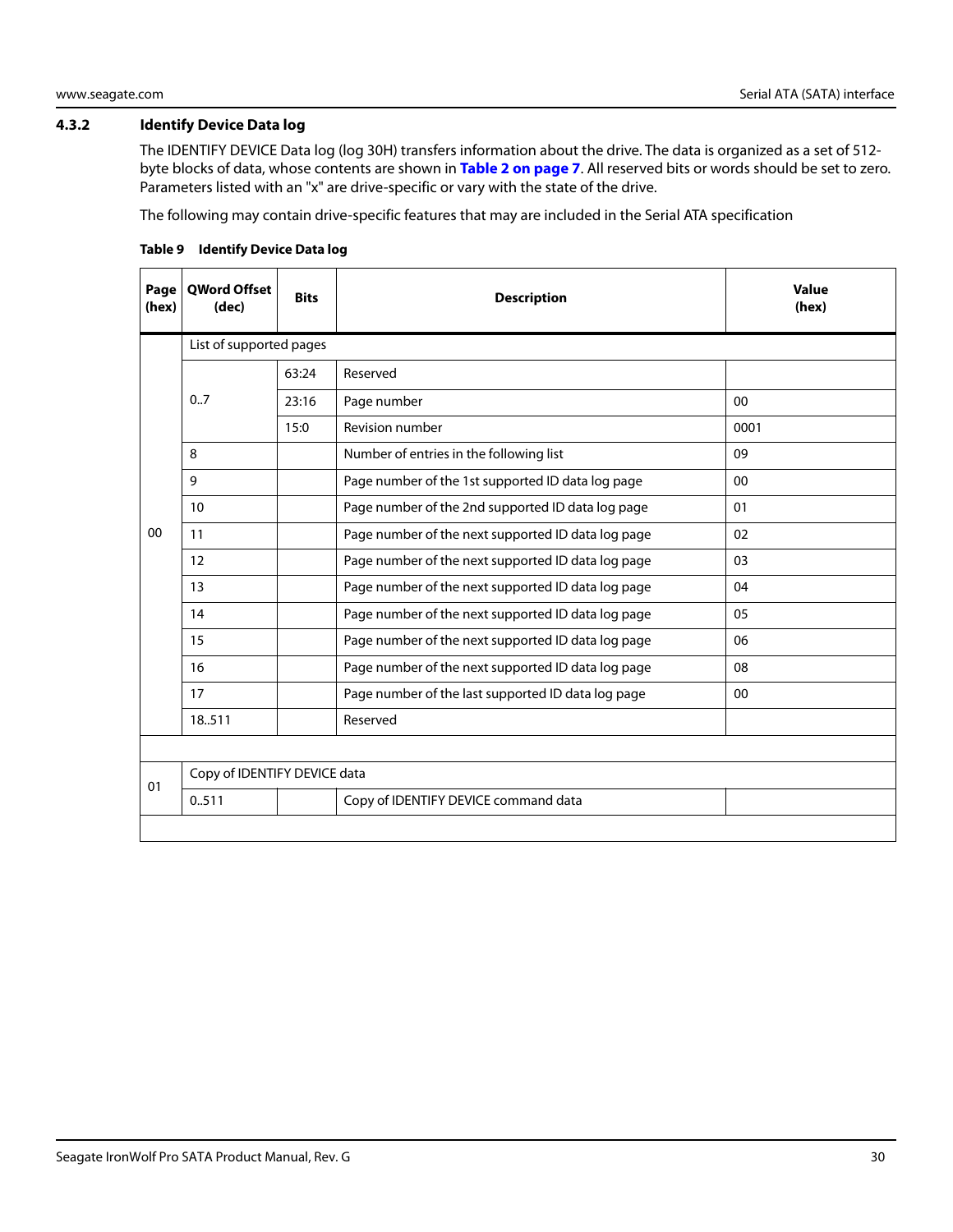### 4.3.2 Identify Device Data log

The IDENTIFY DEVICE Data log (log 30H) transfers information about the drive. The data is organized as a set of 512-byte blocks of data, whose contents are shown in **Table 2 on page 7**. All reserved bits or words should be set to zero. Parameters listed with an "x" are drive-specific or vary with the state of the drive.

The following may contain drive-specific features that may are included in the Serial ATA specification

**Table 9 Identify Device Data log**

| Page (hex) | QWord Offset (dec) | Bits | Description | Value (hex) |
|---|---|---|---|---|
| 00 | List of supported pages | | | |
| | 0..7 | 63:24 | Reserved | |
| | | 23:16 | Page number | 00 |
| | | 15:0 | Revision number | 0001 |
| | 8 | | Number of entries in the following list | 09 |
| | 9 | | Page number of the 1st supported ID data log page | 00 |
| | 10 | | Page number of the 2nd supported ID data log page | 01 |
| | 11 | | Page number of the next supported ID data log page | 02 |
| | 12 | | Page number of the next supported ID data log page | 03 |
| | 13 | | Page number of the next supported ID data log page | 04 |
| | 14 | | Page number of the next supported ID data log page | 05 |
| | 15 | | Page number of the next supported ID data log page | 06 |
| | 16 | | Page number of the next supported ID data log page | 08 |
| | 17 | | Page number of the last supported ID data log page | 00 |
| | 18..511 | | Reserved | |
| | | | | |
| 01 | Copy of IDENTIFY DEVICE data | | | |
| | 0..511 | | Copy of IDENTIFY DEVICE command data | |
| | | | | |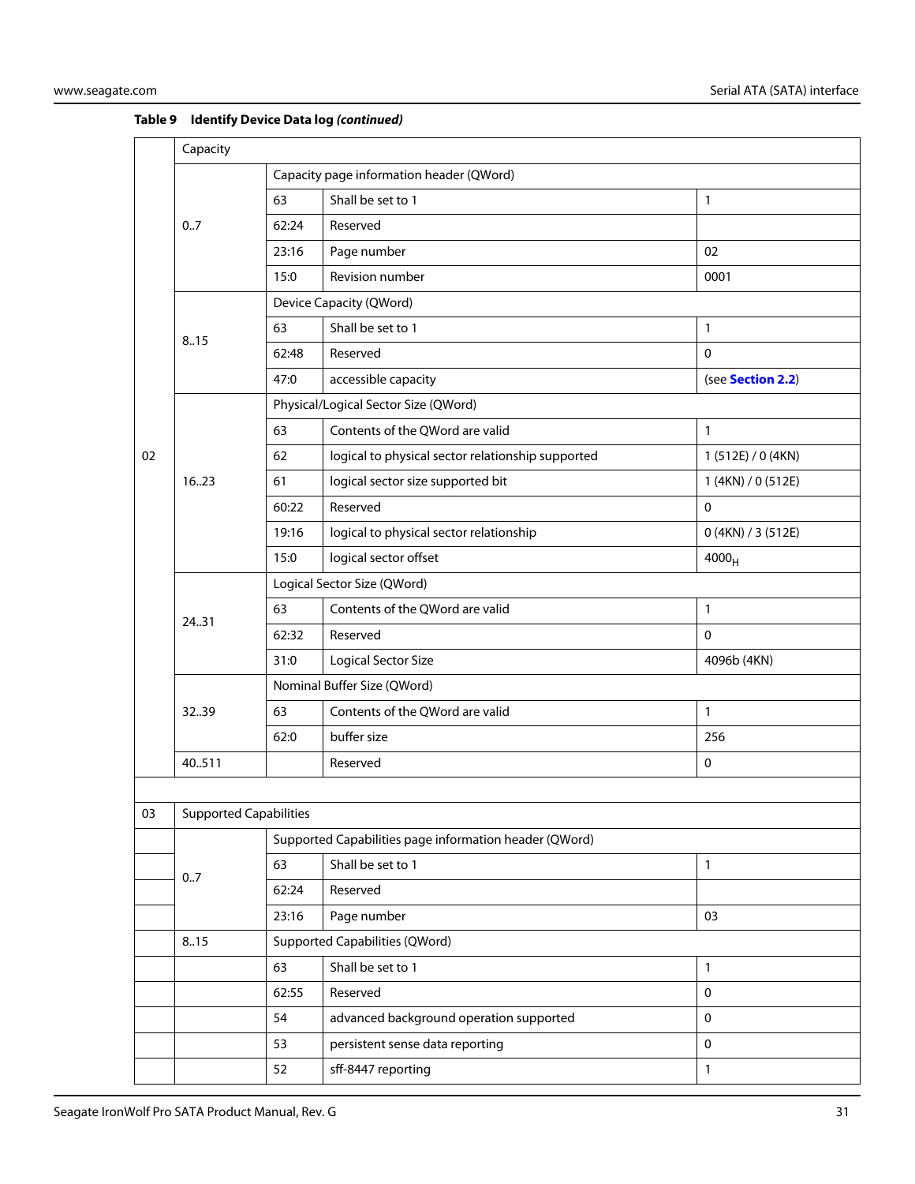**Table 9 Identify Device Data log *(continued)***

| | | | | |
|---|---|---|---|---|
| 02 | Capacity | | | |
| | 0..7 | Capacity page information header (QWord) | | |
| | | 63 | Shall be set to 1 | 1 |
| | | 62:24 | Reserved | |
| | | 23:16 | Page number | 02 |
| | | 15:0 | Revision number | 0001 |
| | 8..15 | Device Capacity (QWord) | | |
| | | 63 | Shall be set to 1 | 1 |
| | | 62:48 | Reserved | 0 |
| | | 47:0 | accessible capacity | (see **Section 2.2**) |
| | 16..23 | Physical/Logical Sector Size (QWord) | | |
| | | 63 | Contents of the QWord are valid | 1 |
| | | 62 | logical to physical sector relationship supported | 1 (512E) / 0 (4KN) |
| | | 61 | logical sector size supported bit | 1 (4KN) / 0 (512E) |
| | | 60:22 | Reserved | 0 |
| | | 19:16 | logical to physical sector relationship | 0 (4KN) / 3 (512E) |
| | | 15:0 | logical sector offset | $4000_H$ |
| | 24..31 | Logical Sector Size (QWord) | | |
| | | 63 | Contents of the QWord are valid | 1 |
| | | 62:32 | Reserved | 0 |
| | | 31:0 | Logical Sector Size | 4096b (4KN) |
| | 32..39 | Nominal Buffer Size (QWord) | | |
| | | 63 | Contents of the QWord are valid | 1 |
| | | 62:0 | buffer size | 256 |
| | 40..511 | | Reserved | 0 |
| | | | | |
| 03 | Supported Capabilities | | | |
| | 0..7 | Supported Capabilities page information header (QWord) | | |
| | | 63 | Shall be set to 1 | 1 |
| | | 62:24 | Reserved | |
| | | 23:16 | Page number | 03 |
| | 8..15 | Supported Capabilities (QWord) | | |
| | | 63 | Shall be set to 1 | 1 |
| | | 62:55 | Reserved | 0 |
| | | 54 | advanced background operation supported | 0 |
| | | 53 | persistent sense data reporting | 0 |
| | | 52 | sff-8447 reporting | 1 |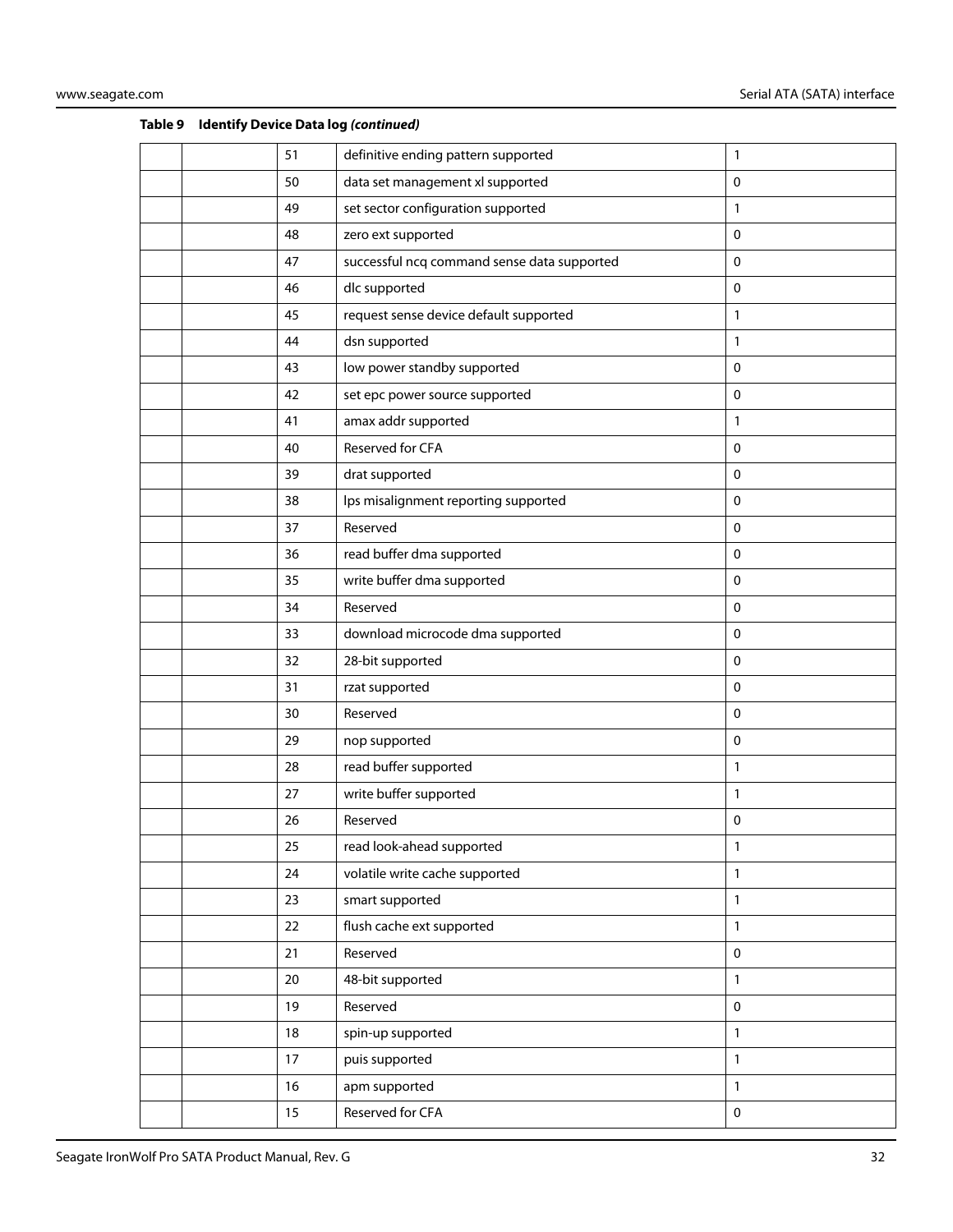**Table 9 Identify Device Data log *(continued)***

| | | | | |
|---|---|---|---|---|
| | | 51 | definitive ending pattern supported | 1 |
| | | 50 | data set management xl supported | 0 |
| | | 49 | set sector configuration supported | 1 |
| | | 48 | zero ext supported | 0 |
| | | 47 | successful ncq command sense data supported | 0 |
| | | 46 | dlc supported | 0 |
| | | 45 | request sense device default supported | 1 |
| | | 44 | dsn supported | 1 |
| | | 43 | low power standby supported | 0 |
| | | 42 | set epc power source supported | 0 |
| | | 41 | amax addr supported | 1 |
| | | 40 | Reserved for CFA | 0 |
| | | 39 | drat supported | 0 |
| | | 38 | lps misalignment reporting supported | 0 |
| | | 37 | Reserved | 0 |
| | | 36 | read buffer dma supported | 0 |
| | | 35 | write buffer dma supported | 0 |
| | | 34 | Reserved | 0 |
| | | 33 | download microcode dma supported | 0 |
| | | 32 | 28-bit supported | 0 |
| | | 31 | rzat supported | 0 |
| | | 30 | Reserved | 0 |
| | | 29 | nop supported | 0 |
| | | 28 | read buffer supported | 1 |
| | | 27 | write buffer supported | 1 |
| | | 26 | Reserved | 0 |
| | | 25 | read look-ahead supported | 1 |
| | | 24 | volatile write cache supported | 1 |
| | | 23 | smart supported | 1 |
| | | 22 | flush cache ext supported | 1 |
| | | 21 | Reserved | 0 |
| | | 20 | 48-bit supported | 1 |
| | | 19 | Reserved | 0 |
| | | 18 | spin-up supported | 1 |
| | | 17 | puis supported | 1 |
| | | 16 | apm supported | 1 |
| | | 15 | Reserved for CFA | 0 |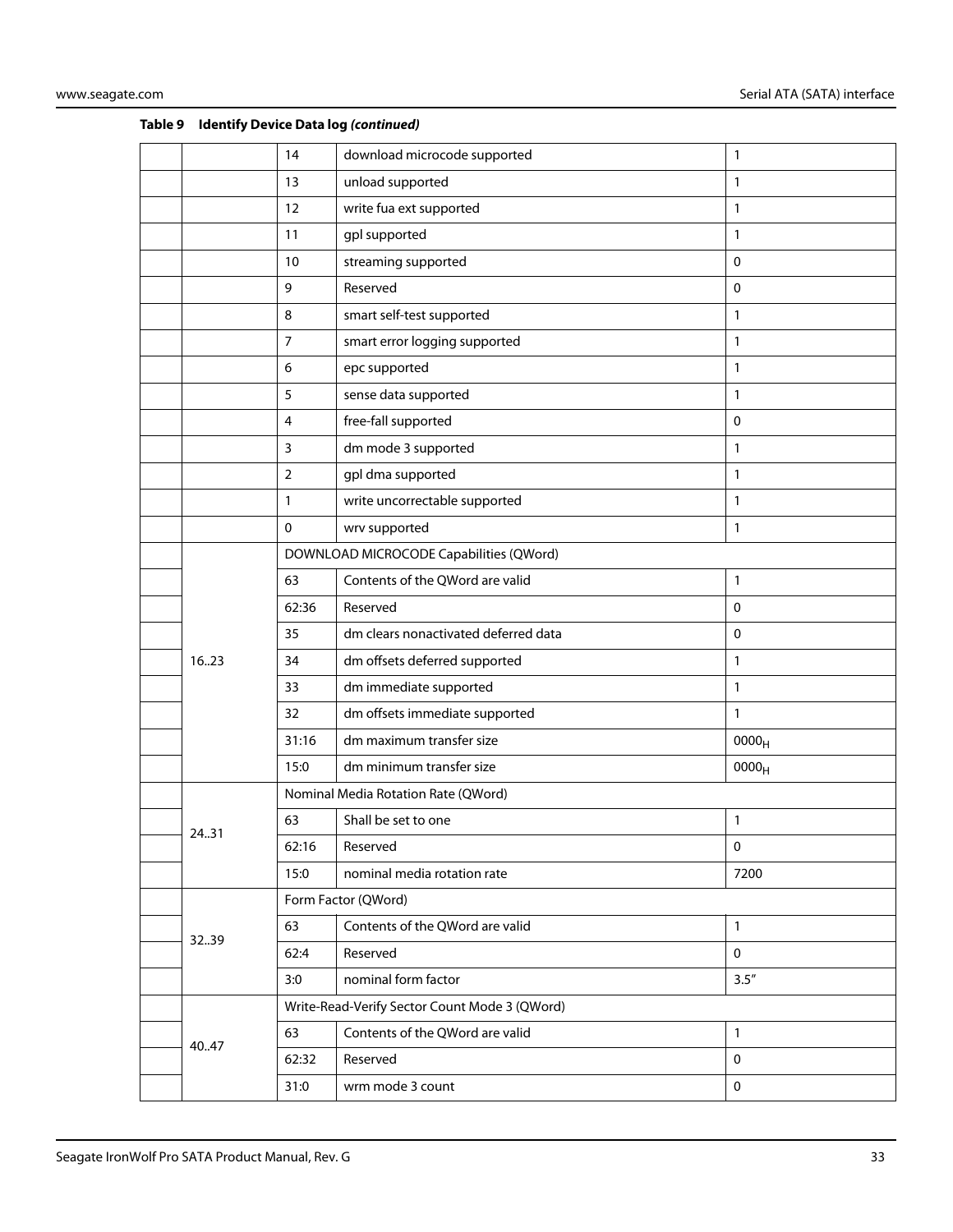**Table 9 Identify Device Data log *(continued)***

| | | | | |
|---|---|---|---|---|
| | | 14 | download microcode supported | 1 |
| | | 13 | unload supported | 1 |
| | | 12 | write fua ext supported | 1 |
| | | 11 | gpl supported | 1 |
| | | 10 | streaming supported | 0 |
| | | 9 | Reserved | 0 |
| | | 8 | smart self-test supported | 1 |
| | | 7 | smart error logging supported | 1 |
| | | 6 | epc supported | 1 |
| | | 5 | sense data supported | 1 |
| | | 4 | free-fall supported | 0 |
| | | 3 | dm mode 3 supported | 1 |
| | | 2 | gpl dma supported | 1 |
| | | 1 | write uncorrectable supported | 1 |
| | | 0 | wrv supported | 1 |
| | 16..23 | DOWNLOAD MICROCODE Capabilities (QWord) | | |
| | | 63 | Contents of the QWord are valid | 1 |
| | | 62:36 | Reserved | 0 |
| | | 35 | dm clears nonactivated deferred data | 0 |
| | | 34 | dm offsets deferred supported | 1 |
| | | 33 | dm immediate supported | 1 |
| | | 32 | dm offsets immediate supported | 1 |
| | | 31:16 | dm maximum transfer size | $0000_H$ |
| | | 15:0 | dm minimum transfer size | $0000_H$ |
| | 24..31 | Nominal Media Rotation Rate (QWord) | | |
| | | 63 | Shall be set to one | 1 |
| | | 62:16 | Reserved | 0 |
| | | 15:0 | nominal media rotation rate | 7200 |
| | 32..39 | Form Factor (QWord) | | |
| | | 63 | Contents of the QWord are valid | 1 |
| | | 62:4 | Reserved | 0 |
| | | 3:0 | nominal form factor | 3.5″ |
| | 40..47 | Write-Read-Verify Sector Count Mode 3 (QWord) | | |
| | | 63 | Contents of the QWord are valid | 1 |
| | | 62:32 | Reserved | 0 |
| | | 31:0 | wrm mode 3 count | 0 |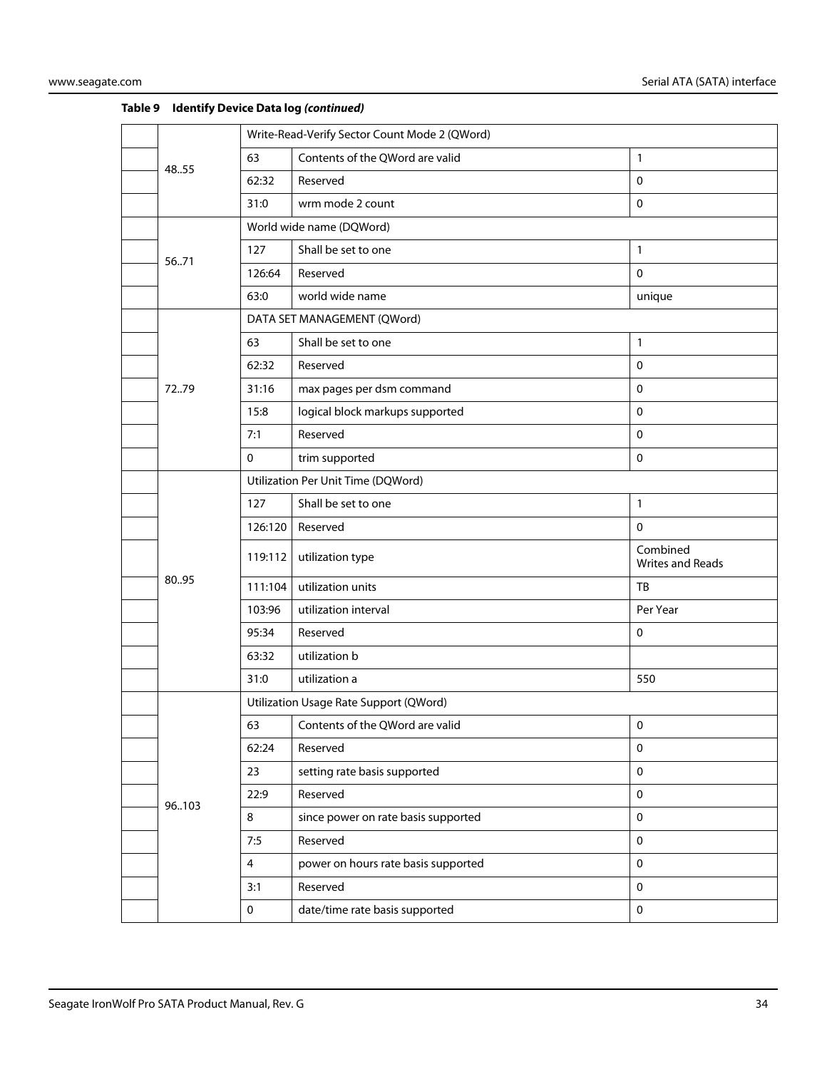**Table 9 Identify Device Data log *(continued)***

| | | | | |
|---|---|---|---|---|
| | 48..55 | Write-Read-Verify Sector Count Mode 2 (QWord) | | |
| | | 63 | Contents of the QWord are valid | 1 |
| | | 62:32 | Reserved | 0 |
| | | 31:0 | wrm mode 2 count | 0 |
| | 56..71 | World wide name (DQWord) | | |
| | | 127 | Shall be set to one | 1 |
| | | 126:64 | Reserved | 0 |
| | | 63:0 | world wide name | unique |
| | 72..79 | DATA SET MANAGEMENT (QWord) | | |
| | | 63 | Shall be set to one | 1 |
| | | 62:32 | Reserved | 0 |
| | | 31:16 | max pages per dsm command | 0 |
| | | 15:8 | logical block markups supported | 0 |
| | | 7:1 | Reserved | 0 |
| | | 0 | trim supported | 0 |
| | 80..95 | Utilization Per Unit Time (DQWord) | | |
| | | 127 | Shall be set to one | 1 |
| | | 126:120 | Reserved | 0 |
| | | 119:112 | utilization type | Combined Writes and Reads |
| | | 111:104 | utilization units | TB |
| | | 103:96 | utilization interval | Per Year |
| | | 95:34 | Reserved | 0 |
| | | 63:32 | utilization b | |
| | | 31:0 | utilization a | 550 |
| | 96..103 | Utilization Usage Rate Support (QWord) | | |
| | | 63 | Contents of the QWord are valid | 0 |
| | | 62:24 | Reserved | 0 |
| | | 23 | setting rate basis supported | 0 |
| | | 22:9 | Reserved | 0 |
| | | 8 | since power on rate basis supported | 0 |
| | | 7:5 | Reserved | 0 |
| | | 4 | power on hours rate basis supported | 0 |
| | | 3:1 | Reserved | 0 |
| | | 0 | date/time rate basis supported | 0 |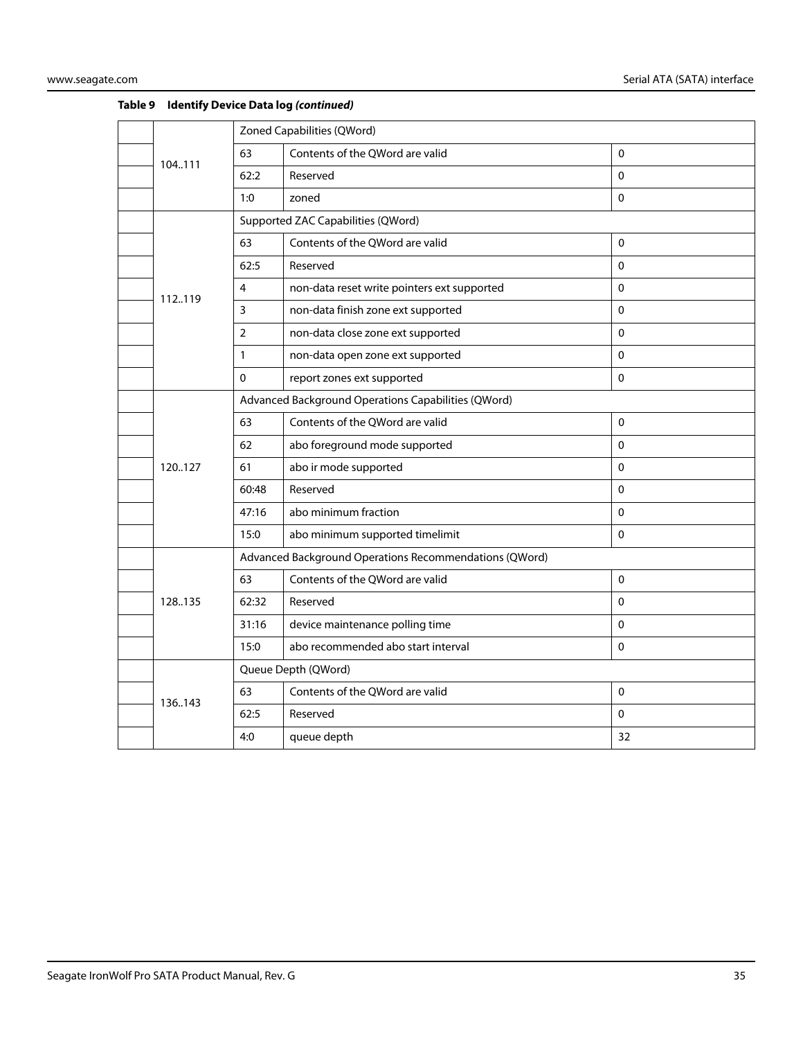**Table 9 Identify Device Data log *(continued)***

| | | | | |
|---|---|---|---|---|
| | 104..111 | Zoned Capabilities (QWord) | | |
| | | 63 | Contents of the QWord are valid | 0 |
| | | 62:2 | Reserved | 0 |
| | | 1:0 | zoned | 0 |
| | 112..119 | Supported ZAC Capabilities (QWord) | | |
| | | 63 | Contents of the QWord are valid | 0 |
| | | 62:5 | Reserved | 0 |
| | | 4 | non-data reset write pointers ext supported | 0 |
| | | 3 | non-data finish zone ext supported | 0 |
| | | 2 | non-data close zone ext supported | 0 |
| | | 1 | non-data open zone ext supported | 0 |
| | | 0 | report zones ext supported | 0 |
| | 120..127 | Advanced Background Operations Capabilities (QWord) | | |
| | | 63 | Contents of the QWord are valid | 0 |
| | | 62 | abo foreground mode supported | 0 |
| | | 61 | abo ir mode supported | 0 |
| | | 60:48 | Reserved | 0 |
| | | 47:16 | abo minimum fraction | 0 |
| | | 15:0 | abo minimum supported timelimit | 0 |
| | 128..135 | Advanced Background Operations Recommendations (QWord) | | |
| | | 63 | Contents of the QWord are valid | 0 |
| | | 62:32 | Reserved | 0 |
| | | 31:16 | device maintenance polling time | 0 |
| | | 15:0 | abo recommended abo start interval | 0 |
| | 136..143 | Queue Depth (QWord) | | |
| | | 63 | Contents of the QWord are valid | 0 |
| | | 62:5 | Reserved | 0 |
| | | 4:0 | queue depth | 32 |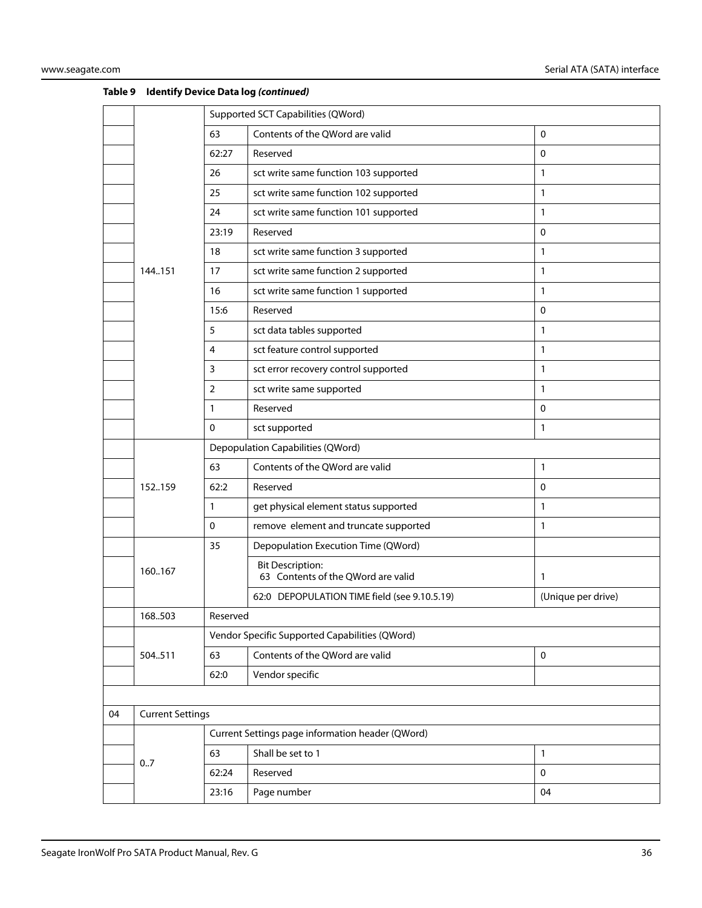**Table 9 Identify Device Data log *(continued)***

| | | | | |
|---|---|---|---|---|
| | 144..151 | Supported SCT Capabilities (QWord) | | |
| | | 63 | Contents of the QWord are valid | 0 |
| | | 62:27 | Reserved | 0 |
| | | 26 | sct write same function 103 supported | 1 |
| | | 25 | sct write same function 102 supported | 1 |
| | | 24 | sct write same function 101 supported | 1 |
| | | 23:19 | Reserved | 0 |
| | | 18 | sct write same function 3 supported | 1 |
| | | 17 | sct write same function 2 supported | 1 |
| | | 16 | sct write same function 1 supported | 1 |
| | | 15:6 | Reserved | 0 |
| | | 5 | sct data tables supported | 1 |
| | | 4 | sct feature control supported | 1 |
| | | 3 | sct error recovery control supported | 1 |
| | | 2 | sct write same supported | 1 |
| | | 1 | Reserved | 0 |
| | | 0 | sct supported | 1 |
| | 152..159 | Depopulation Capabilities (QWord) | | |
| | | 63 | Contents of the QWord are valid | 1 |
| | | 62:2 | Reserved | 0 |
| | | 1 | get physical element status supported | 1 |
| | | 0 | remove element and truncate supported | 1 |
| | 160..167 | 35 | Depopulation Execution Time (QWord) | |
| | | | Bit Description:<br>63 Contents of the QWord are valid | 1 |
| | | | 62:0 DEPOPULATION TIME field (see 9.10.5.19) | (Unique per drive) |
| | 168..503 | Reserved | | |
| | 504..511 | Vendor Specific Supported Capabilities (QWord) | | |
| | | 63 | Contents of the QWord are valid | 0 |
| | | 62:0 | Vendor specific | |
| | | | | |
| 04 | Current Settings | | | |
| | 0..7 | Current Settings page information header (QWord) | | |
| | | 63 | Shall be set to 1 | 1 |
| | | 62:24 | Reserved | 0 |
| | | 23:16 | Page number | 04 |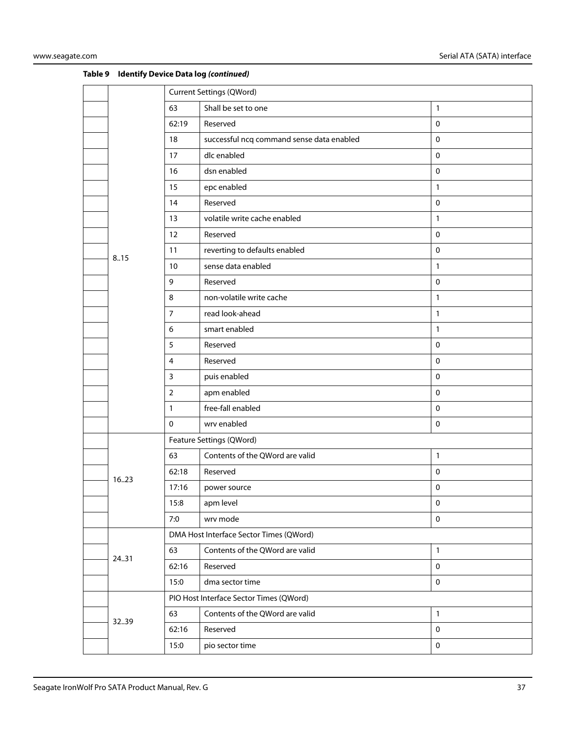**Table 9 Identify Device Data log *(continued)***

| | | | | |
|---|---|---|---|---|
| | 8..15 | Current Settings (QWord) | | |
| | | 63 | Shall be set to one | 1 |
| | | 62:19 | Reserved | 0 |
| | | 18 | successful ncq command sense data enabled | 0 |
| | | 17 | dlc enabled | 0 |
| | | 16 | dsn enabled | 0 |
| | | 15 | epc enabled | 1 |
| | | 14 | Reserved | 0 |
| | | 13 | volatile write cache enabled | 1 |
| | | 12 | Reserved | 0 |
| | | 11 | reverting to defaults enabled | 0 |
| | | 10 | sense data enabled | 1 |
| | | 9 | Reserved | 0 |
| | | 8 | non-volatile write cache | 1 |
| | | 7 | read look-ahead | 1 |
| | | 6 | smart enabled | 1 |
| | | 5 | Reserved | 0 |
| | | 4 | Reserved | 0 |
| | | 3 | puis enabled | 0 |
| | | 2 | apm enabled | 0 |
| | | 1 | free-fall enabled | 0 |
| | | 0 | wrv enabled | 0 |
| | 16..23 | Feature Settings (QWord) | | |
| | | 63 | Contents of the QWord are valid | 1 |
| | | 62:18 | Reserved | 0 |
| | | 17:16 | power source | 0 |
| | | 15:8 | apm level | 0 |
| | | 7:0 | wrv mode | 0 |
| | 24..31 | DMA Host Interface Sector Times (QWord) | | |
| | | 63 | Contents of the QWord are valid | 1 |
| | | 62:16 | Reserved | 0 |
| | | 15:0 | dma sector time | 0 |
| | 32..39 | PIO Host Interface Sector Times (QWord) | | |
| | | 63 | Contents of the QWord are valid | 1 |
| | | 62:16 | Reserved | 0 |
| | | 15:0 | pio sector time | 0 |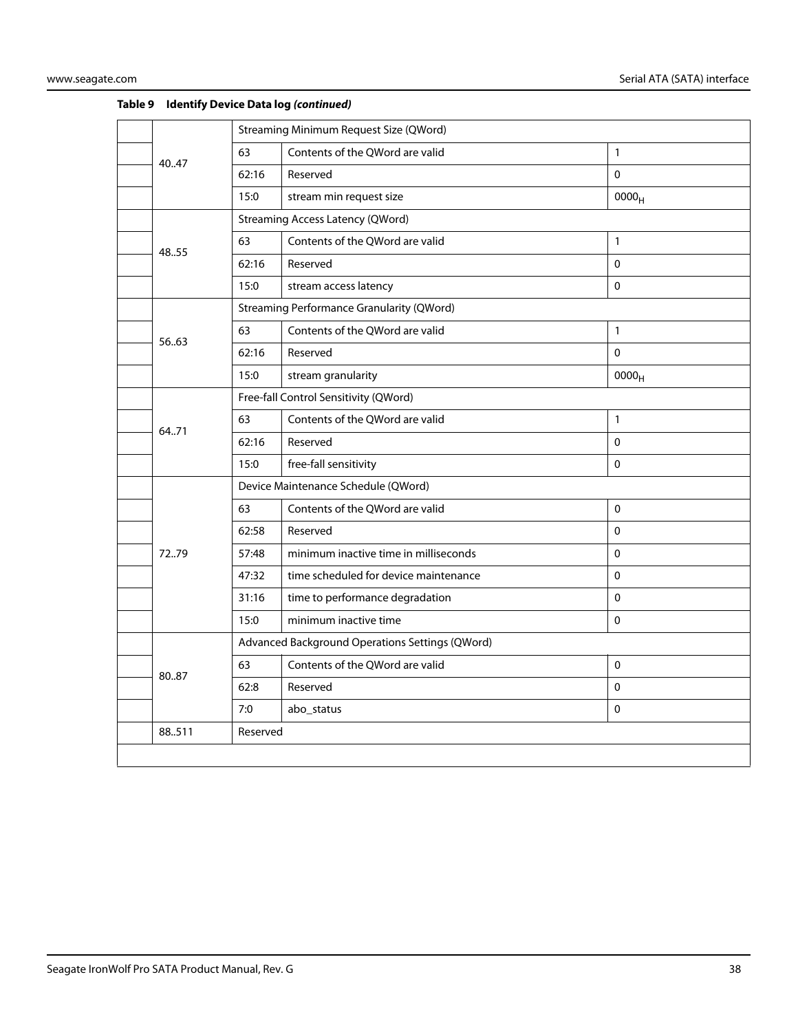**Table 9 Identify Device Data log *(continued)***

| | | | | |
|---|---|---|---|---|
| | 40..47 | Streaming Minimum Request Size (QWord) | | |
| | | 63 | Contents of the QWord are valid | 1 |
| | | 62:16 | Reserved | 0 |
| | | 15:0 | stream min request size | $0000_H$ |
| | 48..55 | Streaming Access Latency (QWord) | | |
| | | 63 | Contents of the QWord are valid | 1 |
| | | 62:16 | Reserved | 0 |
| | | 15:0 | stream access latency | 0 |
| | 56..63 | Streaming Performance Granularity (QWord) | | |
| | | 63 | Contents of the QWord are valid | 1 |
| | | 62:16 | Reserved | 0 |
| | | 15:0 | stream granularity | $0000_H$ |
| | 64..71 | Free-fall Control Sensitivity (QWord) | | |
| | | 63 | Contents of the QWord are valid | 1 |
| | | 62:16 | Reserved | 0 |
| | | 15:0 | free-fall sensitivity | 0 |
| | 72..79 | Device Maintenance Schedule (QWord) | | |
| | | 63 | Contents of the QWord are valid | 0 |
| | | 62:58 | Reserved | 0 |
| | | 57:48 | minimum inactive time in milliseconds | 0 |
| | | 47:32 | time scheduled for device maintenance | 0 |
| | | 31:16 | time to performance degradation | 0 |
| | | 15:0 | minimum inactive time | 0 |
| | 80..87 | Advanced Background Operations Settings (QWord) | | |
| | | 63 | Contents of the QWord are valid | 0 |
| | | 62:8 | Reserved | 0 |
| | | 7:0 | abo_status | 0 |
| | 88..511 | Reserved | | |
| | | | | |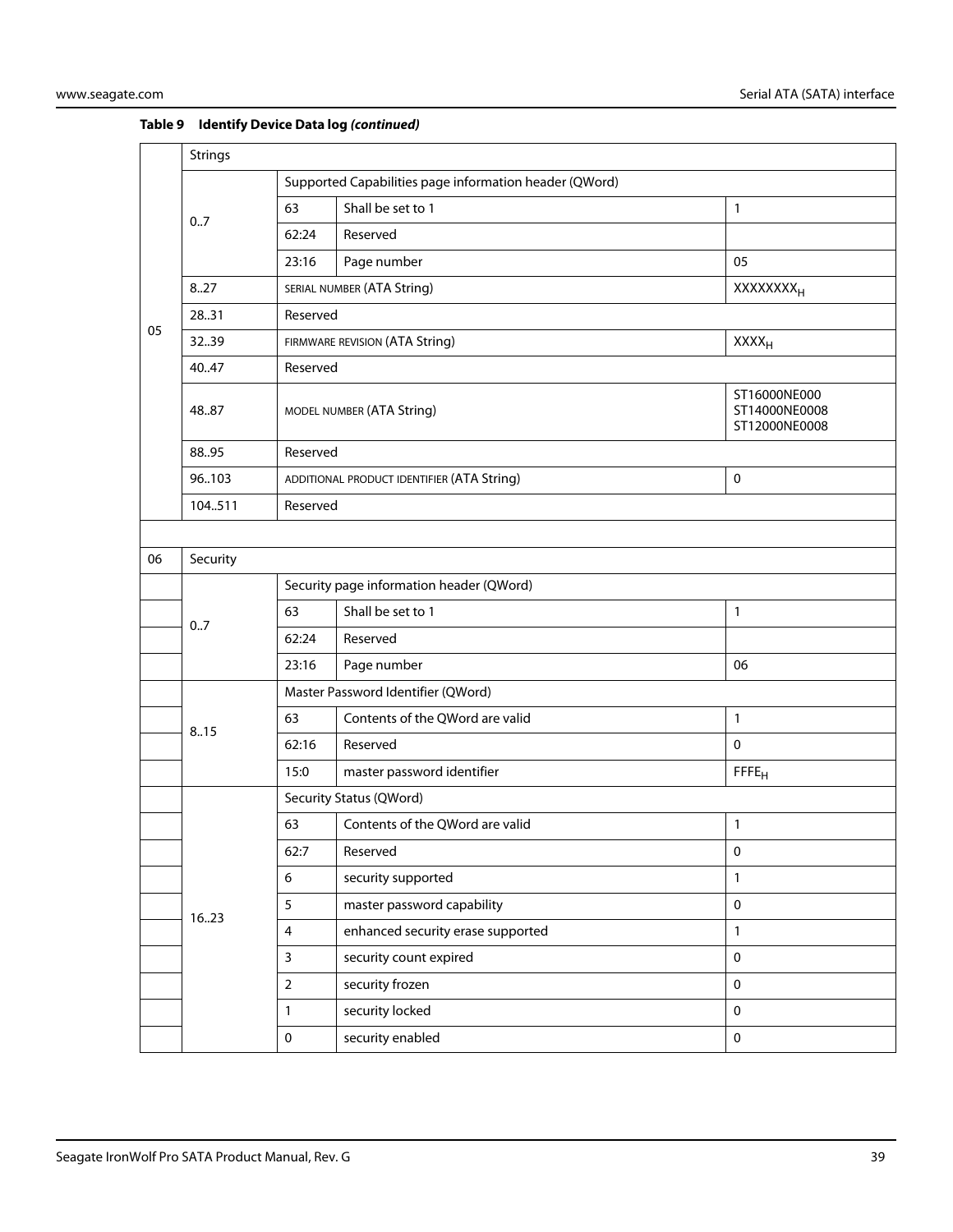**Table 9 Identify Device Data log *(continued)***

| | | | | |
|---|---|---|---|---|
| 05 | Strings | | | |
| | 0..7 | Supported Capabilities page information header (QWord) | | |
| | | 63 | Shall be set to 1 | 1 |
| | | 62:24 | Reserved | |
| | | 23:16 | Page number | 05 |
| | 8..27 | SERIAL NUMBER (ATA String) | | $XXXXXXXX_H$ |
| | 28..31 | Reserved | | |
| | 32..39 | FIRMWARE REVISION (ATA String) | | $XXXX_H$ |
| | 40..47 | Reserved | | |
| | 48..87 | MODEL NUMBER (ATA String) | | ST16000NE000 ST14000NE0008 ST12000NE0008 |
| | 88..95 | Reserved | | |
| | 96..103 | ADDITIONAL PRODUCT IDENTIFIER (ATA String) | | 0 |
| | 104..511 | Reserved | | |
| | | | | |
| 06 | Security | | | |
| | 0..7 | Security page information header (QWord) | | |
| | | 63 | Shall be set to 1 | 1 |
| | | 62:24 | Reserved | |
| | | 23:16 | Page number | 06 |
| | 8..15 | Master Password Identifier (QWord) | | |
| | | 63 | Contents of the QWord are valid | 1 |
| | | 62:16 | Reserved | 0 |
| | | 15:0 | master password identifier | $FFFE_H$ |
| | 16..23 | Security Status (QWord) | | |
| | | 63 | Contents of the QWord are valid | 1 |
| | | 62:7 | Reserved | 0 |
| | | 6 | security supported | 1 |
| | | 5 | master password capability | 0 |
| | | 4 | enhanced security erase supported | 1 |
| | | 3 | security count expired | 0 |
| | | 2 | security frozen | 0 |
| | | 1 | security locked | 0 |
| | | 0 | security enabled | 0 |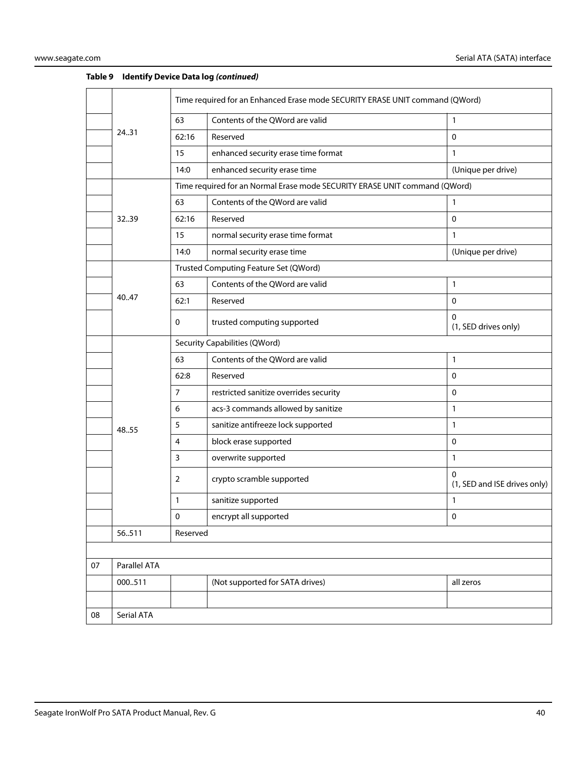**Table 9 Identify Device Data log *(continued)***

| | | | | |
|---|---|---|---|---|
| | 24..31 | Time required for an Enhanced Erase mode SECURITY ERASE UNIT command (QWord) | | |
| | | 63 | Contents of the QWord are valid | 1 |
| | | 62:16 | Reserved | 0 |
| | | 15 | enhanced security erase time format | 1 |
| | | 14:0 | enhanced security erase time | (Unique per drive) |
| | 32..39 | Time required for an Normal Erase mode SECURITY ERASE UNIT command (QWord) | | |
| | | 63 | Contents of the QWord are valid | 1 |
| | | 62:16 | Reserved | 0 |
| | | 15 | normal security erase time format | 1 |
| | | 14:0 | normal security erase time | (Unique per drive) |
| | 40..47 | Trusted Computing Feature Set (QWord) | | |
| | | 63 | Contents of the QWord are valid | 1 |
| | | 62:1 | Reserved | 0 |
| | | 0 | trusted computing supported | 0<br>(1, SED drives only) |
| | 48..55 | Security Capabilities (QWord) | | |
| | | 63 | Contents of the QWord are valid | 1 |
| | | 62:8 | Reserved | 0 |
| | | 7 | restricted sanitize overrides security | 0 |
| | | 6 | acs-3 commands allowed by sanitize | 1 |
| | | 5 | sanitize antifreeze lock supported | 1 |
| | | 4 | block erase supported | 0 |
| | | 3 | overwrite supported | 1 |
| | | 2 | crypto scramble supported | 0<br>(1, SED and ISE drives only) |
| | | 1 | sanitize supported | 1 |
| | | 0 | encrypt all supported | 0 |
| | 56..511 | Reserved | | |
| | | | | |
| 07 | Parallel ATA | | | |
| | 000..511 | | (Not supported for SATA drives) | all zeros |
| | | | | |
| 08 | Serial ATA | | | |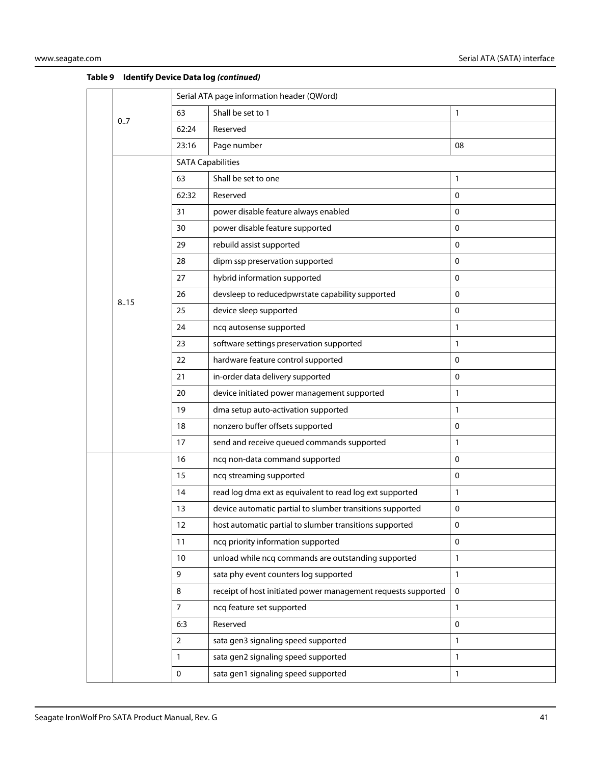**Table 9 Identify Device Data log *(continued)***

| | | | | |
|---|---|---|---|---|
| | 0..7 | Serial ATA page information header (QWord) | | |
| | | 63 | Shall be set to 1 | 1 |
| | | 62:24 | Reserved | |
| | | 23:16 | Page number | 08 |
| | 8..15 | SATA Capabilities | | |
| | | 63 | Shall be set to one | 1 |
| | | 62:32 | Reserved | 0 |
| | | 31 | power disable feature always enabled | 0 |
| | | 30 | power disable feature supported | 0 |
| | | 29 | rebuild assist supported | 0 |
| | | 28 | dipm ssp preservation supported | 0 |
| | | 27 | hybrid information supported | 0 |
| | | 26 | devsleep to reducedpwrstate capability supported | 0 |
| | | 25 | device sleep supported | 0 |
| | | 24 | ncq autosense supported | 1 |
| | | 23 | software settings preservation supported | 1 |
| | | 22 | hardware feature control supported | 0 |
| | | 21 | in-order data delivery supported | 0 |
| | | 20 | device initiated power management supported | 1 |
| | | 19 | dma setup auto-activation supported | 1 |
| | | 18 | nonzero buffer offsets supported | 0 |
| | | 17 | send and receive queued commands supported | 1 |
| | | 16 | ncq non-data command supported | 0 |
| | | 15 | ncq streaming supported | 0 |
| | | 14 | read log dma ext as equivalent to read log ext supported | 1 |
| | | 13 | device automatic partial to slumber transitions supported | 0 |
| | | 12 | host automatic partial to slumber transitions supported | 0 |
| | | 11 | ncq priority information supported | 0 |
| | | 10 | unload while ncq commands are outstanding supported | 1 |
| | | 9 | sata phy event counters log supported | 1 |
| | | 8 | receipt of host initiated power management requests supported | 0 |
| | | 7 | ncq feature set supported | 1 |
| | | 6:3 | Reserved | 0 |
| | | 2 | sata gen3 signaling speed supported | 1 |
| | | 1 | sata gen2 signaling speed supported | 1 |
| | | 0 | sata gen1 signaling speed supported | 1 |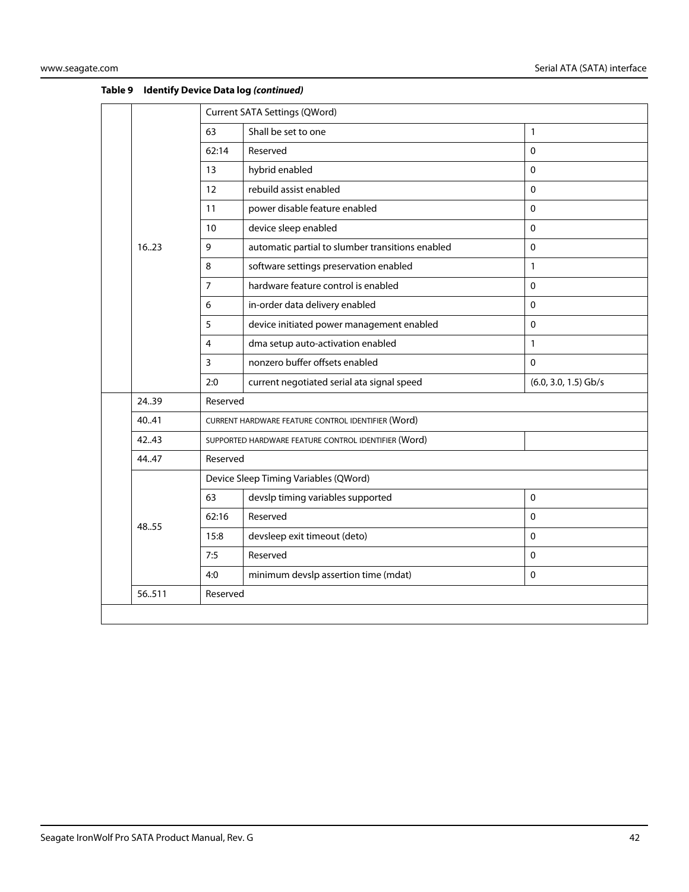**Table 9 Identify Device Data log *(continued)***

| | | | | |
|---|---|---|---|---|
| | 16..23 | Current SATA Settings (QWord) | | |
| | | 63 | Shall be set to one | 1 |
| | | 62:14 | Reserved | 0 |
| | | 13 | hybrid enabled | 0 |
| | | 12 | rebuild assist enabled | 0 |
| | | 11 | power disable feature enabled | 0 |
| | | 10 | device sleep enabled | 0 |
| | | 9 | automatic partial to slumber transitions enabled | 0 |
| | | 8 | software settings preservation enabled | 1 |
| | | 7 | hardware feature control is enabled | 0 |
| | | 6 | in-order data delivery enabled | 0 |
| | | 5 | device initiated power management enabled | 0 |
| | | 4 | dma setup auto-activation enabled | 1 |
| | | 3 | nonzero buffer offsets enabled | 0 |
| | | 2:0 | current negotiated serial ata signal speed | (6.0, 3.0, 1.5) Gb/s |
| | 24..39 | Reserved | | |
| | 40..41 | CURRENT HARDWARE FEATURE CONTROL IDENTIFIER (Word) | | |
| | 42..43 | SUPPORTED HARDWARE FEATURE CONTROL IDENTIFIER (Word) | | |
| | 44..47 | Reserved | | |
| | 48..55 | Device Sleep Timing Variables (QWord) | | |
| | | 63 | devslp timing variables supported | 0 |
| | | 62:16 | Reserved | 0 |
| | | 15:8 | devsleep exit timeout (deto) | 0 |
| | | 7:5 | Reserved | 0 |
| | | 4:0 | minimum devslp assertion time (mdat) | 0 |
| | 56..511 | Reserved | | |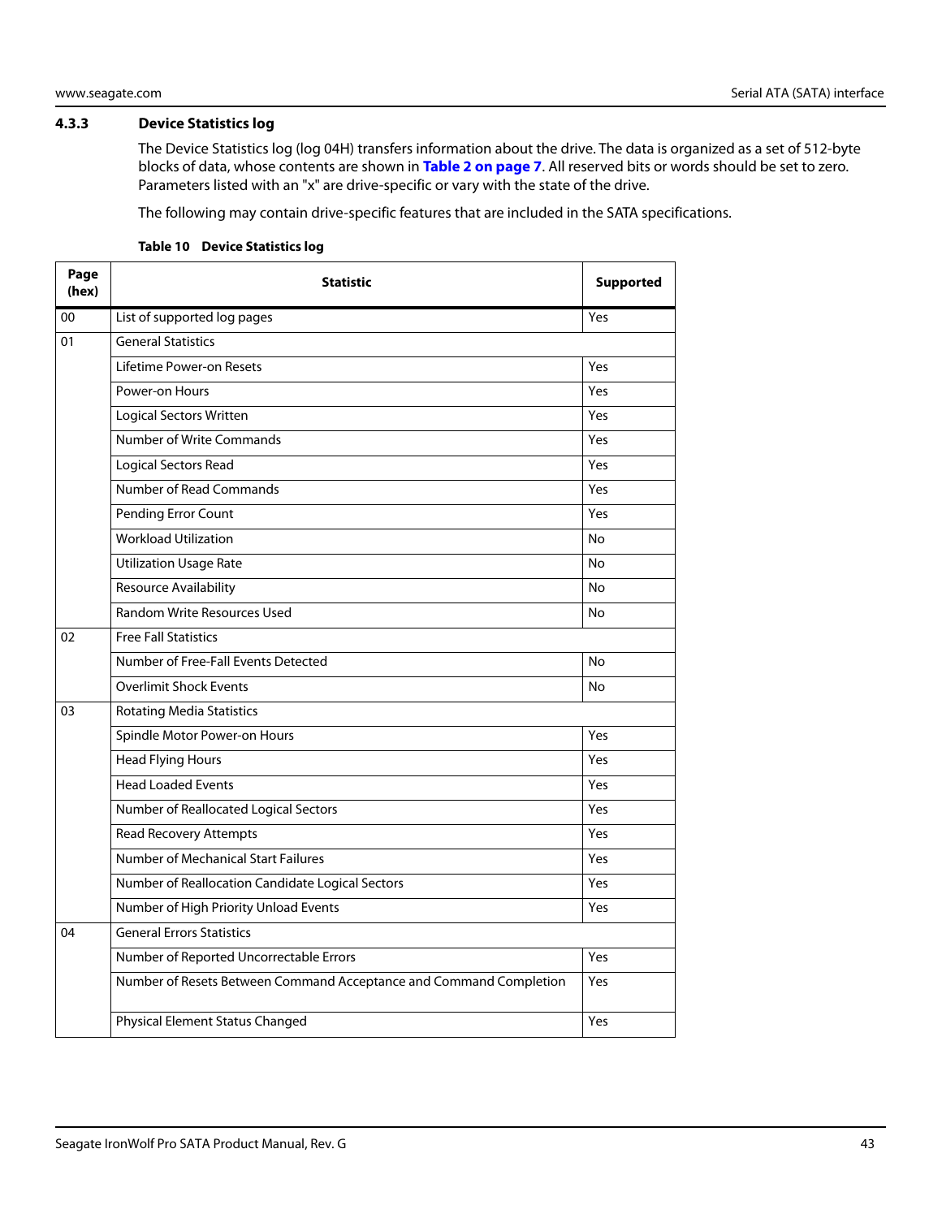### 4.3.3 Device Statistics log

The Device Statistics log (log 04H) transfers information about the drive. The data is organized as a set of 512-byte blocks of data, whose contents are shown in **Table 2 on page 7**. All reserved bits or words should be set to zero. Parameters listed with an "x" are drive-specific or vary with the state of the drive.

The following may contain drive-specific features that are included in the SATA specifications.

**Table 10 Device Statistics log**

| Page (hex) | Statistic | Supported |
|---|---|---|
| 00 | List of supported log pages | Yes |
| 01 | General Statistics | |
| | Lifetime Power-on Resets | Yes |
| | Power-on Hours | Yes |
| | Logical Sectors Written | Yes |
| | Number of Write Commands | Yes |
| | Logical Sectors Read | Yes |
| | Number of Read Commands | Yes |
| | Pending Error Count | Yes |
| | Workload Utilization | No |
| | Utilization Usage Rate | No |
| | Resource Availability | No |
| | Random Write Resources Used | No |
| 02 | Free Fall Statistics | |
| | Number of Free-Fall Events Detected | No |
| | Overlimit Shock Events | No |
| 03 | Rotating Media Statistics | |
| | Spindle Motor Power-on Hours | Yes |
| | Head Flying Hours | Yes |
| | Head Loaded Events | Yes |
| | Number of Reallocated Logical Sectors | Yes |
| | Read Recovery Attempts | Yes |
| | Number of Mechanical Start Failures | Yes |
| | Number of Reallocation Candidate Logical Sectors | Yes |
| | Number of High Priority Unload Events | Yes |
| 04 | General Errors Statistics | |
| | Number of Reported Uncorrectable Errors | Yes |
| | Number of Resets Between Command Acceptance and Command Completion | Yes |
| | Physical Element Status Changed | Yes |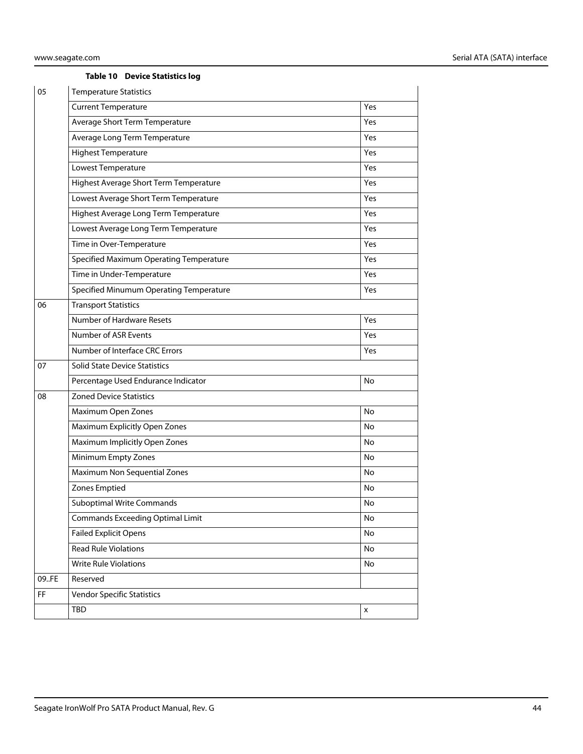**Table 10 Device Statistics log**

| | | |
|---|---|---|
| 05 | Temperature Statistics | |
| | Current Temperature | Yes |
| | Average Short Term Temperature | Yes |
| | Average Long Term Temperature | Yes |
| | Highest Temperature | Yes |
| | Lowest Temperature | Yes |
| | Highest Average Short Term Temperature | Yes |
| | Lowest Average Short Term Temperature | Yes |
| | Highest Average Long Term Temperature | Yes |
| | Lowest Average Long Term Temperature | Yes |
| | Time in Over-Temperature | Yes |
| | Specified Maximum Operating Temperature | Yes |
| | Time in Under-Temperature | Yes |
| | Specified Minumum Operating Temperature | Yes |
| 06 | Transport Statistics | |
| | Number of Hardware Resets | Yes |
| | Number of ASR Events | Yes |
| | Number of Interface CRC Errors | Yes |
| 07 | Solid State Device Statistics | |
| | Percentage Used Endurance Indicator | No |
| 08 | Zoned Device Statistics | |
| | Maximum Open Zones | No |
| | Maximum Explicitly Open Zones | No |
| | Maximum Implicitly Open Zones | No |
| | Minimum Empty Zones | No |
| | Maximum Non Sequential Zones | No |
| | Zones Emptied | No |
| | Suboptimal Write Commands | No |
| | Commands Exceeding Optimal Limit | No |
| | Failed Explicit Opens | No |
| | Read Rule Violations | No |
| | Write Rule Violations | No |
| 09..FE | Reserved | |
| FF | Vendor Specific Statistics | |
| | TBD | x |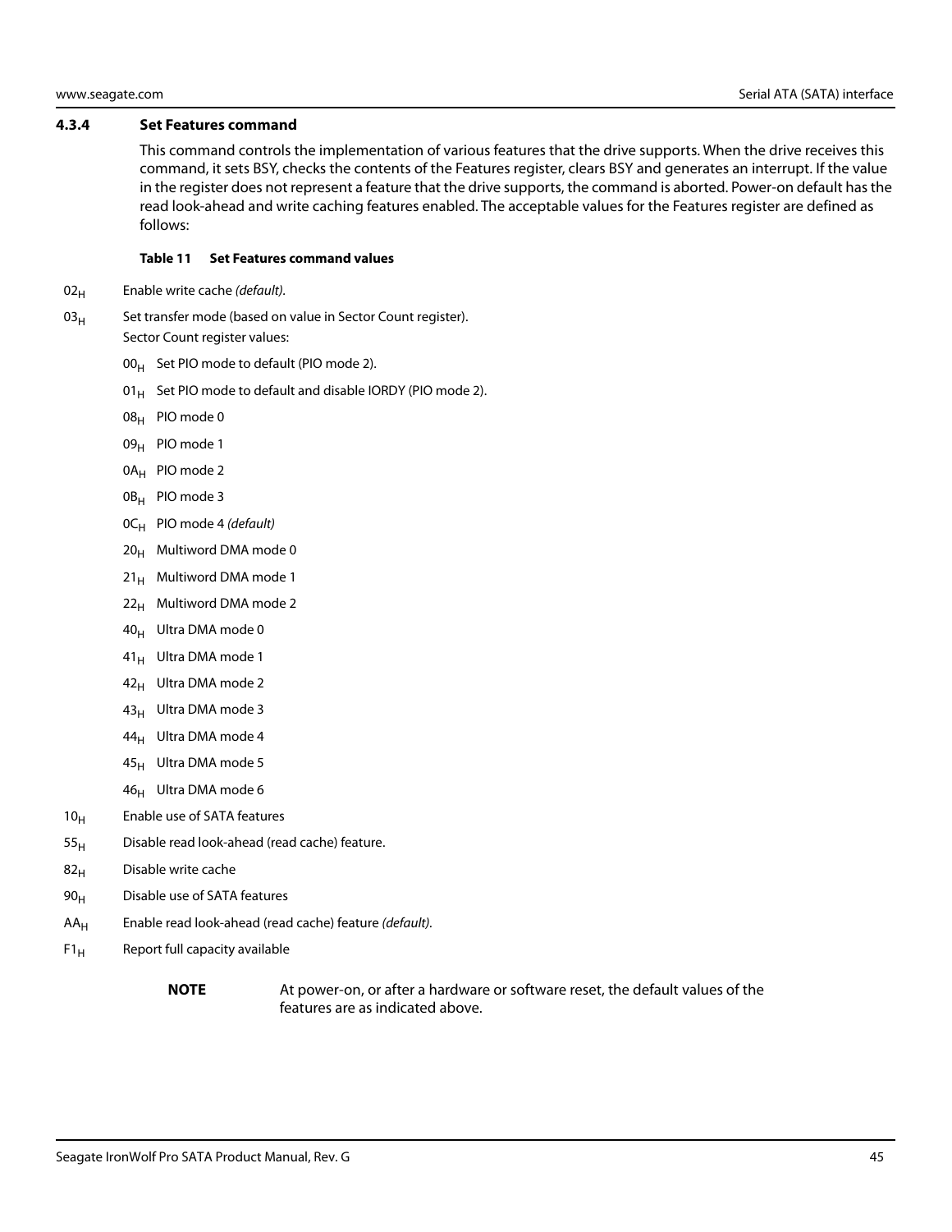### 4.3.4 Set Features command

This command controls the implementation of various features that the drive supports. When the drive receives this command, it sets BSY, checks the contents of the Features register, clears BSY and generates an interrupt. If the value in the register does not represent a feature that the drive supports, the command is aborted. Power-on default has the read look-ahead and write caching features enabled. The acceptable values for the Features register are defined as follows:

**Table 11 Set Features command values**

$02_H$ Enable write cache *(default)*.

$03_H$ Set transfer mode (based on value in Sector Count register).
Sector Count register values:

- $00_H$ Set PIO mode to default (PIO mode 2).
- $01_H$ Set PIO mode to default and disable IORDY (PIO mode 2).
- $08_H$ PIO mode 0
- $09_H$ PIO mode 1
- $0A_H$ PIO mode 2
- $0B_H$ PIO mode 3
- $0C_H$ PIO mode 4 *(default)*
- $20_H$ Multiword DMA mode 0
- $21_H$ Multiword DMA mode 1
- $22_H$ Multiword DMA mode 2
- $40_H$ Ultra DMA mode 0
- $41_H$ Ultra DMA mode 1
- $42_H$ Ultra DMA mode 2
- $43_H$ Ultra DMA mode 3
- $44_H$ Ultra DMA mode 4
- $45_H$ Ultra DMA mode 5
- $46_H$ Ultra DMA mode 6

$10_H$ Enable use of SATA features

$55_H$ Disable read look-ahead (read cache) feature.

$82_H$ Disable write cache

$90_H$ Disable use of SATA features

$AA_H$ Enable read look-ahead (read cache) feature *(default)*.

$F1_H$ Report full capacity available

**NOTE** At power-on, or after a hardware or software reset, the default values of the features are as indicated above.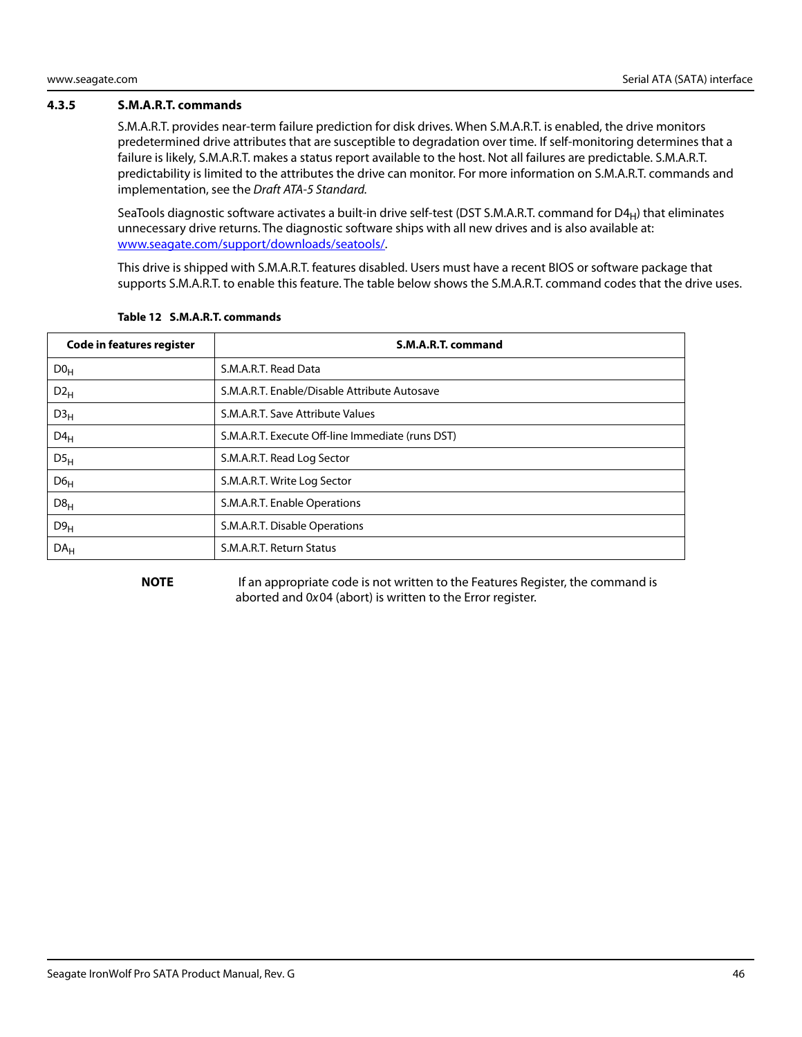### 4.3.5 S.M.A.R.T. commands

S.M.A.R.T. provides near-term failure prediction for disk drives. When S.M.A.R.T. is enabled, the drive monitors predetermined drive attributes that are susceptible to degradation over time. If self-monitoring determines that a failure is likely, S.M.A.R.T. makes a status report available to the host. Not all failures are predictable. S.M.A.R.T. predictability is limited to the attributes the drive can monitor. For more information on S.M.A.R.T. commands and implementation, see the *Draft ATA-5 Standard.*

SeaTools diagnostic software activates a built-in drive self-test (DST S.M.A.R.T. command for $D4_H$) that eliminates unnecessary drive returns. The diagnostic software ships with all new drives and is also available at: www.seagate.com/support/downloads/seatools/.

This drive is shipped with S.M.A.R.T. features disabled. Users must have a recent BIOS or software package that supports S.M.A.R.T. to enable this feature. The table below shows the S.M.A.R.T. command codes that the drive uses.

**Table 12 S.M.A.R.T. commands**

| Code in features register | S.M.A.R.T. command |
|---|---|
| $D0_H$ | S.M.A.R.T. Read Data |
| $D2_H$ | S.M.A.R.T. Enable/Disable Attribute Autosave |
| $D3_H$ | S.M.A.R.T. Save Attribute Values |
| $D4_H$ | S.M.A.R.T. Execute Off-line Immediate (runs DST) |
| $D5_H$ | S.M.A.R.T. Read Log Sector |
| $D6_H$ | S.M.A.R.T. Write Log Sector |
| $D8_H$ | S.M.A.R.T. Enable Operations |
| $D9_H$ | S.M.A.R.T. Disable Operations |
| $DA_H$ | S.M.A.R.T. Return Status |

**NOTE** If an appropriate code is not written to the Features Register, the command is aborted and 0*x*04 (abort) is written to the Error register.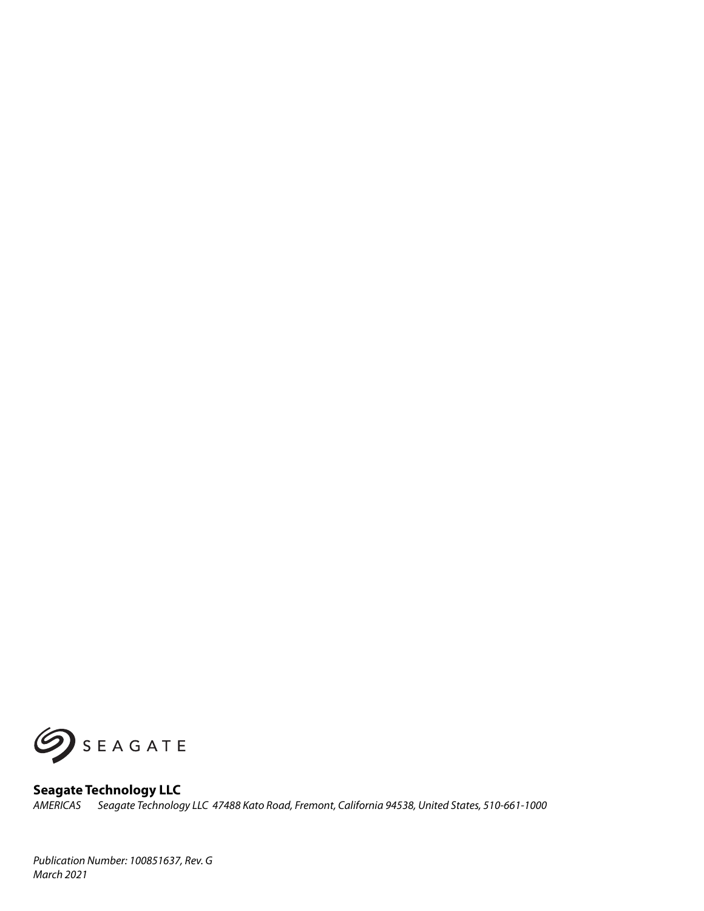SEAGATE

**Seagate Technology LLC**
*AMERICAS Seagate Technology LLC 47488 Kato Road, Fremont, California 94538, United States, 510-661-1000*

*Publication Number: 100851637, Rev. G*
*March 2021*